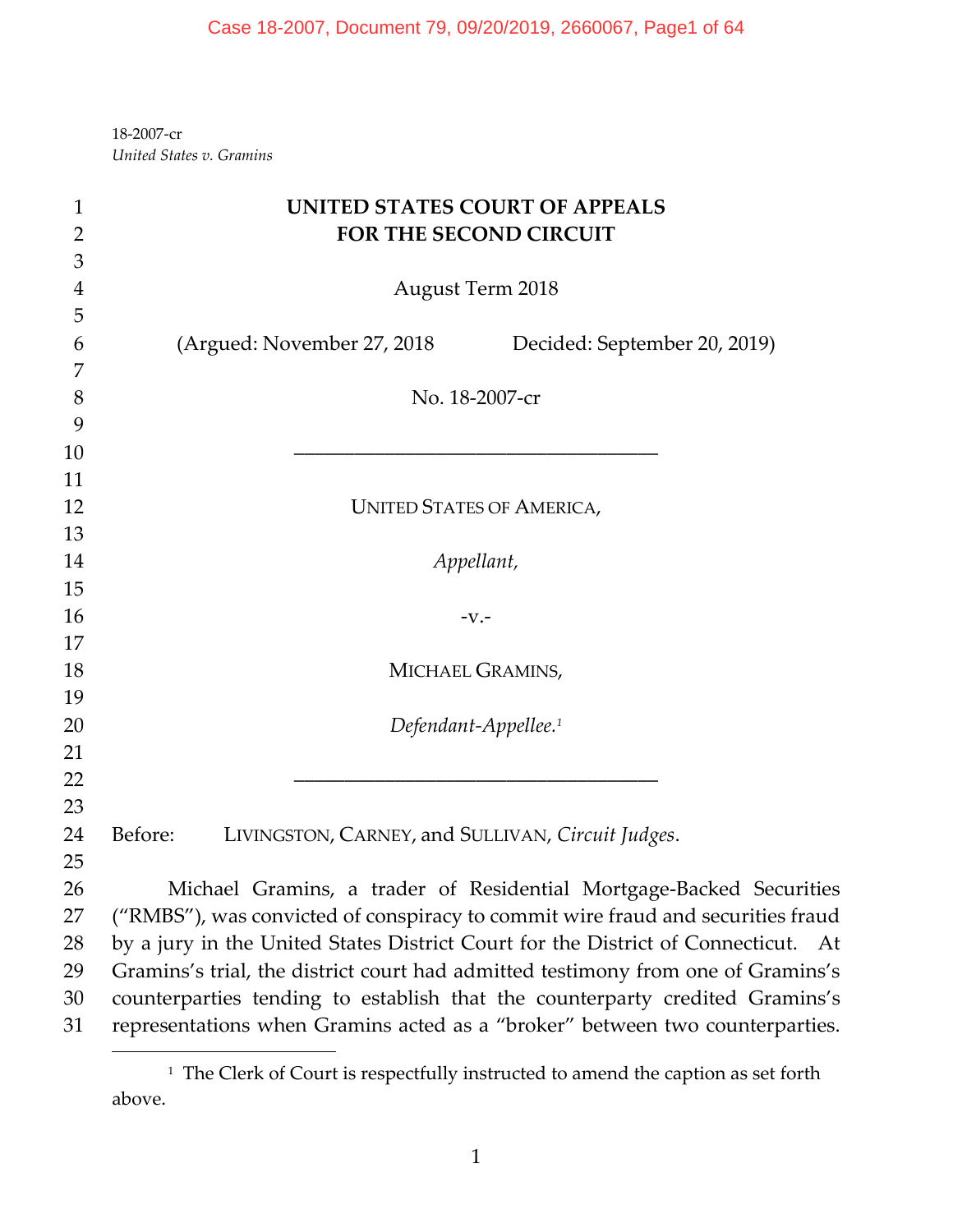18-2007-cr
*United States v. Gramins*

**UNITED STATES COURT OF APPEALS**
**FOR THE SECOND CIRCUIT**

August Term 2018

(Argued: November 27, 2018 Decided: September 20, 2019)

No. 18-2007-cr

---

UNITED STATES OF AMERICA,

*Appellant,*

-v.-

MICHAEL GRAMINS,

*Defendant-Appellee.*[1]

---

Before: LIVINGSTON, CARNEY, and SULLIVAN, *Circuit Judges*.

Michael Gramins, a trader of Residential Mortgage-Backed Securities ("RMBS"), was convicted of conspiracy to commit wire fraud and securities fraud by a jury in the United States District Court for the District of Connecticut. At Gramins's trial, the district court had admitted testimony from one of Gramins's counterparties tending to establish that the counterparty credited Gramins's representations when Gramins acted as a "broker" between two counterparties.

---

[1] The Clerk of Court is respectfully instructed to amend the caption as set forth above.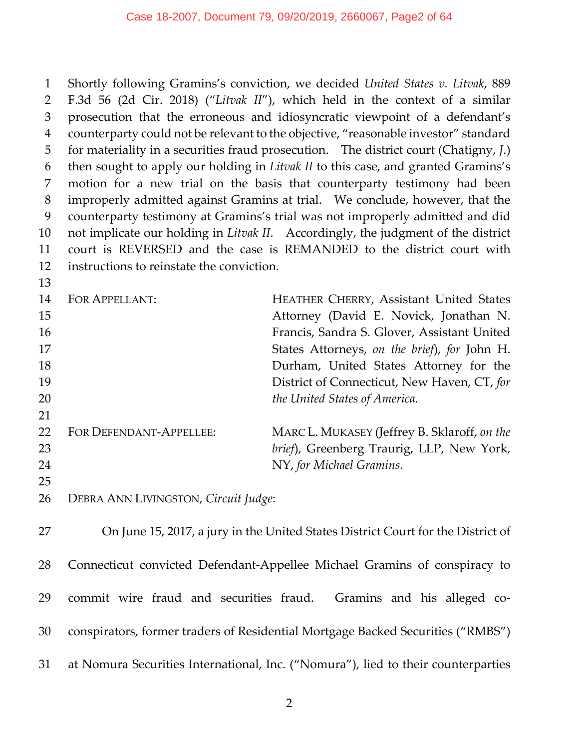Shortly following Gramins's conviction, we decided *United States v. Litvak*, 889 F.3d 56 (2d Cir. 2018) ("*Litvak II*"), which held in the context of a similar prosecution that the erroneous and idiosyncratic viewpoint of a defendant's counterparty could not be relevant to the objective, "reasonable investor" standard for materiality in a securities fraud prosecution. The district court (Chatigny, *J.*) then sought to apply our holding in *Litvak II* to this case, and granted Gramins's motion for a new trial on the basis that counterparty testimony had been improperly admitted against Gramins at trial. We conclude, however, that the counterparty testimony at Gramins's trial was not improperly admitted and did not implicate our holding in *Litvak II*. Accordingly, the judgment of the district court is REVERSED and the case is REMANDED to the district court with instructions to reinstate the conviction.

FOR APPELLANT: HEATHER CHERRY, Assistant United States Attorney (David E. Novick, Jonathan N. Francis, Sandra S. Glover, Assistant United States Attorneys, *on the brief*), *for* John H. Durham, United States Attorney for the District of Connecticut, New Haven, CT, *for the United States of America*.

FOR DEFENDANT-APPELLEE: MARC L. MUKASEY (Jeffrey B. Sklaroff, *on the brief*), Greenberg Traurig, LLP, New York, NY, *for Michael Gramins*.

DEBRA ANN LIVINGSTON, *Circuit Judge*:

On June 15, 2017, a jury in the United States District Court for the District of Connecticut convicted Defendant-Appellee Michael Gramins of conspiracy to commit wire fraud and securities fraud. Gramins and his alleged co-conspirators, former traders of Residential Mortgage Backed Securities ("RMBS") at Nomura Securities International, Inc. ("Nomura"), lied to their counterparties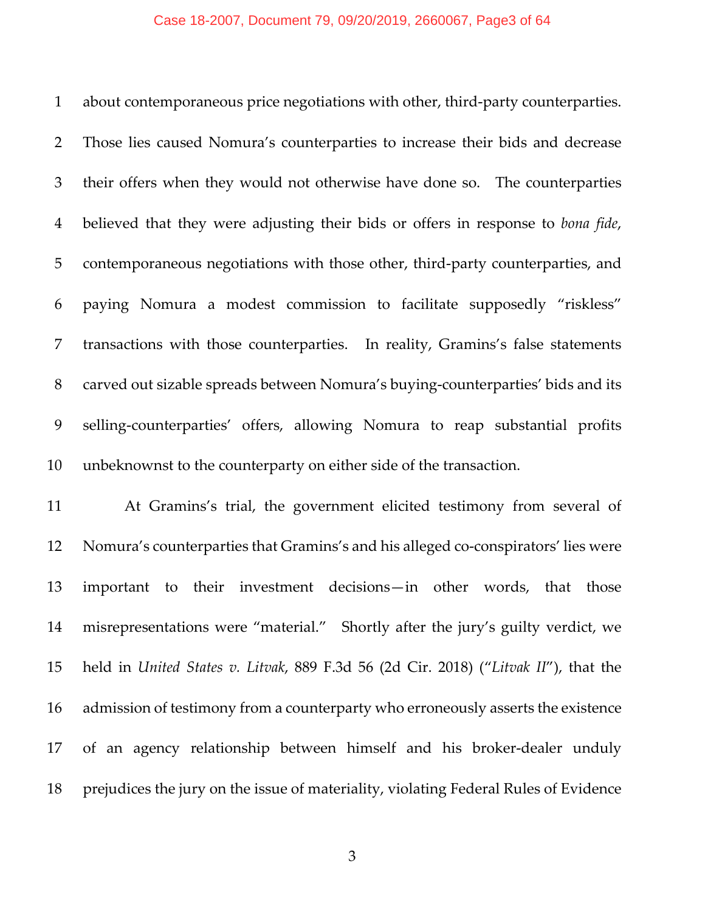about contemporaneous price negotiations with other, third-party counterparties. Those lies caused Nomura's counterparties to increase their bids and decrease their offers when they would not otherwise have done so. The counterparties believed that they were adjusting their bids or offers in response to *bona fide*, contemporaneous negotiations with those other, third-party counterparties, and paying Nomura a modest commission to facilitate supposedly "riskless" transactions with those counterparties. In reality, Gramins's false statements carved out sizable spreads between Nomura's buying-counterparties' bids and its selling-counterparties' offers, allowing Nomura to reap substantial profits unbeknownst to the counterparty on either side of the transaction.

At Gramins's trial, the government elicited testimony from several of Nomura's counterparties that Gramins's and his alleged co-conspirators' lies were important to their investment decisions—in other words, that those misrepresentations were "material." Shortly after the jury's guilty verdict, we held in *United States v. Litvak*, 889 F.3d 56 (2d Cir. 2018) ("*Litvak II*"), that the admission of testimony from a counterparty who erroneously asserts the existence of an agency relationship between himself and his broker-dealer unduly prejudices the jury on the issue of materiality, violating Federal Rules of Evidence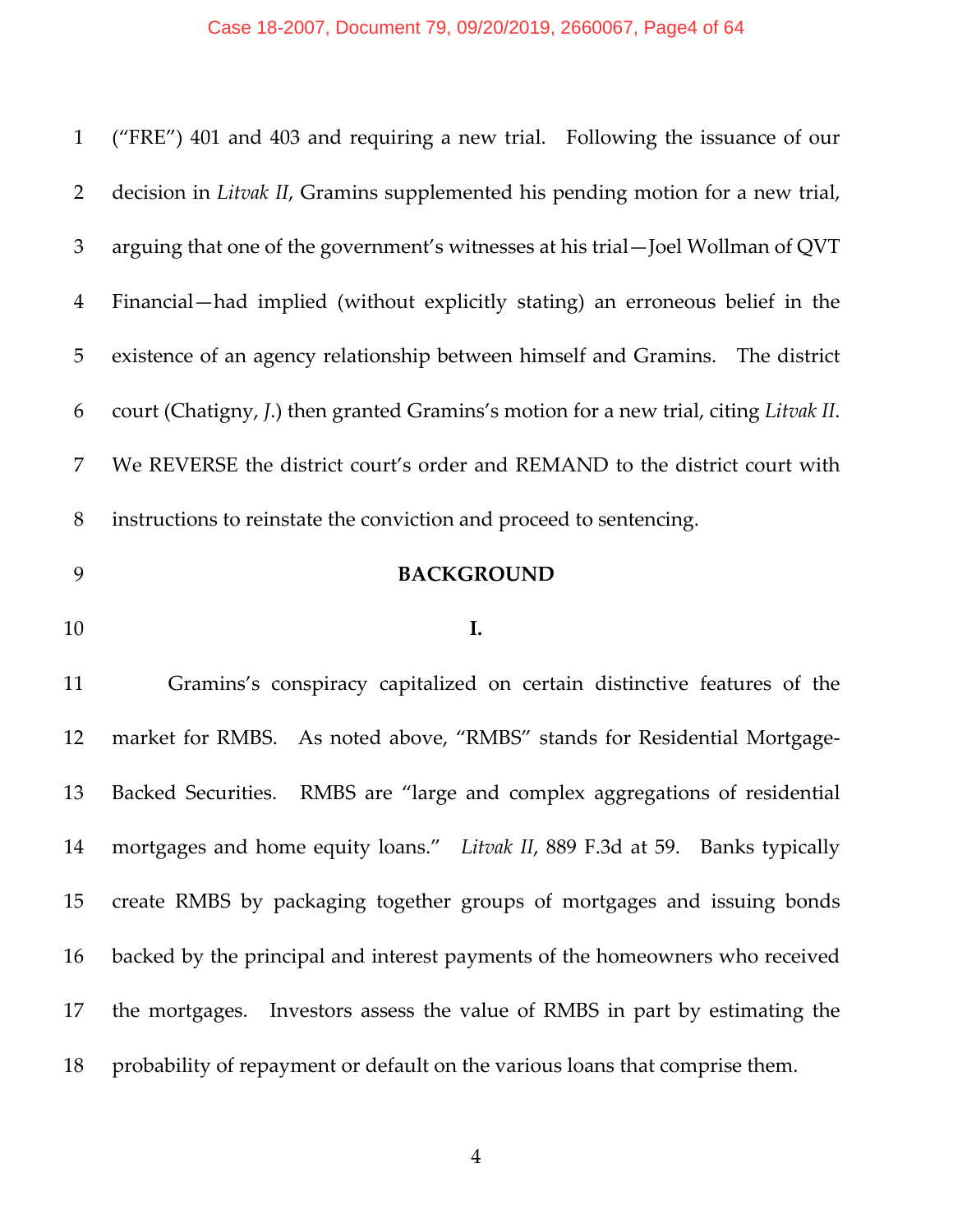("FRE") 401 and 403 and requiring a new trial. Following the issuance of our decision in *Litvak II*, Gramins supplemented his pending motion for a new trial, arguing that one of the government's witnesses at his trial—Joel Wollman of QVT Financial—had implied (without explicitly stating) an erroneous belief in the existence of an agency relationship between himself and Gramins. The district court (Chatigny, *J.*) then granted Gramins's motion for a new trial, citing *Litvak II*. We REVERSE the district court's order and REMAND to the district court with instructions to reinstate the conviction and proceed to sentencing.

## BACKGROUND

### I.

Gramins's conspiracy capitalized on certain distinctive features of the market for RMBS. As noted above, "RMBS" stands for Residential Mortgage-Backed Securities. RMBS are "large and complex aggregations of residential mortgages and home equity loans." *Litvak II*, 889 F.3d at 59. Banks typically create RMBS by packaging together groups of mortgages and issuing bonds backed by the principal and interest payments of the homeowners who received the mortgages. Investors assess the value of RMBS in part by estimating the probability of repayment or default on the various loans that comprise them.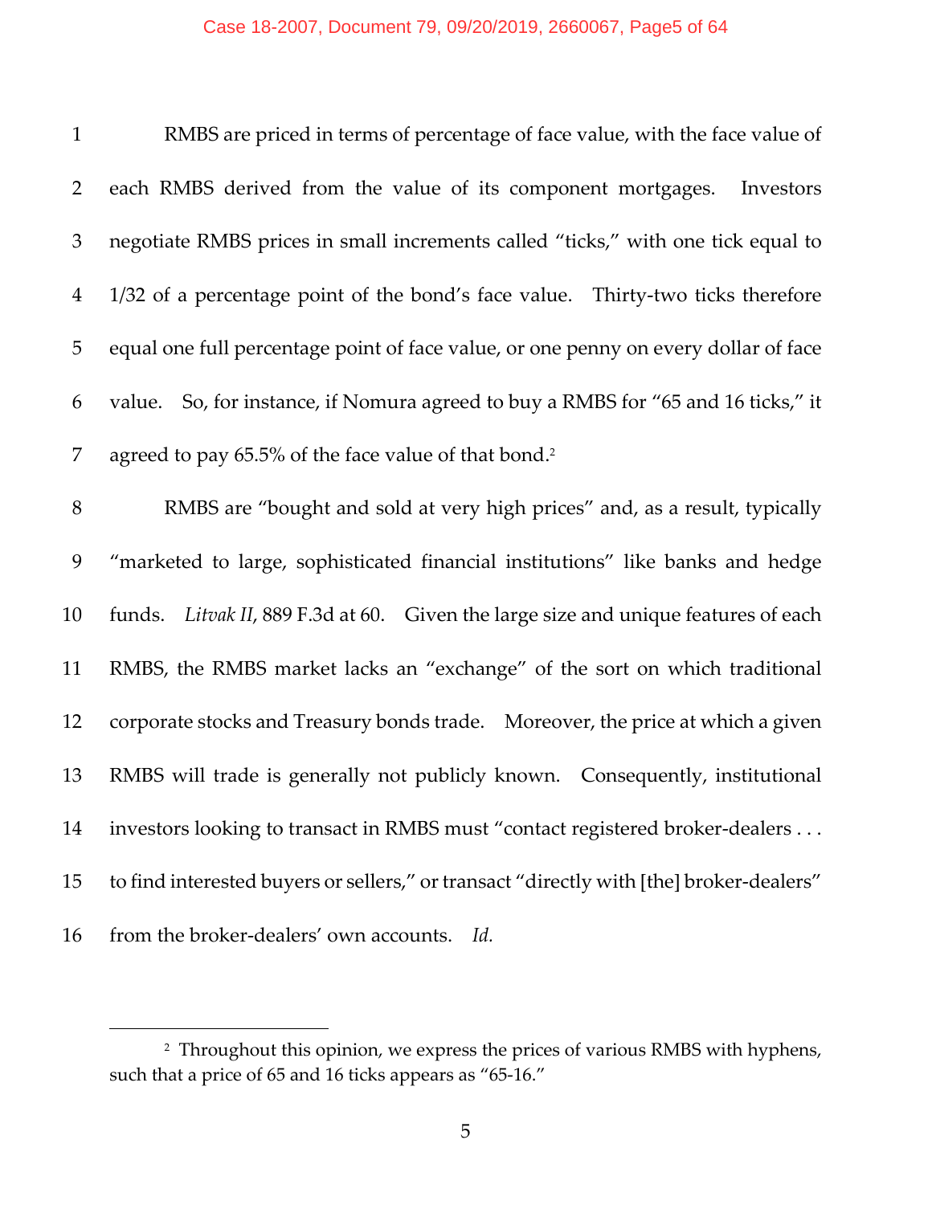RMBS are priced in terms of percentage of face value, with the face value of each RMBS derived from the value of its component mortgages. Investors negotiate RMBS prices in small increments called "ticks," with one tick equal to 1/32 of a percentage point of the bond's face value. Thirty-two ticks therefore equal one full percentage point of face value, or one penny on every dollar of face value. So, for instance, if Nomura agreed to buy a RMBS for "65 and 16 ticks," it agreed to pay 65.5% of the face value of that bond.[2]

RMBS are "bought and sold at very high prices" and, as a result, typically "marketed to large, sophisticated financial institutions" like banks and hedge funds. *Litvak II*, 889 F.3d at 60. Given the large size and unique features of each RMBS, the RMBS market lacks an "exchange" of the sort on which traditional corporate stocks and Treasury bonds trade. Moreover, the price at which a given RMBS will trade is generally not publicly known. Consequently, institutional investors looking to transact in RMBS must "contact registered broker-dealers . . . to find interested buyers or sellers," or transact "directly with [the] broker-dealers" from the broker-dealers' own accounts. *Id.*

---

[2] Throughout this opinion, we express the prices of various RMBS with hyphens, such that a price of 65 and 16 ticks appears as "65-16."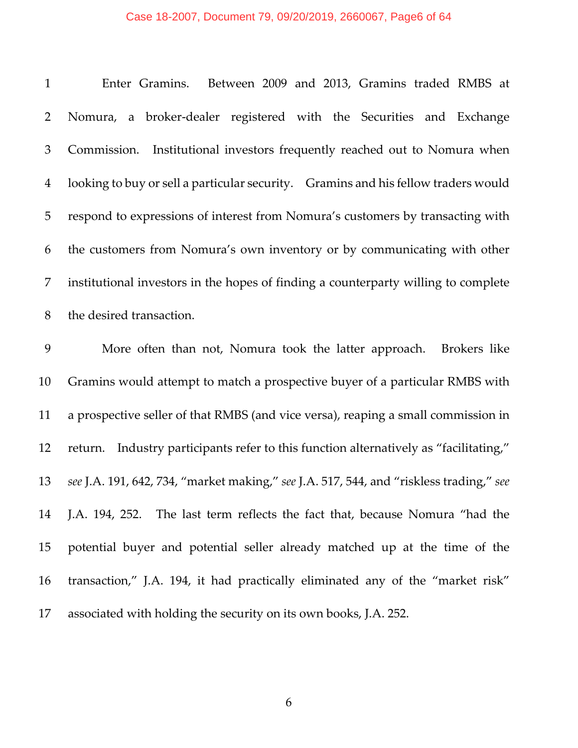Enter Gramins. Between 2009 and 2013, Gramins traded RMBS at Nomura, a broker-dealer registered with the Securities and Exchange Commission. Institutional investors frequently reached out to Nomura when looking to buy or sell a particular security. Gramins and his fellow traders would respond to expressions of interest from Nomura's customers by transacting with the customers from Nomura's own inventory or by communicating with other institutional investors in the hopes of finding a counterparty willing to complete the desired transaction.

More often than not, Nomura took the latter approach. Brokers like Gramins would attempt to match a prospective buyer of a particular RMBS with a prospective seller of that RMBS (and vice versa), reaping a small commission in return. Industry participants refer to this function alternatively as "facilitating," *see* J.A. 191, 642, 734, "market making," *see* J.A. 517, 544, and "riskless trading," *see* J.A. 194, 252. The last term reflects the fact that, because Nomura "had the potential buyer and potential seller already matched up at the time of the transaction," J.A. 194, it had practically eliminated any of the "market risk" associated with holding the security on its own books, J.A. 252.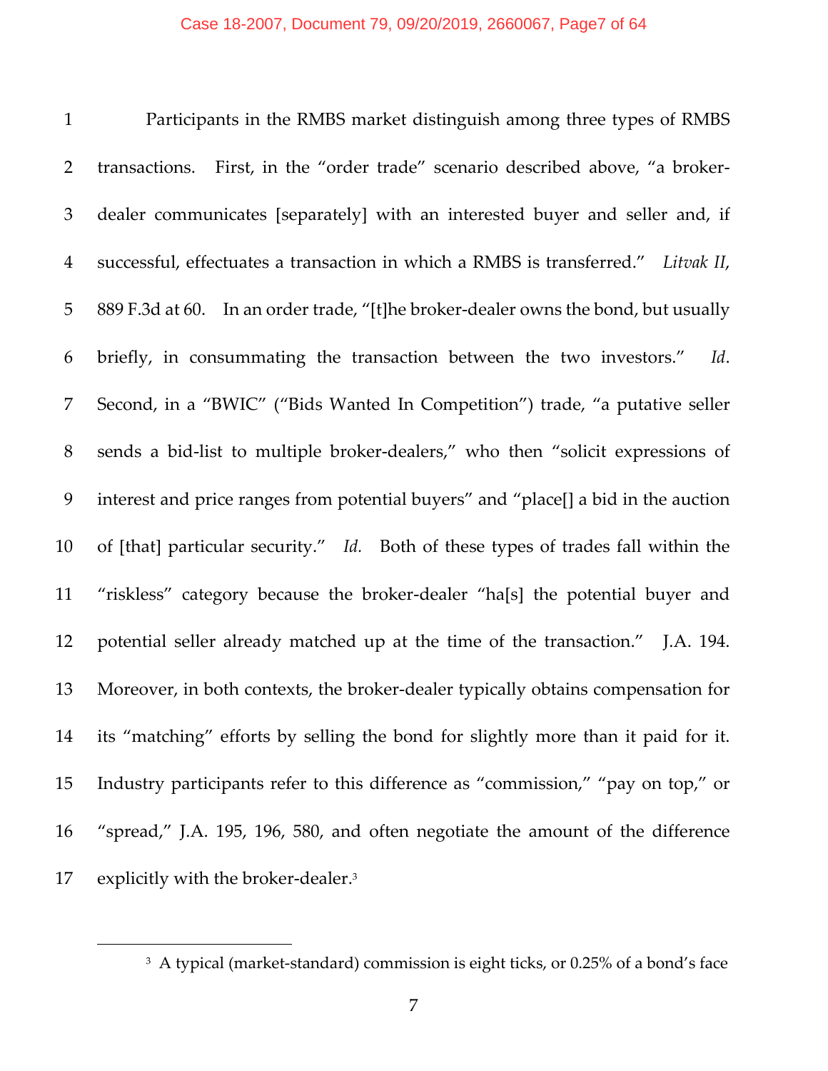Participants in the RMBS market distinguish among three types of RMBS transactions. First, in the "order trade" scenario described above, "a broker-dealer communicates [separately] with an interested buyer and seller and, if successful, effectuates a transaction in which a RMBS is transferred." *Litvak II*, 889 F.3d at 60. In an order trade, "[t]he broker-dealer owns the bond, but usually briefly, in consummating the transaction between the two investors." *Id*. Second, in a "BWIC" ("Bids Wanted In Competition") trade, "a putative seller sends a bid-list to multiple broker-dealers," who then "solicit expressions of interest and price ranges from potential buyers" and "place[] a bid in the auction of [that] particular security." *Id.* Both of these types of trades fall within the "riskless" category because the broker-dealer "ha[s] the potential buyer and potential seller already matched up at the time of the transaction." J.A. 194. Moreover, in both contexts, the broker-dealer typically obtains compensation for its "matching" efforts by selling the bond for slightly more than it paid for it. Industry participants refer to this difference as "commission," "pay on top," or "spread," J.A. 195, 196, 580, and often negotiate the amount of the difference explicitly with the broker-dealer.[3]

---

[3] A typical (market-standard) commission is eight ticks, or 0.25% of a bond's face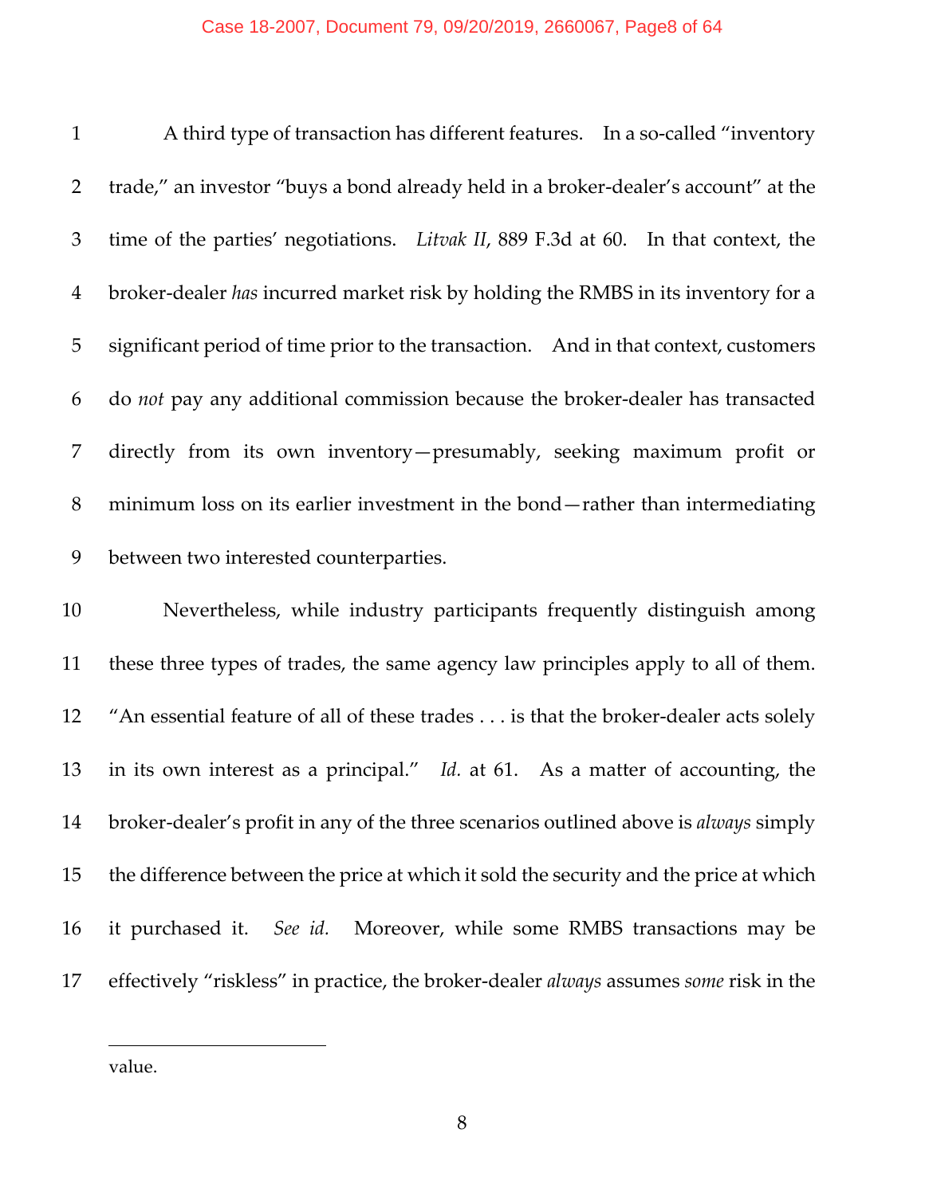A third type of transaction has different features. In a so-called "inventory trade," an investor "buys a bond already held in a broker-dealer's account" at the time of the parties' negotiations. *Litvak II*, 889 F.3d at 60. In that context, the broker-dealer *has* incurred market risk by holding the RMBS in its inventory for a significant period of time prior to the transaction. And in that context, customers do *not* pay any additional commission because the broker-dealer has transacted directly from its own inventory—presumably, seeking maximum profit or minimum loss on its earlier investment in the bond—rather than intermediating between two interested counterparties.

Nevertheless, while industry participants frequently distinguish among these three types of trades, the same agency law principles apply to all of them. "An essential feature of all of these trades . . . is that the broker-dealer acts solely in its own interest as a principal." *Id.* at 61. As a matter of accounting, the broker-dealer's profit in any of the three scenarios outlined above is *always* simply the difference between the price at which it sold the security and the price at which it purchased it. *See id.* Moreover, while some RMBS transactions may be effectively "riskless" in practice, the broker-dealer *always* assumes *some* risk in the

---

value.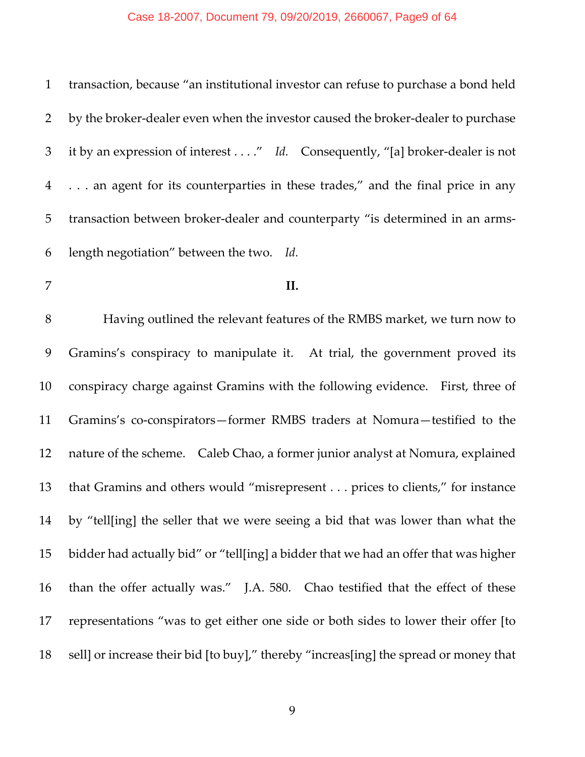transaction, because "an institutional investor can refuse to purchase a bond held by the broker-dealer even when the investor caused the broker-dealer to purchase it by an expression of interest . . . ." *Id.* Consequently, "[a] broker-dealer is not . . . an agent for its counterparties in these trades," and the final price in any transaction between broker-dealer and counterparty "is determined in an arms-length negotiation" between the two. *Id.*

**II.**

Having outlined the relevant features of the RMBS market, we turn now to Gramins's conspiracy to manipulate it. At trial, the government proved its conspiracy charge against Gramins with the following evidence. First, three of Gramins's co-conspirators—former RMBS traders at Nomura—testified to the nature of the scheme. Caleb Chao, a former junior analyst at Nomura, explained that Gramins and others would "misrepresent . . . prices to clients," for instance by "tell[ing] the seller that we were seeing a bid that was lower than what the bidder had actually bid" or "tell[ing] a bidder that we had an offer that was higher than the offer actually was." J.A. 580. Chao testified that the effect of these representations "was to get either one side or both sides to lower their offer [to sell] or increase their bid [to buy]," thereby "increas[ing] the spread or money that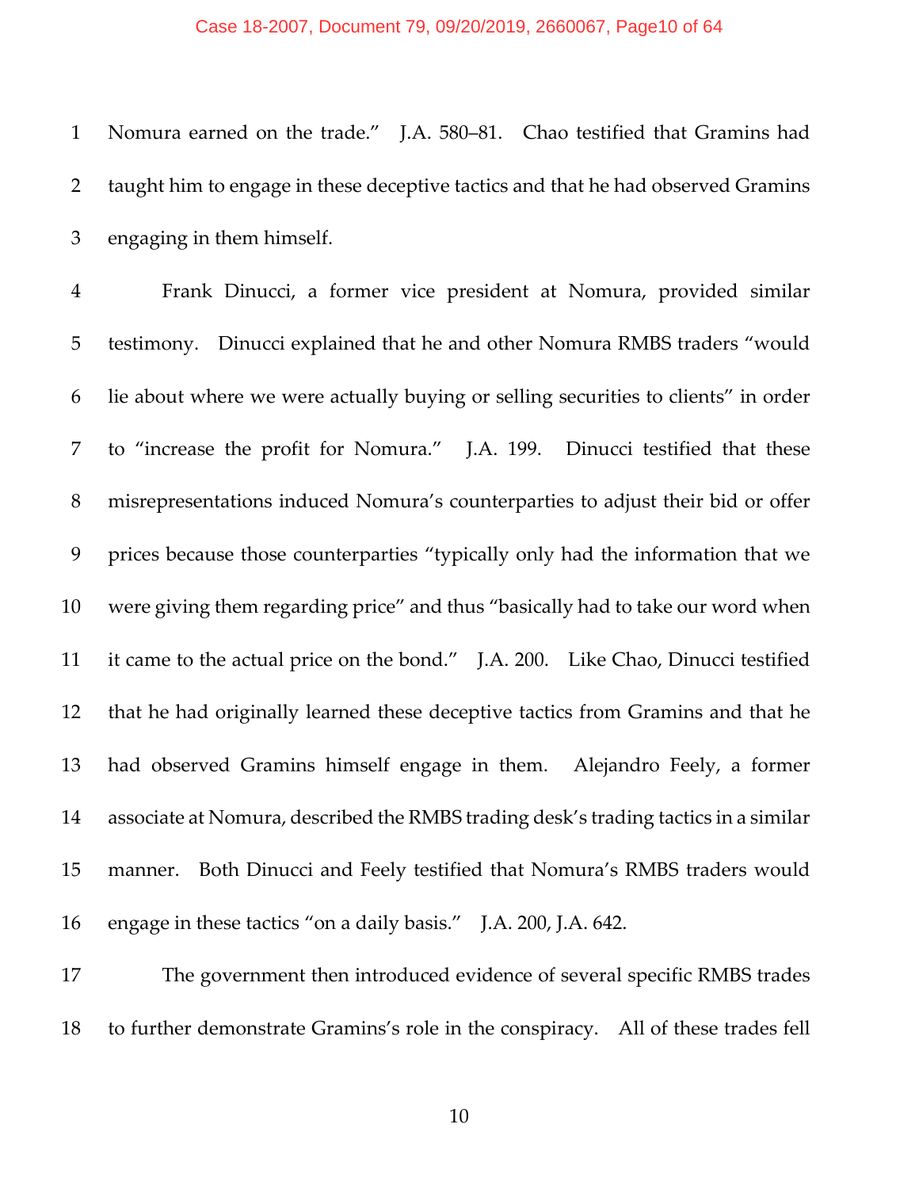Nomura earned on the trade." J.A. 580–81. Chao testified that Gramins had taught him to engage in these deceptive tactics and that he had observed Gramins engaging in them himself.

Frank Dinucci, a former vice president at Nomura, provided similar testimony. Dinucci explained that he and other Nomura RMBS traders "would lie about where we were actually buying or selling securities to clients" in order to "increase the profit for Nomura." J.A. 199. Dinucci testified that these misrepresentations induced Nomura's counterparties to adjust their bid or offer prices because those counterparties "typically only had the information that we were giving them regarding price" and thus "basically had to take our word when it came to the actual price on the bond." J.A. 200. Like Chao, Dinucci testified that he had originally learned these deceptive tactics from Gramins and that he had observed Gramins himself engage in them. Alejandro Feely, a former associate at Nomura, described the RMBS trading desk's trading tactics in a similar manner. Both Dinucci and Feely testified that Nomura's RMBS traders would engage in these tactics "on a daily basis." J.A. 200, J.A. 642.

The government then introduced evidence of several specific RMBS trades to further demonstrate Gramins's role in the conspiracy. All of these trades fell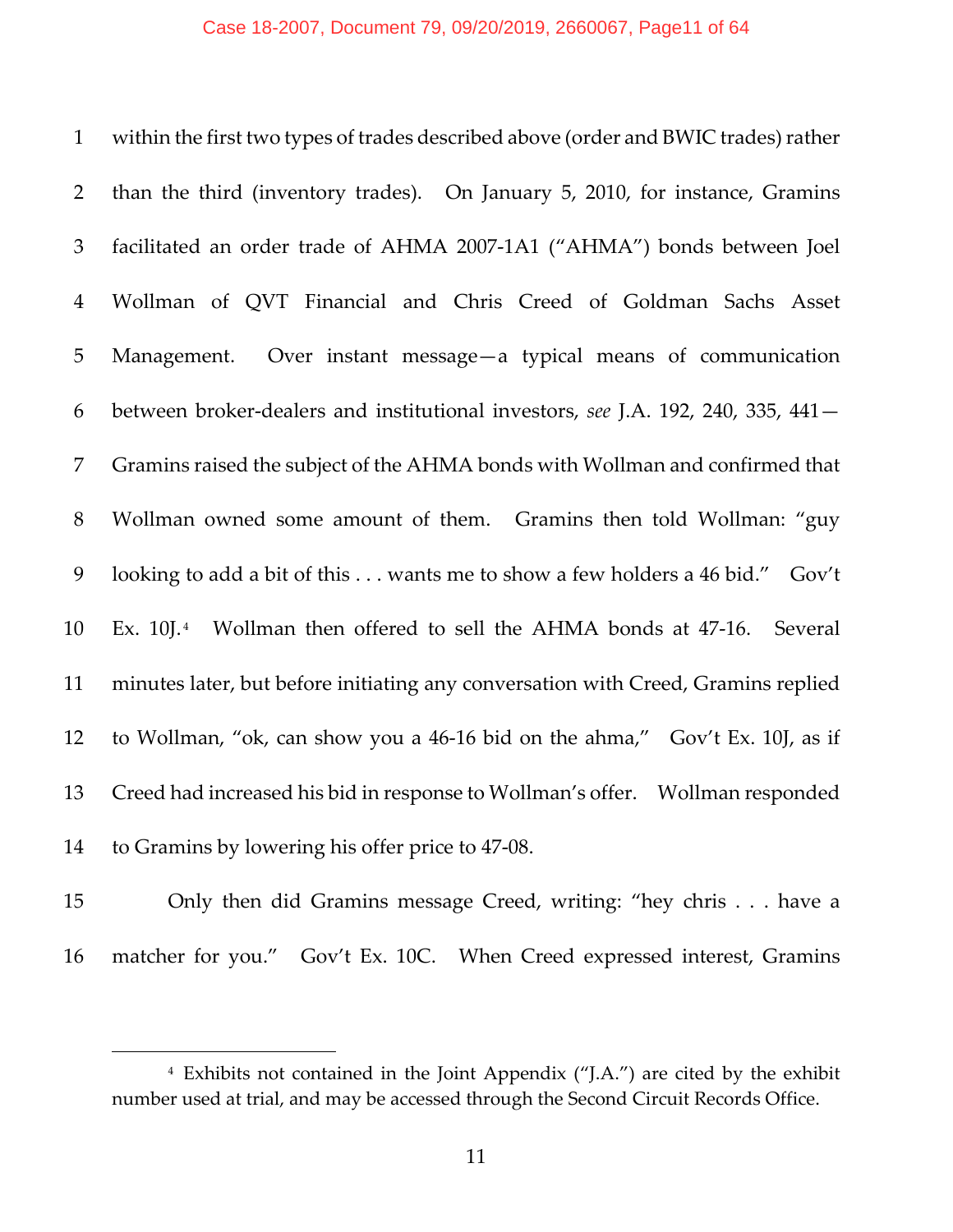within the first two types of trades described above (order and BWIC trades) rather than the third (inventory trades). On January 5, 2010, for instance, Gramins facilitated an order trade of AHMA 2007-1A1 ("AHMA") bonds between Joel Wollman of QVT Financial and Chris Creed of Goldman Sachs Asset Management. Over instant message—a typical means of communication between broker-dealers and institutional investors, *see* J.A. 192, 240, 335, 441—Gramins raised the subject of the AHMA bonds with Wollman and confirmed that Wollman owned some amount of them. Gramins then told Wollman: "guy looking to add a bit of this . . . wants me to show a few holders a 46 bid." Gov't Ex. 10J.[4] Wollman then offered to sell the AHMA bonds at 47-16. Several minutes later, but before initiating any conversation with Creed, Gramins replied to Wollman, "ok, can show you a 46-16 bid on the ahma," Gov't Ex. 10J, as if Creed had increased his bid in response to Wollman's offer. Wollman responded to Gramins by lowering his offer price to 47-08.

Only then did Gramins message Creed, writing: "hey chris . . . have a matcher for you." Gov't Ex. 10C. When Creed expressed interest, Gramins

[4] Exhibits not contained in the Joint Appendix ("J.A.") are cited by the exhibit number used at trial, and may be accessed through the Second Circuit Records Office.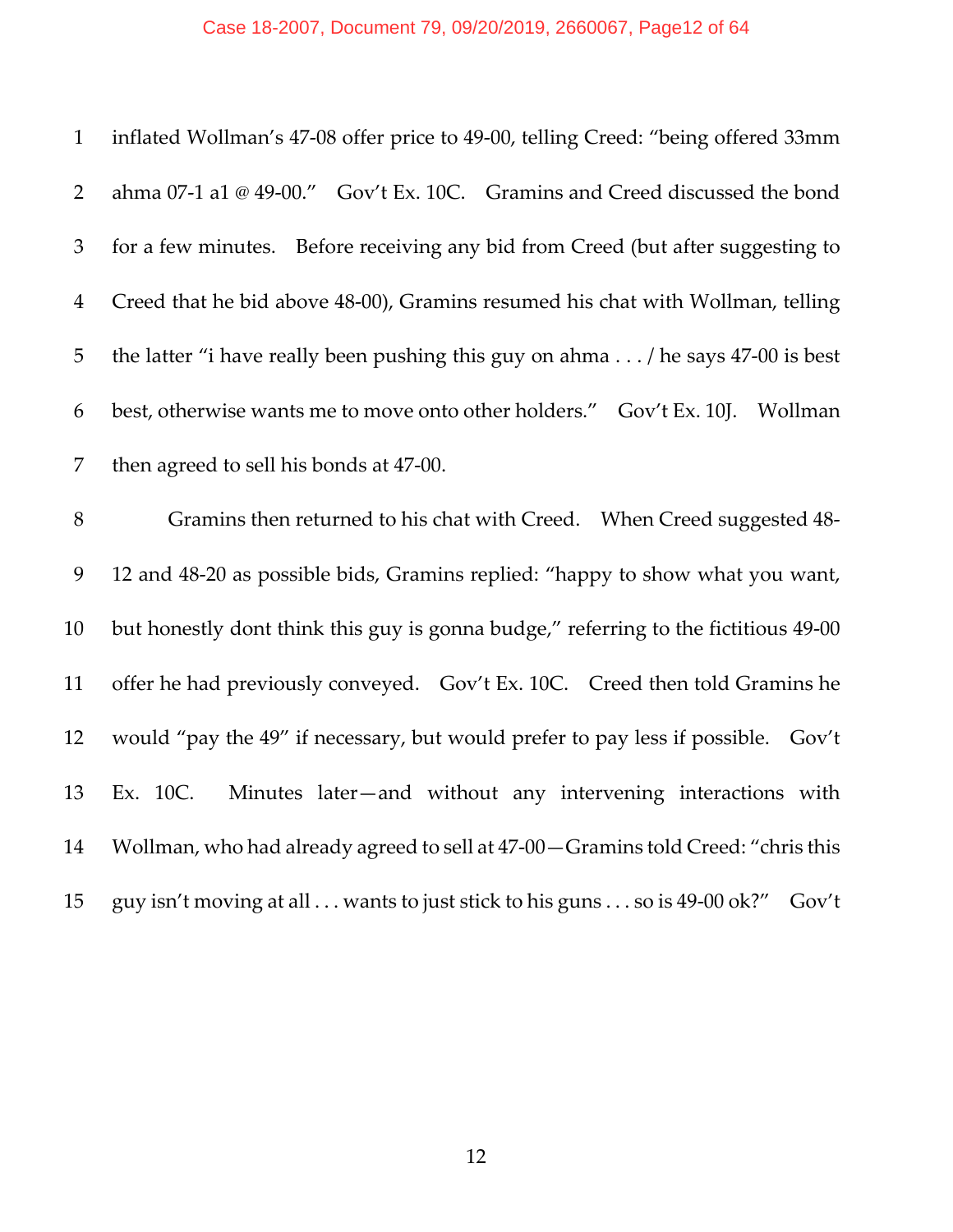inflated Wollman's 47-08 offer price to 49-00, telling Creed: "being offered 33mm ahma 07-1 a1 @ 49-00." Gov't Ex. 10C. Gramins and Creed discussed the bond for a few minutes. Before receiving any bid from Creed (but after suggesting to Creed that he bid above 48-00), Gramins resumed his chat with Wollman, telling the latter "i have really been pushing this guy on ahma . . . / he says 47-00 is best best, otherwise wants me to move onto other holders." Gov't Ex. 10J. Wollman then agreed to sell his bonds at 47-00.

Gramins then returned to his chat with Creed. When Creed suggested 48-12 and 48-20 as possible bids, Gramins replied: "happy to show what you want, but honestly dont think this guy is gonna budge," referring to the fictitious 49-00 offer he had previously conveyed. Gov't Ex. 10C. Creed then told Gramins he would "pay the 49" if necessary, but would prefer to pay less if possible. Gov't Ex. 10C. Minutes later—and without any intervening interactions with Wollman, who had already agreed to sell at 47-00—Gramins told Creed: "chris this guy isn't moving at all . . . wants to just stick to his guns . . . so is 49-00 ok?" Gov't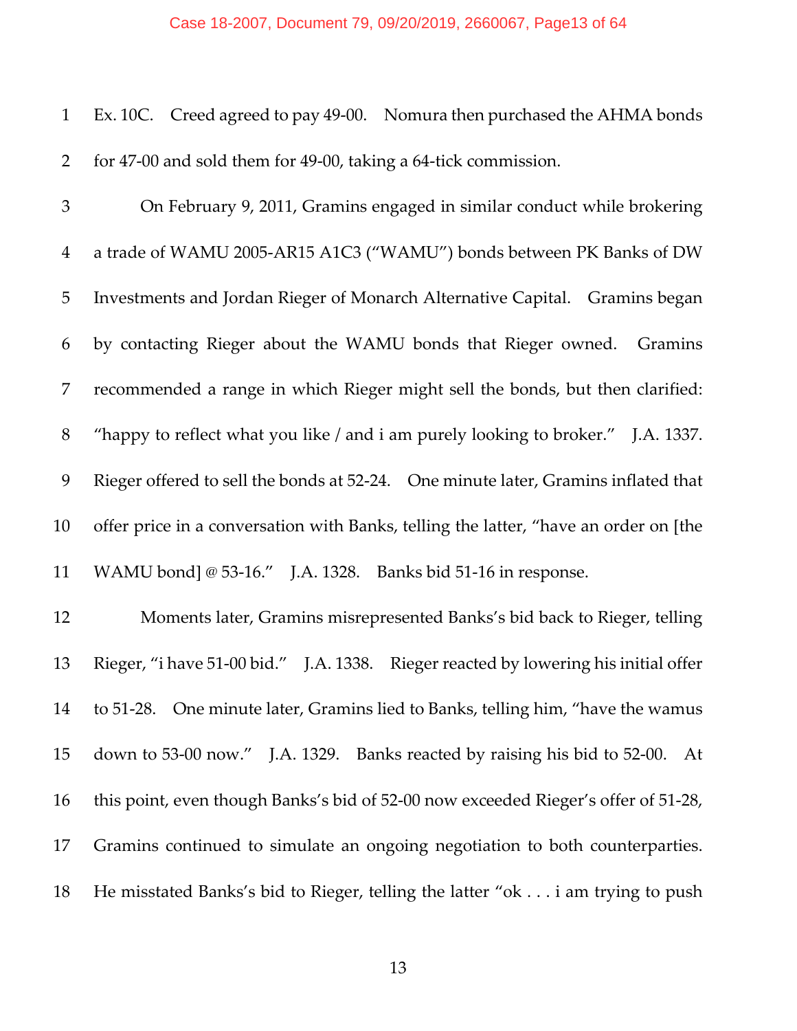Ex. 10C. Creed agreed to pay 49-00. Nomura then purchased the AHMA bonds for 47-00 and sold them for 49-00, taking a 64-tick commission.

On February 9, 2011, Gramins engaged in similar conduct while brokering a trade of WAMU 2005-AR15 A1C3 ("WAMU") bonds between PK Banks of DW Investments and Jordan Rieger of Monarch Alternative Capital. Gramins began by contacting Rieger about the WAMU bonds that Rieger owned. Gramins recommended a range in which Rieger might sell the bonds, but then clarified: "happy to reflect what you like / and i am purely looking to broker." J.A. 1337. Rieger offered to sell the bonds at 52-24. One minute later, Gramins inflated that offer price in a conversation with Banks, telling the latter, "have an order on [the WAMU bond] @ 53-16." J.A. 1328. Banks bid 51-16 in response.

Moments later, Gramins misrepresented Banks's bid back to Rieger, telling Rieger, "i have 51-00 bid." J.A. 1338. Rieger reacted by lowering his initial offer to 51-28. One minute later, Gramins lied to Banks, telling him, "have the wamus down to 53-00 now." J.A. 1329. Banks reacted by raising his bid to 52-00. At this point, even though Banks's bid of 52-00 now exceeded Rieger's offer of 51-28, Gramins continued to simulate an ongoing negotiation to both counterparties. He misstated Banks's bid to Rieger, telling the latter "ok . . . i am trying to push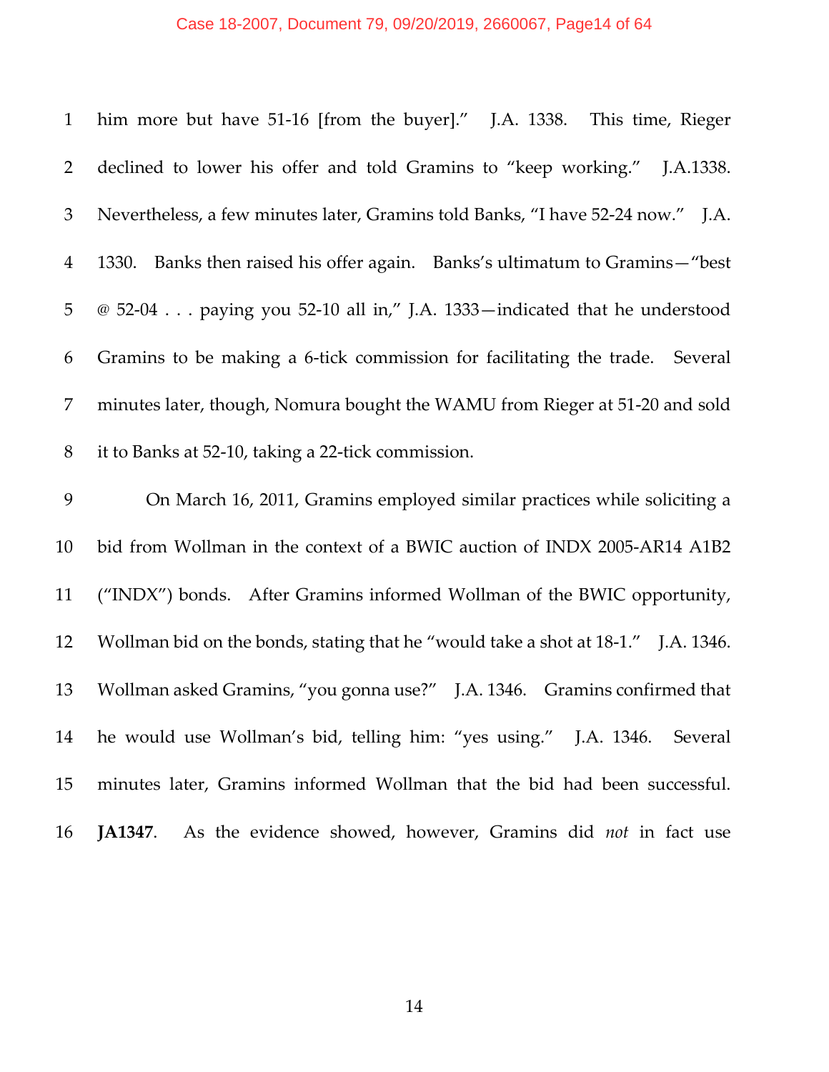him more but have 51-16 [from the buyer]." J.A. 1338. This time, Rieger declined to lower his offer and told Gramins to "keep working." J.A.1338. Nevertheless, a few minutes later, Gramins told Banks, "I have 52-24 now." J.A. 1330. Banks then raised his offer again. Banks's ultimatum to Gramins—"best @ 52-04 . . . paying you 52-10 all in," J.A. 1333—indicated that he understood Gramins to be making a 6-tick commission for facilitating the trade. Several minutes later, though, Nomura bought the WAMU from Rieger at 51-20 and sold it to Banks at 52-10, taking a 22-tick commission.

On March 16, 2011, Gramins employed similar practices while soliciting a bid from Wollman in the context of a BWIC auction of INDX 2005-AR14 A1B2 ("INDX") bonds. After Gramins informed Wollman of the BWIC opportunity, Wollman bid on the bonds, stating that he "would take a shot at 18-1." J.A. 1346. Wollman asked Gramins, "you gonna use?" J.A. 1346. Gramins confirmed that he would use Wollman's bid, telling him: "yes using." J.A. 1346. Several minutes later, Gramins informed Wollman that the bid had been successful. **JA1347**. As the evidence showed, however, Gramins did *not* in fact use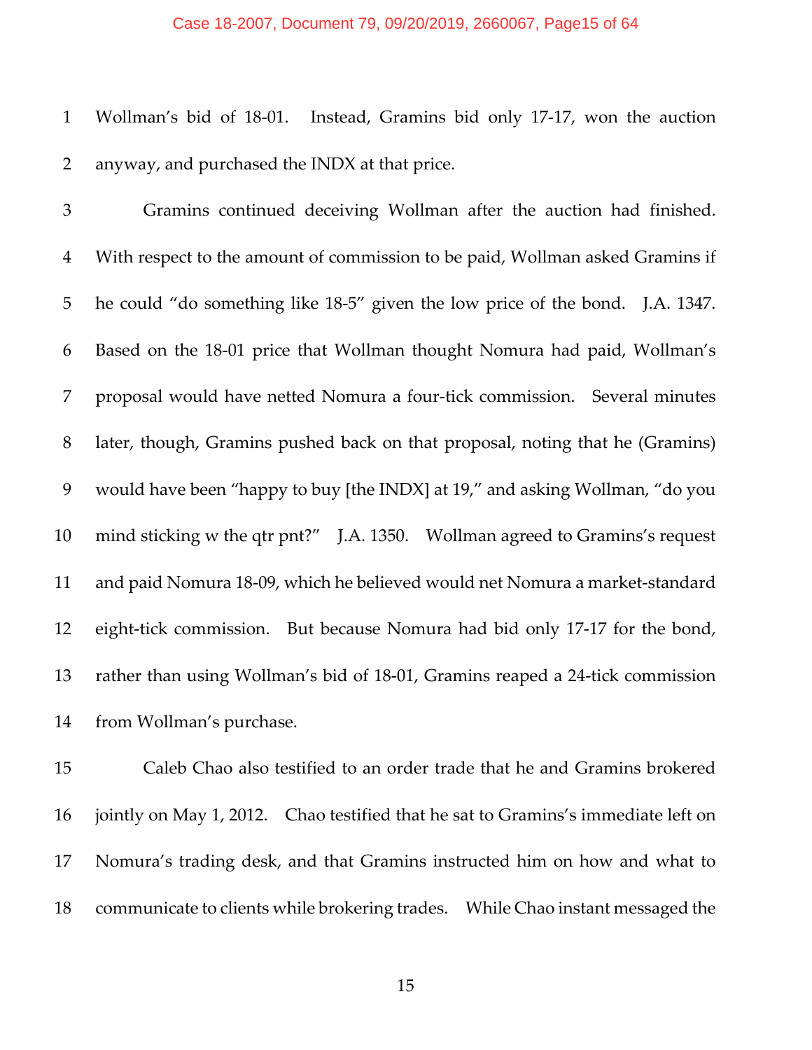Wollman's bid of 18-01. Instead, Gramins bid only 17-17, won the auction anyway, and purchased the INDX at that price.

Gramins continued deceiving Wollman after the auction had finished. With respect to the amount of commission to be paid, Wollman asked Gramins if he could "do something like 18-5" given the low price of the bond. J.A. 1347. Based on the 18-01 price that Wollman thought Nomura had paid, Wollman's proposal would have netted Nomura a four-tick commission. Several minutes later, though, Gramins pushed back on that proposal, noting that he (Gramins) would have been "happy to buy [the INDX] at 19," and asking Wollman, "do you mind sticking w the qtr pnt?" J.A. 1350. Wollman agreed to Gramins's request and paid Nomura 18-09, which he believed would net Nomura a market-standard eight-tick commission. But because Nomura had bid only 17-17 for the bond, rather than using Wollman's bid of 18-01, Gramins reaped a 24-tick commission from Wollman's purchase.

Caleb Chao also testified to an order trade that he and Gramins brokered jointly on May 1, 2012. Chao testified that he sat to Gramins's immediate left on Nomura's trading desk, and that Gramins instructed him on how and what to communicate to clients while brokering trades. While Chao instant messaged the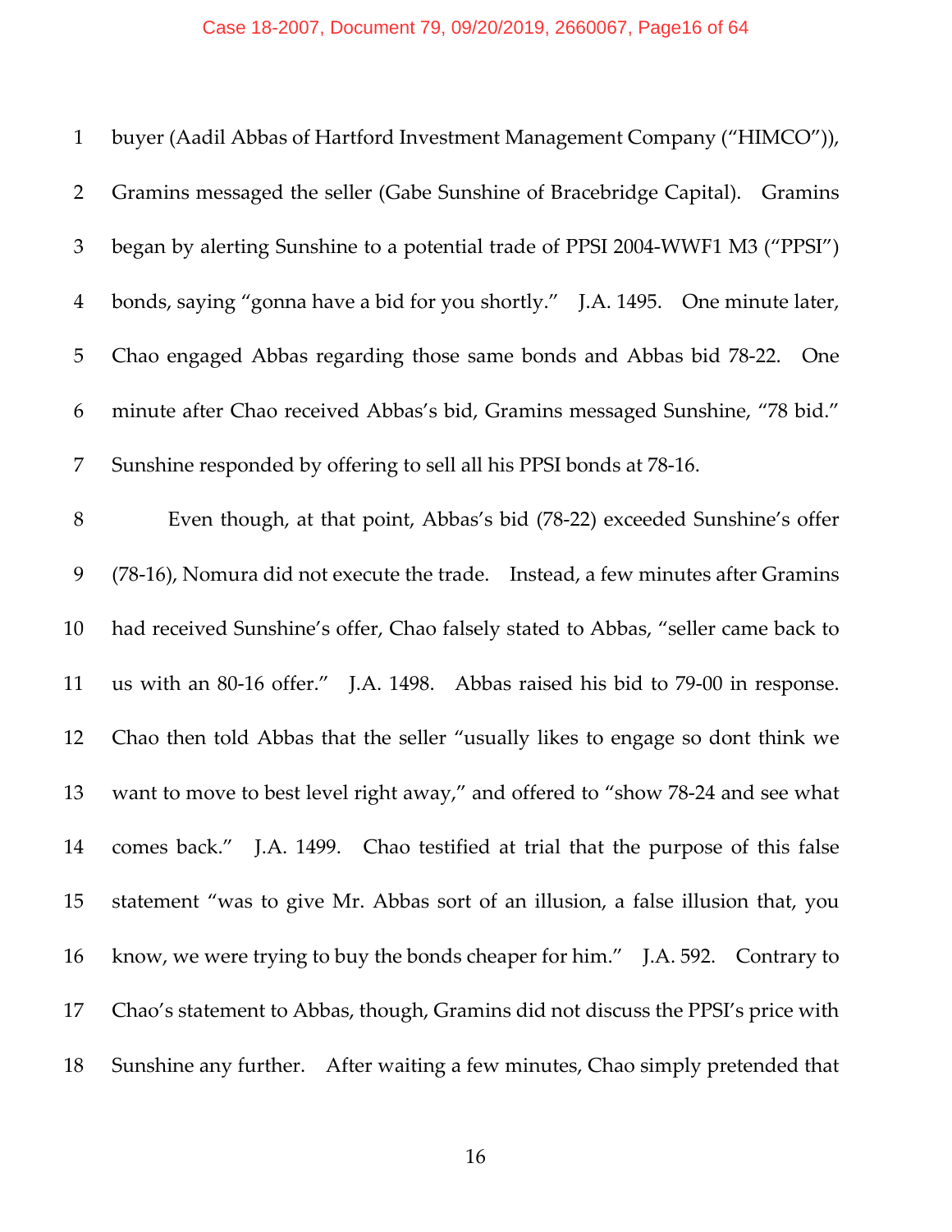buyer (Aadil Abbas of Hartford Investment Management Company ("HIMCO")), Gramins messaged the seller (Gabe Sunshine of Bracebridge Capital). Gramins began by alerting Sunshine to a potential trade of PPSI 2004-WWF1 M3 ("PPSI") bonds, saying "gonna have a bid for you shortly." J.A. 1495. One minute later, Chao engaged Abbas regarding those same bonds and Abbas bid 78-22. One minute after Chao received Abbas's bid, Gramins messaged Sunshine, "78 bid." Sunshine responded by offering to sell all his PPSI bonds at 78-16.

Even though, at that point, Abbas's bid (78-22) exceeded Sunshine's offer (78-16), Nomura did not execute the trade. Instead, a few minutes after Gramins had received Sunshine's offer, Chao falsely stated to Abbas, "seller came back to us with an 80-16 offer." J.A. 1498. Abbas raised his bid to 79-00 in response. Chao then told Abbas that the seller "usually likes to engage so dont think we want to move to best level right away," and offered to "show 78-24 and see what comes back." J.A. 1499. Chao testified at trial that the purpose of this false statement "was to give Mr. Abbas sort of an illusion, a false illusion that, you know, we were trying to buy the bonds cheaper for him." J.A. 592. Contrary to Chao's statement to Abbas, though, Gramins did not discuss the PPSI's price with Sunshine any further. After waiting a few minutes, Chao simply pretended that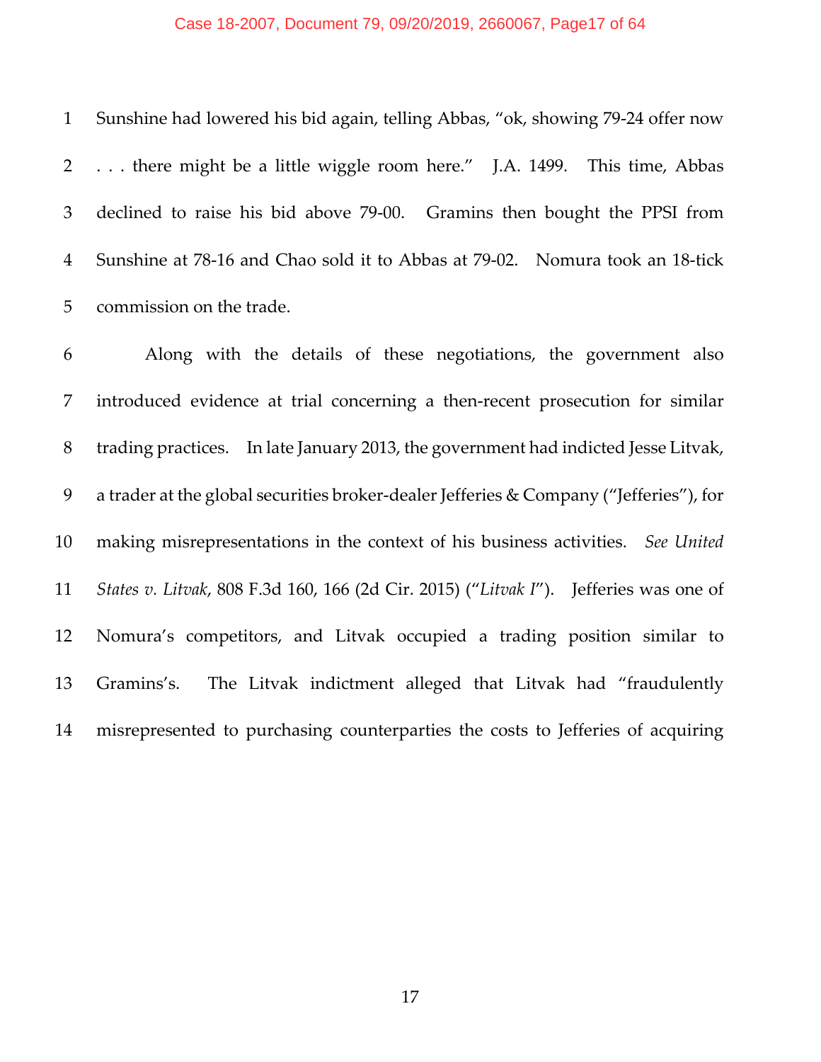Sunshine had lowered his bid again, telling Abbas, "ok, showing 79-24 offer now . . . there might be a little wiggle room here." J.A. 1499. This time, Abbas declined to raise his bid above 79-00. Gramins then bought the PPSI from Sunshine at 78-16 and Chao sold it to Abbas at 79-02. Nomura took an 18-tick commission on the trade.

Along with the details of these negotiations, the government also introduced evidence at trial concerning a then-recent prosecution for similar trading practices. In late January 2013, the government had indicted Jesse Litvak, a trader at the global securities broker-dealer Jefferies & Company ("Jefferies"), for making misrepresentations in the context of his business activities. *See United States v. Litvak*, 808 F.3d 160, 166 (2d Cir. 2015) ("*Litvak I*"). Jefferies was one of Nomura's competitors, and Litvak occupied a trading position similar to Gramins's. The Litvak indictment alleged that Litvak had "fraudulently misrepresented to purchasing counterparties the costs to Jefferies of acquiring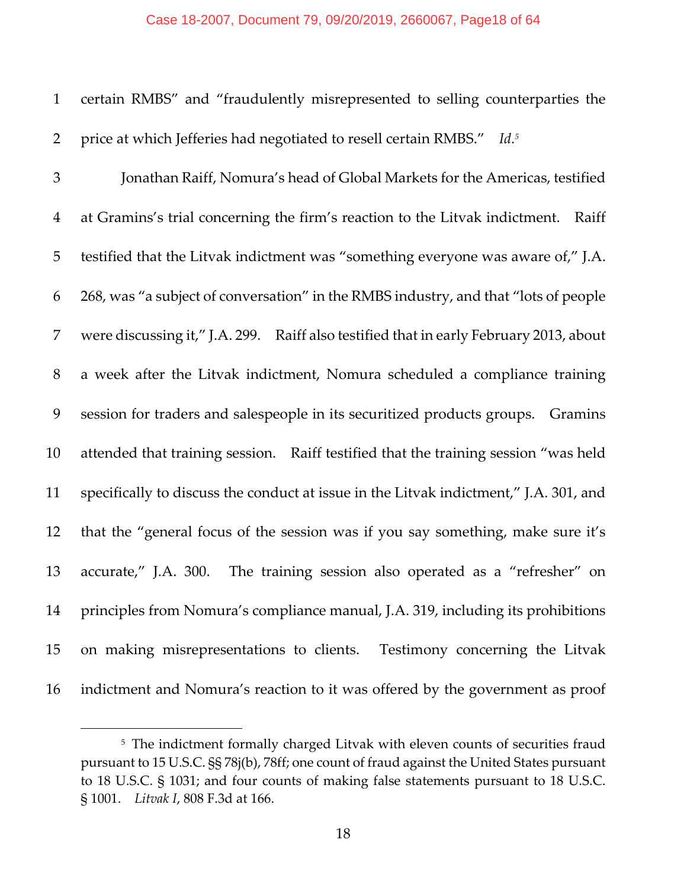certain RMBS" and "fraudulently misrepresented to selling counterparties the price at which Jefferies had negotiated to resell certain RMBS." *Id.*[5]

Jonathan Raiff, Nomura's head of Global Markets for the Americas, testified at Gramins's trial concerning the firm's reaction to the Litvak indictment. Raiff testified that the Litvak indictment was "something everyone was aware of," J.A. 268, was "a subject of conversation" in the RMBS industry, and that "lots of people were discussing it," J.A. 299. Raiff also testified that in early February 2013, about a week after the Litvak indictment, Nomura scheduled a compliance training session for traders and salespeople in its securitized products groups. Gramins attended that training session. Raiff testified that the training session "was held specifically to discuss the conduct at issue in the Litvak indictment," J.A. 301, and that the "general focus of the session was if you say something, make sure it's accurate," J.A. 300. The training session also operated as a "refresher" on principles from Nomura's compliance manual, J.A. 319, including its prohibitions on making misrepresentations to clients. Testimony concerning the Litvak indictment and Nomura's reaction to it was offered by the government as proof

---

[5] The indictment formally charged Litvak with eleven counts of securities fraud pursuant to 15 U.S.C. §§ 78j(b), 78ff; one count of fraud against the United States pursuant to 18 U.S.C. § 1031; and four counts of making false statements pursuant to 18 U.S.C. § 1001. *Litvak I*, 808 F.3d at 166.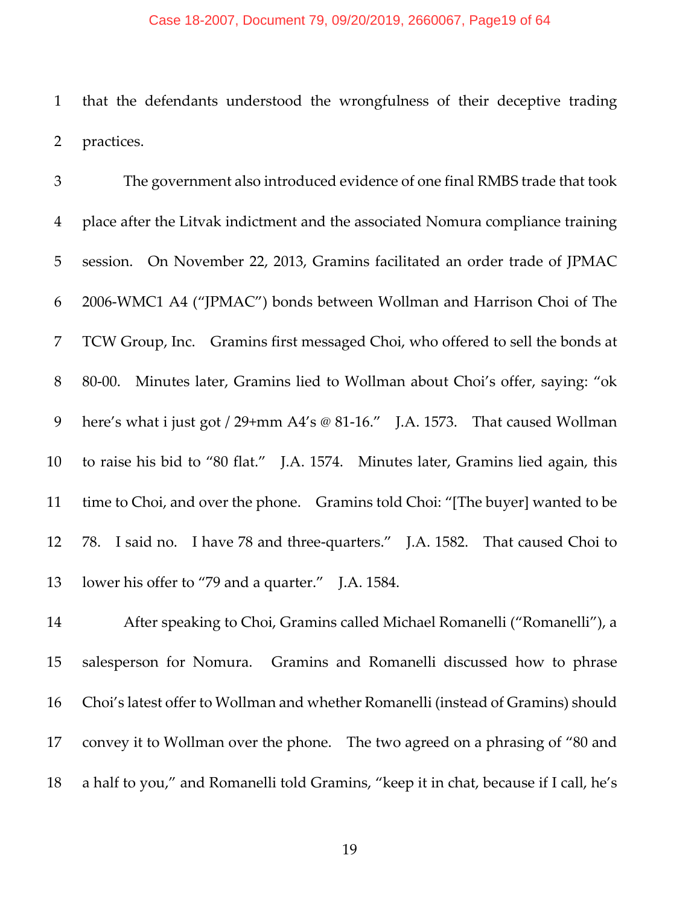that the defendants understood the wrongfulness of their deceptive trading practices.

The government also introduced evidence of one final RMBS trade that took place after the Litvak indictment and the associated Nomura compliance training session. On November 22, 2013, Gramins facilitated an order trade of JPMAC 2006-WMC1 A4 ("JPMAC") bonds between Wollman and Harrison Choi of The TCW Group, Inc. Gramins first messaged Choi, who offered to sell the bonds at 80-00. Minutes later, Gramins lied to Wollman about Choi's offer, saying: "ok here's what i just got / 29+mm A4's @ 81-16." J.A. 1573. That caused Wollman to raise his bid to "80 flat." J.A. 1574. Minutes later, Gramins lied again, this time to Choi, and over the phone. Gramins told Choi: "[The buyer] wanted to be 78. I said no. I have 78 and three-quarters." J.A. 1582. That caused Choi to lower his offer to "79 and a quarter." J.A. 1584.

After speaking to Choi, Gramins called Michael Romanelli ("Romanelli"), a salesperson for Nomura. Gramins and Romanelli discussed how to phrase Choi's latest offer to Wollman and whether Romanelli (instead of Gramins) should convey it to Wollman over the phone. The two agreed on a phrasing of "80 and a half to you," and Romanelli told Gramins, "keep it in chat, because if I call, he's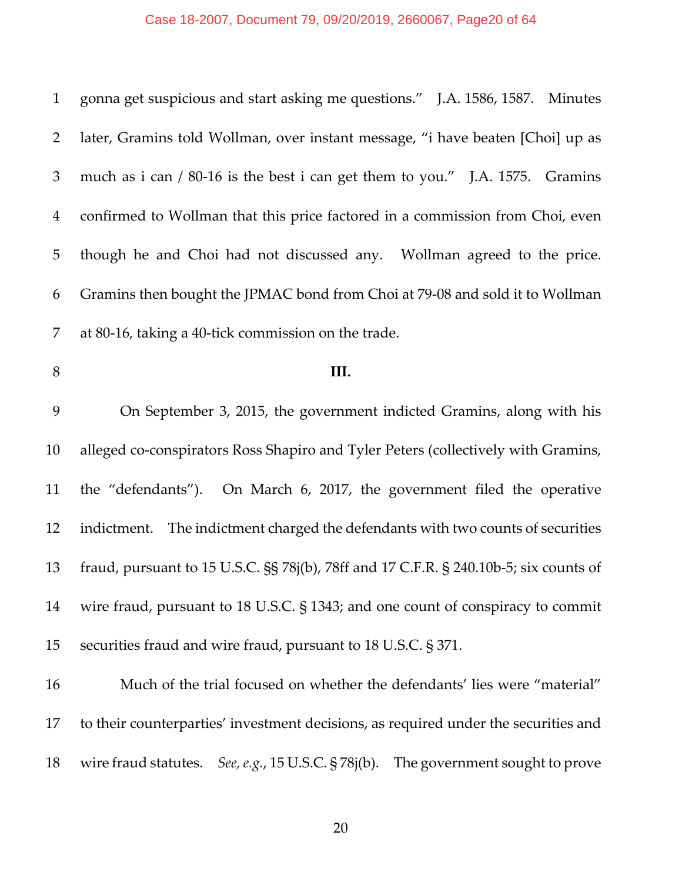gonna get suspicious and start asking me questions." J.A. 1586, 1587. Minutes later, Gramins told Wollman, over instant message, "i have beaten [Choi] up as much as i can / 80-16 is the best i can get them to you." J.A. 1575. Gramins confirmed to Wollman that this price factored in a commission from Choi, even though he and Choi had not discussed any. Wollman agreed to the price. Gramins then bought the JPMAC bond from Choi at 79-08 and sold it to Wollman at 80-16, taking a 40-tick commission on the trade.

**III.**

On September 3, 2015, the government indicted Gramins, along with his alleged co-conspirators Ross Shapiro and Tyler Peters (collectively with Gramins, the "defendants"). On March 6, 2017, the government filed the operative indictment. The indictment charged the defendants with two counts of securities fraud, pursuant to 15 U.S.C. §§ 78j(b), 78ff and 17 C.F.R. § 240.10b-5; six counts of wire fraud, pursuant to 18 U.S.C. § 1343; and one count of conspiracy to commit securities fraud and wire fraud, pursuant to 18 U.S.C. § 371.

Much of the trial focused on whether the defendants' lies were "material" to their counterparties' investment decisions, as required under the securities and wire fraud statutes. *See, e.g.*, 15 U.S.C. § 78j(b). The government sought to prove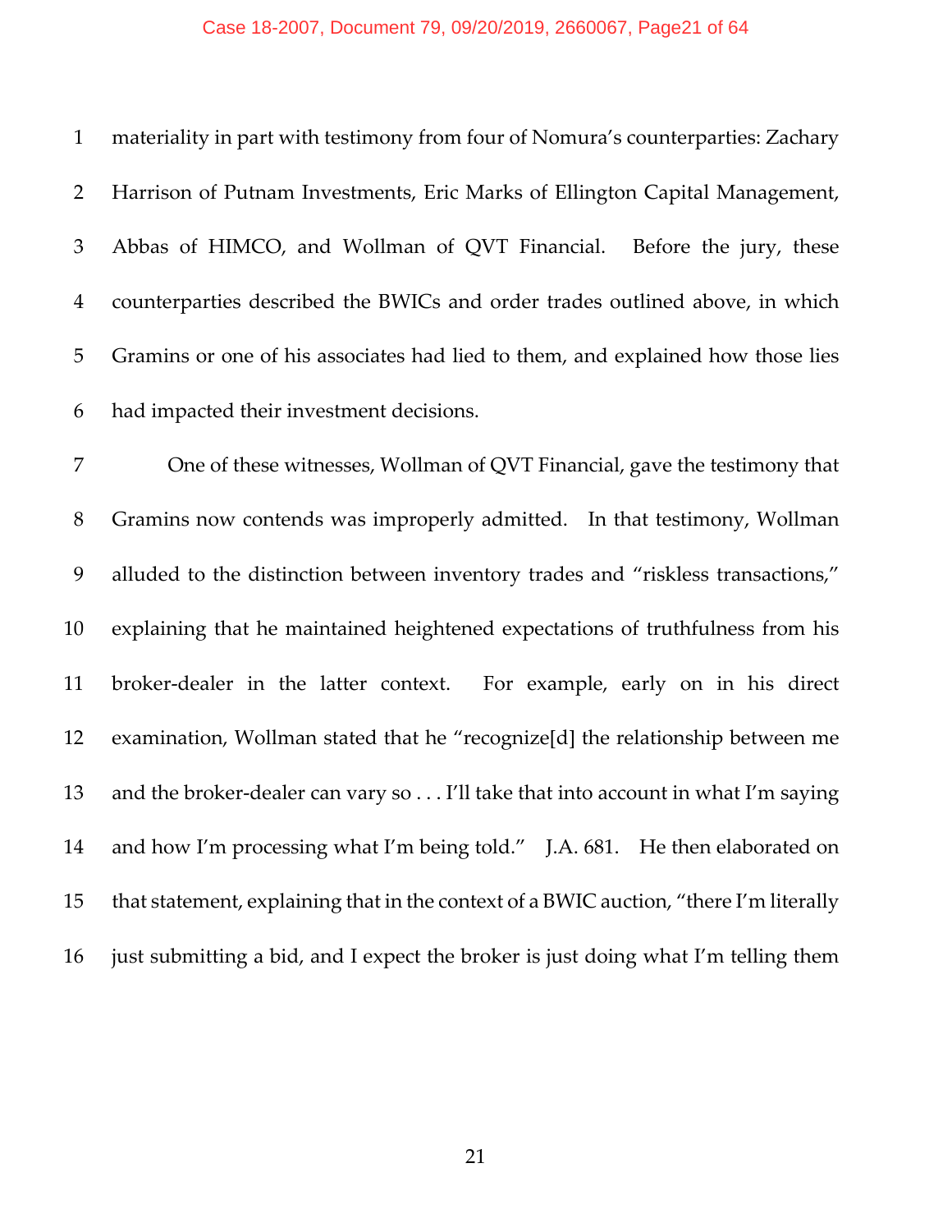materiality in part with testimony from four of Nomura's counterparties: Zachary Harrison of Putnam Investments, Eric Marks of Ellington Capital Management, Abbas of HIMCO, and Wollman of QVT Financial. Before the jury, these counterparties described the BWICs and order trades outlined above, in which Gramins or one of his associates had lied to them, and explained how those lies had impacted their investment decisions.

One of these witnesses, Wollman of QVT Financial, gave the testimony that Gramins now contends was improperly admitted. In that testimony, Wollman alluded to the distinction between inventory trades and "riskless transactions," explaining that he maintained heightened expectations of truthfulness from his broker-dealer in the latter context. For example, early on in his direct examination, Wollman stated that he "recognize[d] the relationship between me and the broker-dealer can vary so . . . I'll take that into account in what I'm saying and how I'm processing what I'm being told." J.A. 681. He then elaborated on that statement, explaining that in the context of a BWIC auction, "there I'm literally just submitting a bid, and I expect the broker is just doing what I'm telling them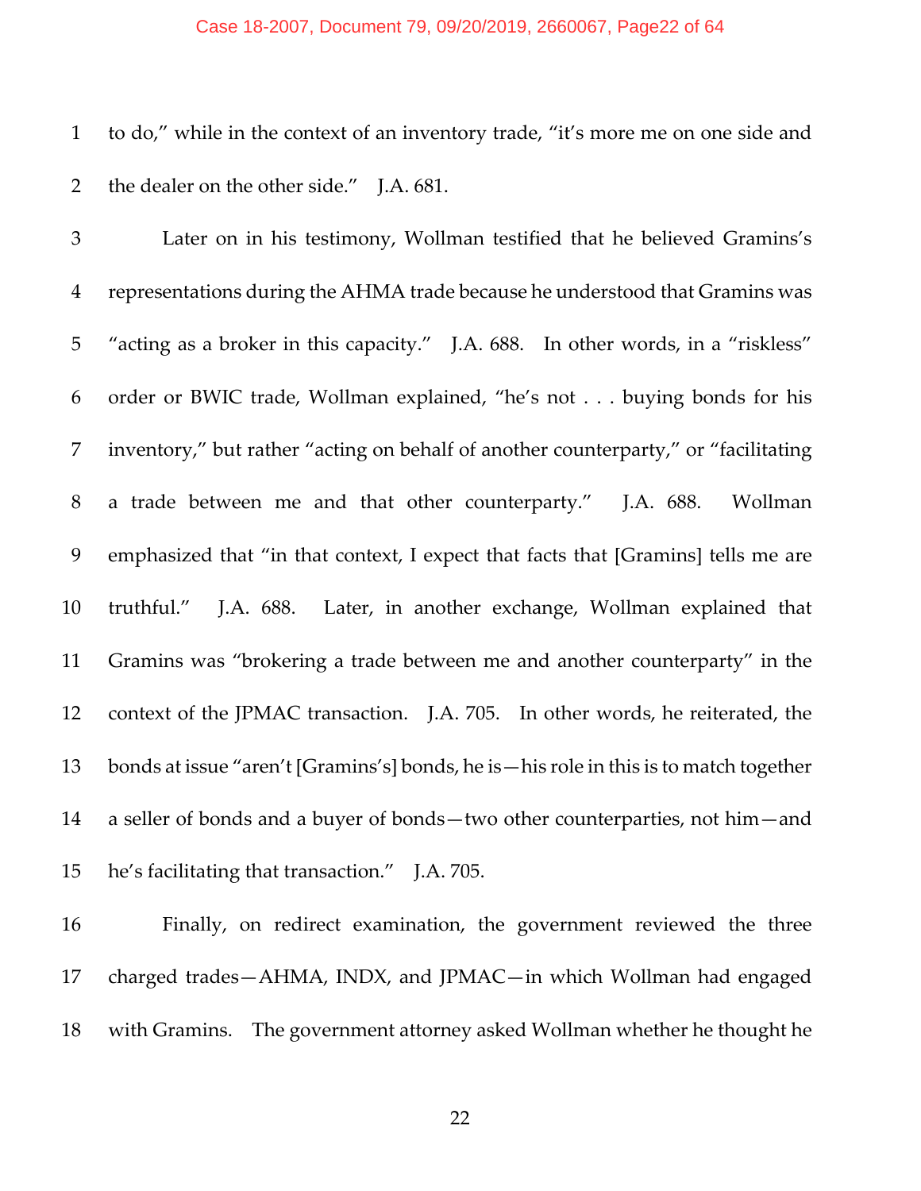to do," while in the context of an inventory trade, "it's more me on one side and the dealer on the other side." J.A. 681.

Later on in his testimony, Wollman testified that he believed Gramins's representations during the AHMA trade because he understood that Gramins was "acting as a broker in this capacity." J.A. 688. In other words, in a "riskless" order or BWIC trade, Wollman explained, "he's not . . . buying bonds for his inventory," but rather "acting on behalf of another counterparty," or "facilitating a trade between me and that other counterparty." J.A. 688. Wollman emphasized that "in that context, I expect that facts that [Gramins] tells me are truthful." J.A. 688. Later, in another exchange, Wollman explained that Gramins was "brokering a trade between me and another counterparty" in the context of the JPMAC transaction. J.A. 705. In other words, he reiterated, the bonds at issue "aren't [Gramins's] bonds, he is—his role in this is to match together a seller of bonds and a buyer of bonds—two other counterparties, not him—and he's facilitating that transaction." J.A. 705.

Finally, on redirect examination, the government reviewed the three charged trades—AHMA, INDX, and JPMAC—in which Wollman had engaged with Gramins. The government attorney asked Wollman whether he thought he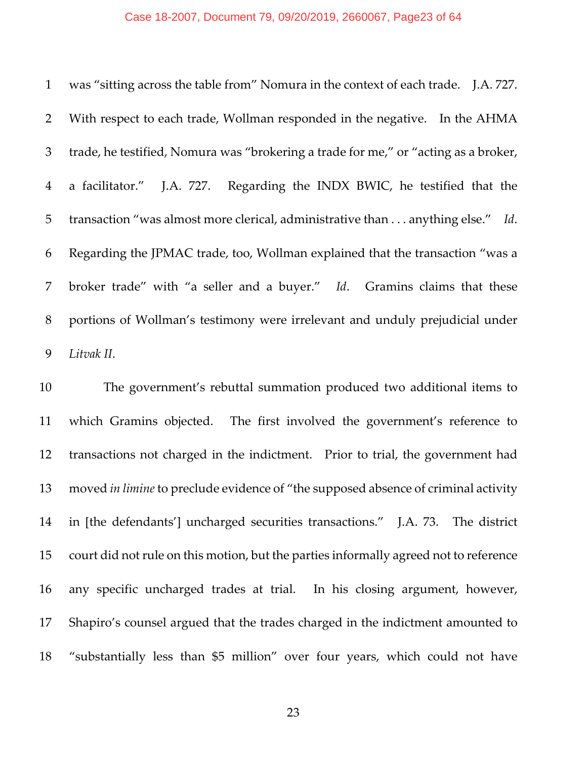was "sitting across the table from" Nomura in the context of each trade. J.A. 727. With respect to each trade, Wollman responded in the negative. In the AHMA trade, he testified, Nomura was "brokering a trade for me," or "acting as a broker, a facilitator." J.A. 727. Regarding the INDX BWIC, he testified that the transaction "was almost more clerical, administrative than . . . anything else." *Id*. Regarding the JPMAC trade, too, Wollman explained that the transaction "was a broker trade" with "a seller and a buyer." *Id*. Gramins claims that these portions of Wollman's testimony were irrelevant and unduly prejudicial under *Litvak II*.

The government's rebuttal summation produced two additional items to which Gramins objected. The first involved the government's reference to transactions not charged in the indictment. Prior to trial, the government had moved *in limine* to preclude evidence of "the supposed absence of criminal activity in [the defendants'] uncharged securities transactions." J.A. 73. The district court did not rule on this motion, but the parties informally agreed not to reference any specific uncharged trades at trial. In his closing argument, however, Shapiro's counsel argued that the trades charged in the indictment amounted to "substantially less than $5 million" over four years, which could not have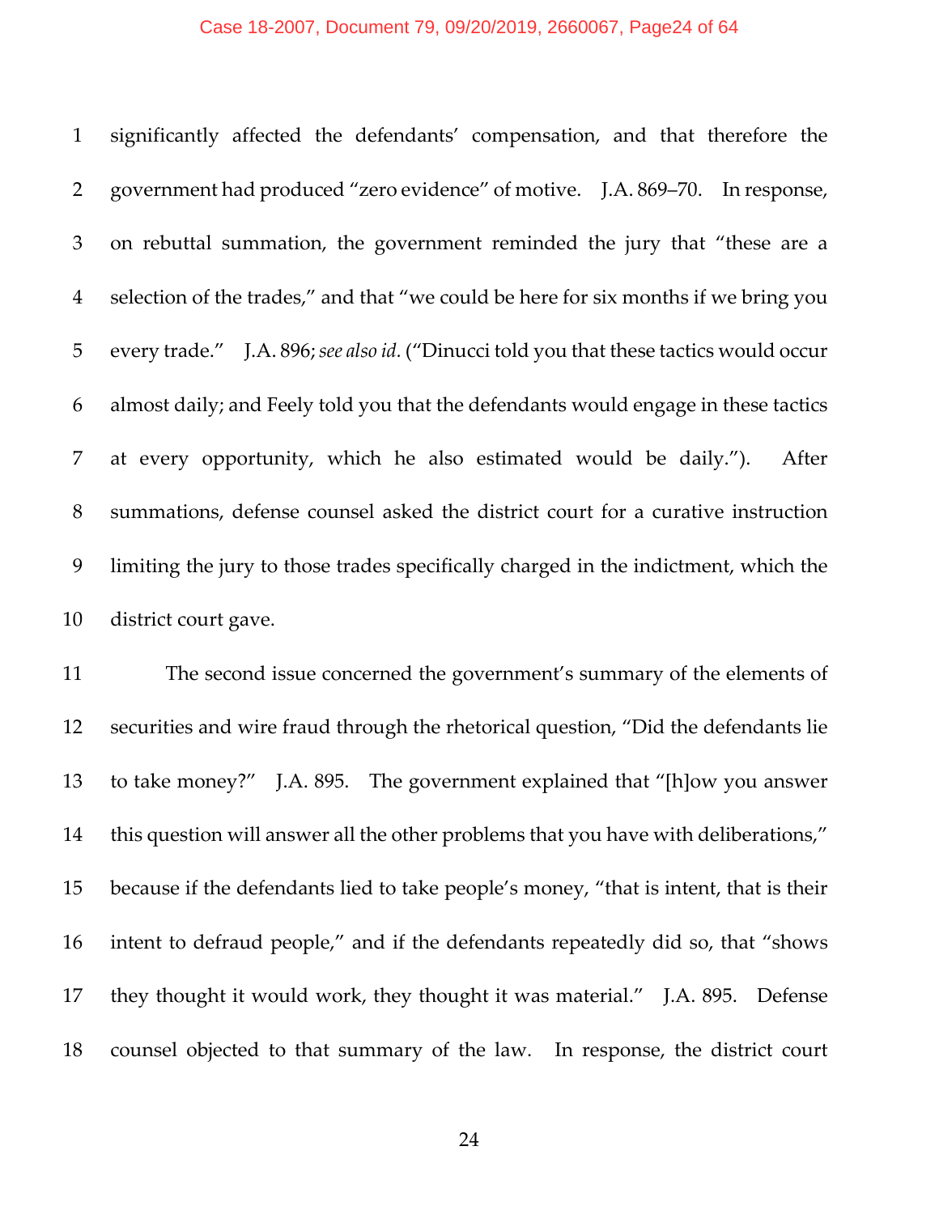significantly affected the defendants' compensation, and that therefore the government had produced "zero evidence" of motive. J.A. 869–70. In response, on rebuttal summation, the government reminded the jury that "these are a selection of the trades," and that "we could be here for six months if we bring you every trade." J.A. 896; *see also id.* ("Dinucci told you that these tactics would occur almost daily; and Feely told you that the defendants would engage in these tactics at every opportunity, which he also estimated would be daily."). After summations, defense counsel asked the district court for a curative instruction limiting the jury to those trades specifically charged in the indictment, which the district court gave.

The second issue concerned the government's summary of the elements of securities and wire fraud through the rhetorical question, "Did the defendants lie to take money?" J.A. 895. The government explained that "[h]ow you answer this question will answer all the other problems that you have with deliberations," because if the defendants lied to take people's money, "that is intent, that is their intent to defraud people," and if the defendants repeatedly did so, that "shows they thought it would work, they thought it was material." J.A. 895. Defense counsel objected to that summary of the law. In response, the district court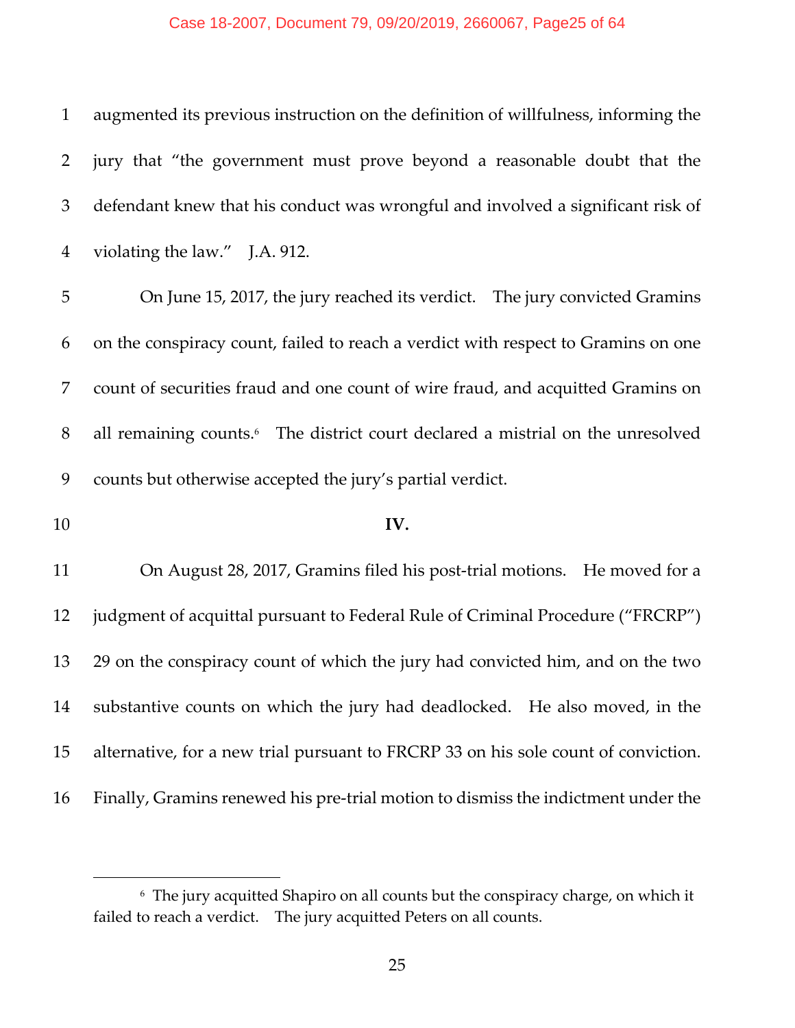augmented its previous instruction on the definition of willfulness, informing the jury that "the government must prove beyond a reasonable doubt that the defendant knew that his conduct was wrongful and involved a significant risk of violating the law." J.A. 912.

On June 15, 2017, the jury reached its verdict. The jury convicted Gramins on the conspiracy count, failed to reach a verdict with respect to Gramins on one count of securities fraud and one count of wire fraud, and acquitted Gramins on all remaining counts.[6] The district court declared a mistrial on the unresolved counts but otherwise accepted the jury's partial verdict.

## IV.

On August 28, 2017, Gramins filed his post-trial motions. He moved for a judgment of acquittal pursuant to Federal Rule of Criminal Procedure ("FRCRP") 29 on the conspiracy count of which the jury had convicted him, and on the two substantive counts on which the jury had deadlocked. He also moved, in the alternative, for a new trial pursuant to FRCRP 33 on his sole count of conviction. Finally, Gramins renewed his pre-trial motion to dismiss the indictment under the

---

[6] The jury acquitted Shapiro on all counts but the conspiracy charge, on which it failed to reach a verdict. The jury acquitted Peters on all counts.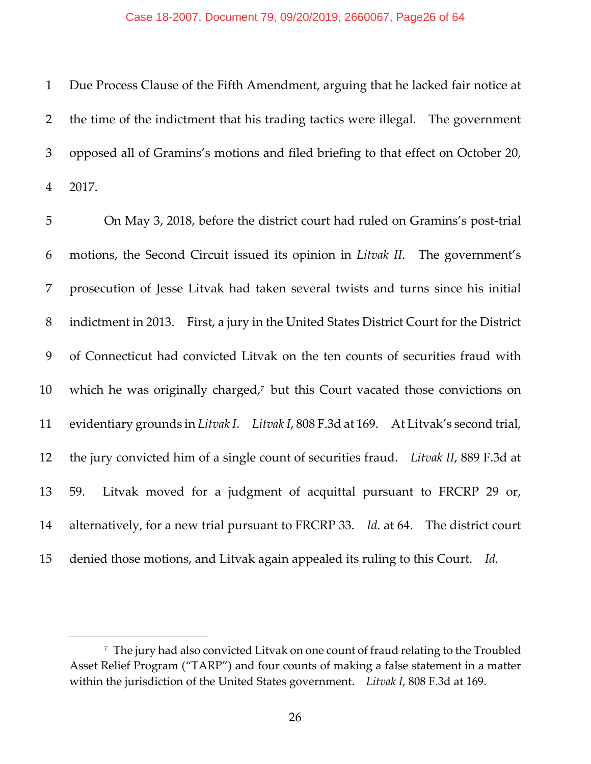Due Process Clause of the Fifth Amendment, arguing that he lacked fair notice at the time of the indictment that his trading tactics were illegal. The government opposed all of Gramins's motions and filed briefing to that effect on October 20, 2017.

On May 3, 2018, before the district court had ruled on Gramins's post-trial motions, the Second Circuit issued its opinion in *Litvak II*. The government's prosecution of Jesse Litvak had taken several twists and turns since his initial indictment in 2013. First, a jury in the United States District Court for the District of Connecticut had convicted Litvak on the ten counts of securities fraud with which he was originally charged,[7] but this Court vacated those convictions on evidentiary grounds in *Litvak I*. *Litvak I*, 808 F.3d at 169. At Litvak's second trial, the jury convicted him of a single count of securities fraud. *Litvak II*, 889 F.3d at 59. Litvak moved for a judgment of acquittal pursuant to FRCRP 29 or, alternatively, for a new trial pursuant to FRCRP 33. *Id.* at 64. The district court denied those motions, and Litvak again appealed its ruling to this Court. *Id.*

---

[7] The jury had also convicted Litvak on one count of fraud relating to the Troubled Asset Relief Program ("TARP") and four counts of making a false statement in a matter within the jurisdiction of the United States government. *Litvak I*, 808 F.3d at 169.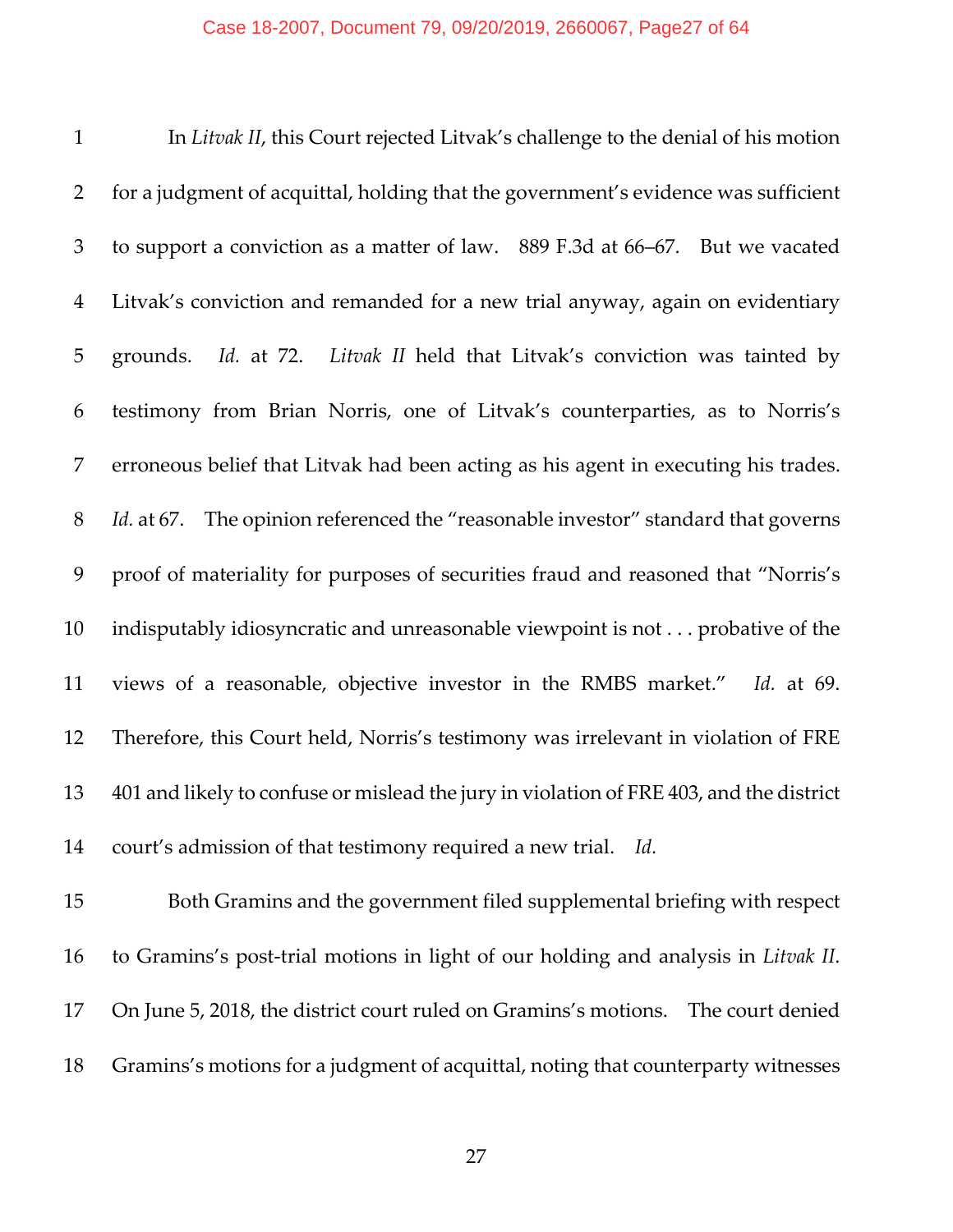In *Litvak II*, this Court rejected Litvak's challenge to the denial of his motion for a judgment of acquittal, holding that the government's evidence was sufficient to support a conviction as a matter of law. 889 F.3d at 66–67. But we vacated Litvak's conviction and remanded for a new trial anyway, again on evidentiary grounds. *Id.* at 72. *Litvak II* held that Litvak's conviction was tainted by testimony from Brian Norris, one of Litvak's counterparties, as to Norris's erroneous belief that Litvak had been acting as his agent in executing his trades. *Id.* at 67. The opinion referenced the "reasonable investor" standard that governs proof of materiality for purposes of securities fraud and reasoned that "Norris's indisputably idiosyncratic and unreasonable viewpoint is not . . . probative of the views of a reasonable, objective investor in the RMBS market." *Id.* at 69. Therefore, this Court held, Norris's testimony was irrelevant in violation of FRE 401 and likely to confuse or mislead the jury in violation of FRE 403, and the district court's admission of that testimony required a new trial. *Id.*

Both Gramins and the government filed supplemental briefing with respect to Gramins's post-trial motions in light of our holding and analysis in *Litvak II*. On June 5, 2018, the district court ruled on Gramins's motions. The court denied Gramins's motions for a judgment of acquittal, noting that counterparty witnesses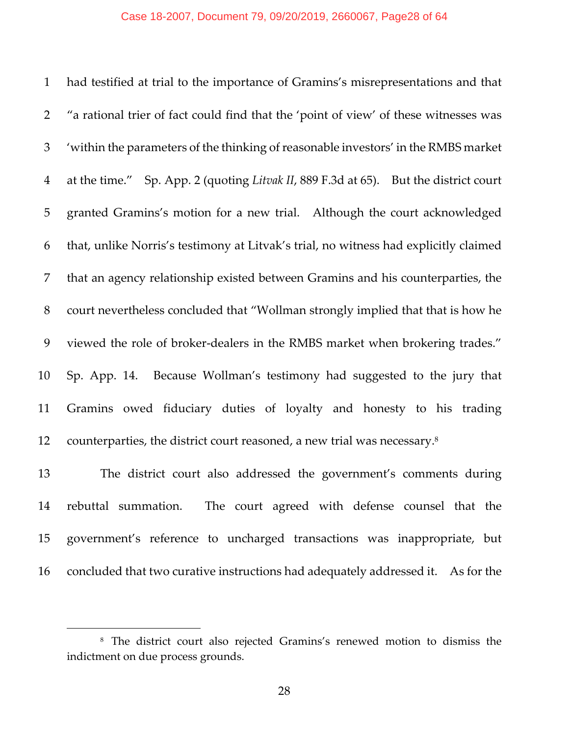had testified at trial to the importance of Gramins's misrepresentations and that "a rational trier of fact could find that the 'point of view' of these witnesses was 'within the parameters of the thinking of reasonable investors' in the RMBS market at the time." Sp. App. 2 (quoting *Litvak II*, 889 F.3d at 65). But the district court granted Gramins's motion for a new trial. Although the court acknowledged that, unlike Norris's testimony at Litvak's trial, no witness had explicitly claimed that an agency relationship existed between Gramins and his counterparties, the court nevertheless concluded that "Wollman strongly implied that that is how he viewed the role of broker-dealers in the RMBS market when brokering trades." Sp. App. 14. Because Wollman's testimony had suggested to the jury that Gramins owed fiduciary duties of loyalty and honesty to his trading counterparties, the district court reasoned, a new trial was necessary.[8]

The district court also addressed the government's comments during rebuttal summation. The court agreed with defense counsel that the government's reference to uncharged transactions was inappropriate, but concluded that two curative instructions had adequately addressed it. As for the

[8] The district court also rejected Gramins's renewed motion to dismiss the indictment on due process grounds.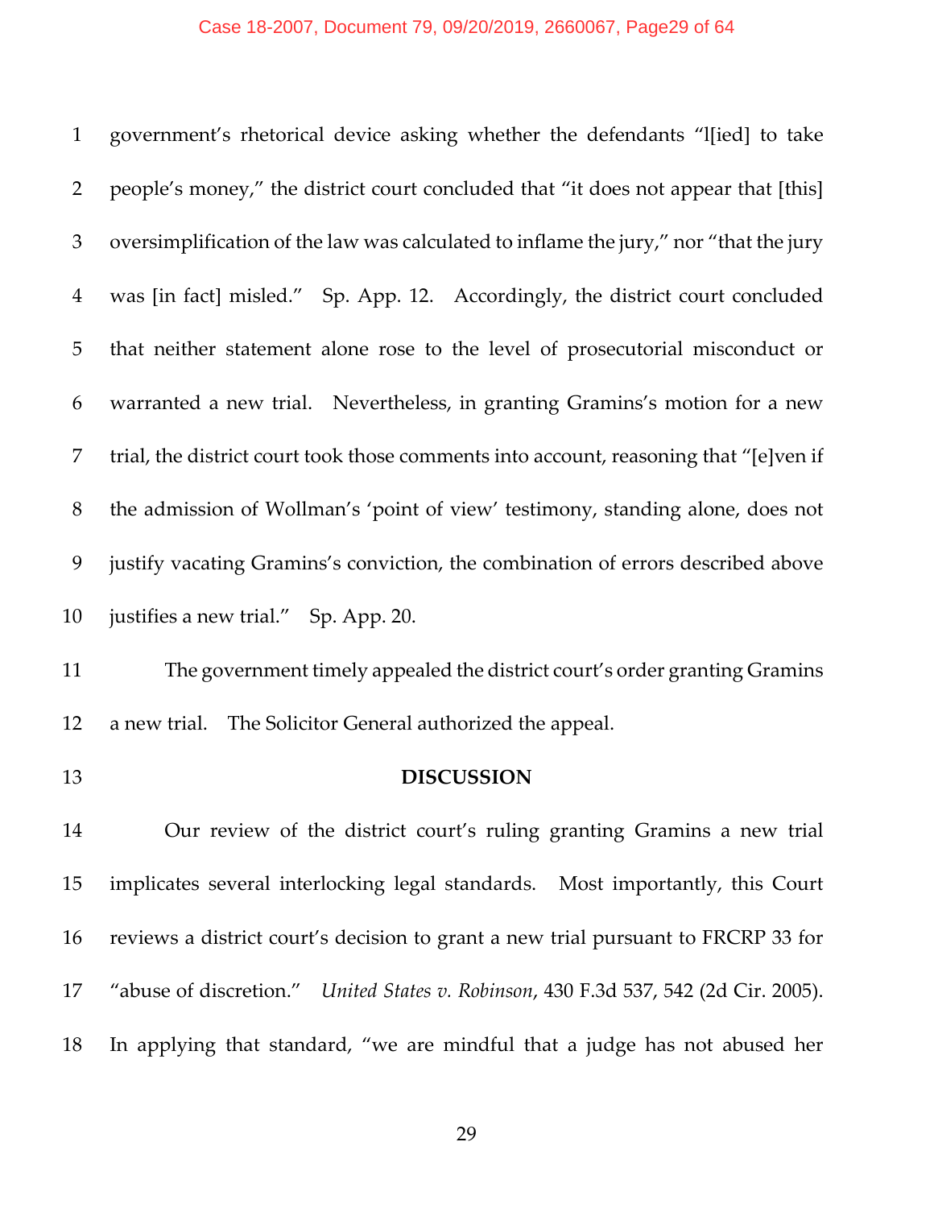government's rhetorical device asking whether the defendants "l[ied] to take people's money," the district court concluded that "it does not appear that [this] oversimplification of the law was calculated to inflame the jury," nor "that the jury was [in fact] misled." Sp. App. 12. Accordingly, the district court concluded that neither statement alone rose to the level of prosecutorial misconduct or warranted a new trial. Nevertheless, in granting Gramins's motion for a new trial, the district court took those comments into account, reasoning that "[e]ven if the admission of Wollman's 'point of view' testimony, standing alone, does not justify vacating Gramins's conviction, the combination of errors described above justifies a new trial." Sp. App. 20.

The government timely appealed the district court's order granting Gramins a new trial. The Solicitor General authorized the appeal.

## DISCUSSION

Our review of the district court's ruling granting Gramins a new trial implicates several interlocking legal standards. Most importantly, this Court reviews a district court's decision to grant a new trial pursuant to FRCRP 33 for "abuse of discretion." *United States v. Robinson*, 430 F.3d 537, 542 (2d Cir. 2005). In applying that standard, "we are mindful that a judge has not abused her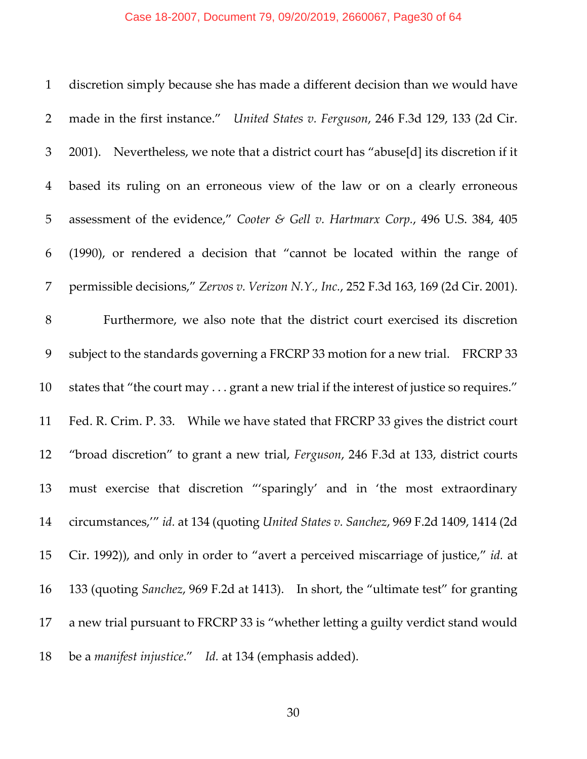discretion simply because she has made a different decision than we would have made in the first instance." *United States v. Ferguson*, 246 F.3d 129, 133 (2d Cir. 2001). Nevertheless, we note that a district court has "abuse[d] its discretion if it based its ruling on an erroneous view of the law or on a clearly erroneous assessment of the evidence," *Cooter & Gell v. Hartmarx Corp.*, 496 U.S. 384, 405 (1990), or rendered a decision that "cannot be located within the range of permissible decisions," *Zervos v. Verizon N.Y., Inc.*, 252 F.3d 163, 169 (2d Cir. 2001).

Furthermore, we also note that the district court exercised its discretion subject to the standards governing a FRCRP 33 motion for a new trial. FRCRP 33 states that "the court may . . . grant a new trial if the interest of justice so requires." Fed. R. Crim. P. 33. While we have stated that FRCRP 33 gives the district court "broad discretion" to grant a new trial, *Ferguson*, 246 F.3d at 133, district courts must exercise that discretion "'sparingly' and in 'the most extraordinary circumstances,'" *id.* at 134 (quoting *United States v. Sanchez*, 969 F.2d 1409, 1414 (2d Cir. 1992)), and only in order to "avert a perceived miscarriage of justice," *id.* at 133 (quoting *Sanchez*, 969 F.2d at 1413). In short, the "ultimate test" for granting a new trial pursuant to FRCRP 33 is "whether letting a guilty verdict stand would be a *manifest injustice*." *Id.* at 134 (emphasis added).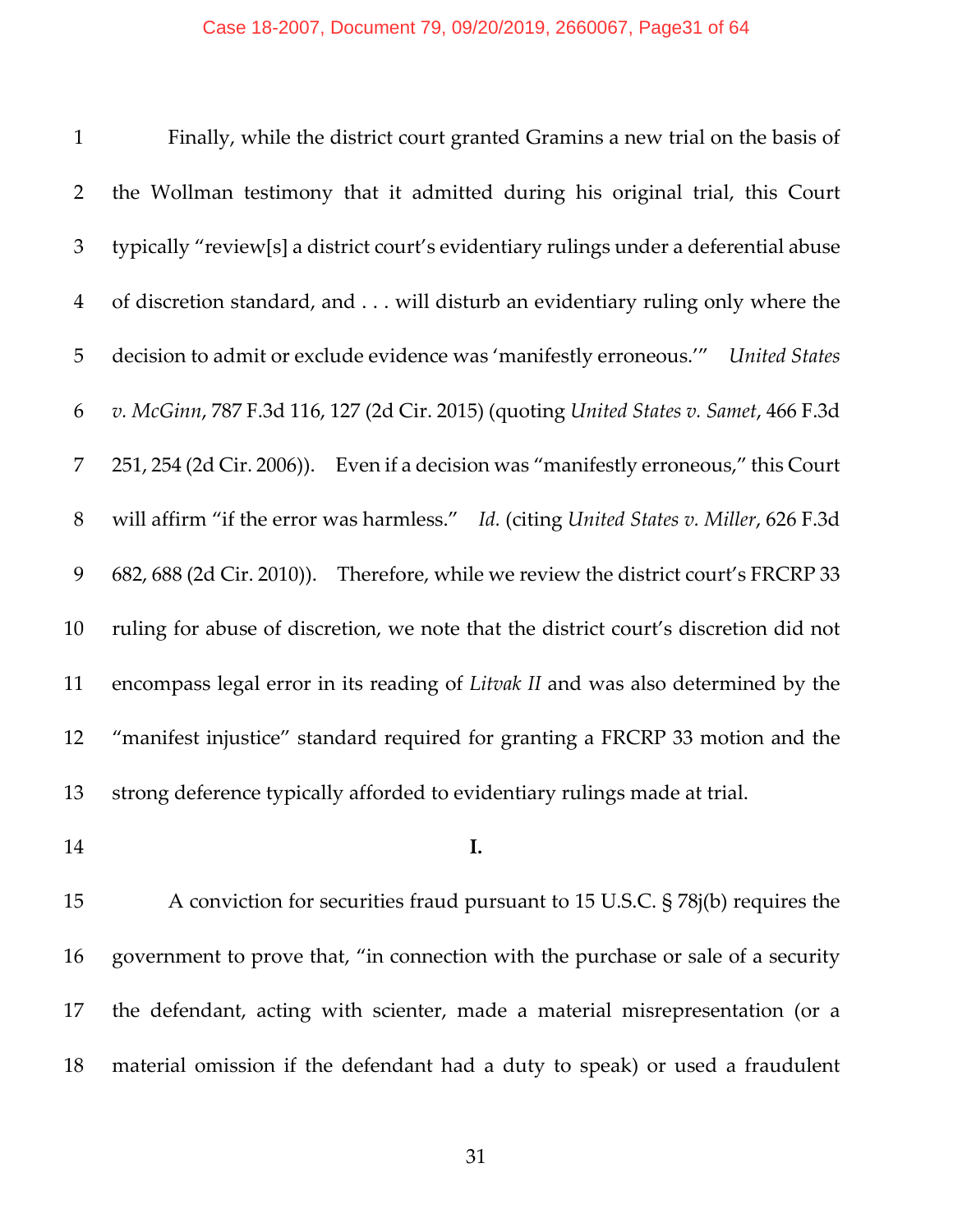Finally, while the district court granted Gramins a new trial on the basis of the Wollman testimony that it admitted during his original trial, this Court typically "review[s] a district court's evidentiary rulings under a deferential abuse of discretion standard, and . . . will disturb an evidentiary ruling only where the decision to admit or exclude evidence was 'manifestly erroneous.'" *United States v. McGinn*, 787 F.3d 116, 127 (2d Cir. 2015) (quoting *United States v. Samet*, 466 F.3d 251, 254 (2d Cir. 2006)). Even if a decision was "manifestly erroneous," this Court will affirm "if the error was harmless." *Id.* (citing *United States v. Miller*, 626 F.3d 682, 688 (2d Cir. 2010)). Therefore, while we review the district court's FRCRP 33 ruling for abuse of discretion, we note that the district court's discretion did not encompass legal error in its reading of *Litvak II* and was also determined by the "manifest injustice" standard required for granting a FRCRP 33 motion and the strong deference typically afforded to evidentiary rulings made at trial.

**I.**

A conviction for securities fraud pursuant to 15 U.S.C. § 78j(b) requires the government to prove that, "in connection with the purchase or sale of a security the defendant, acting with scienter, made a material misrepresentation (or a material omission if the defendant had a duty to speak) or used a fraudulent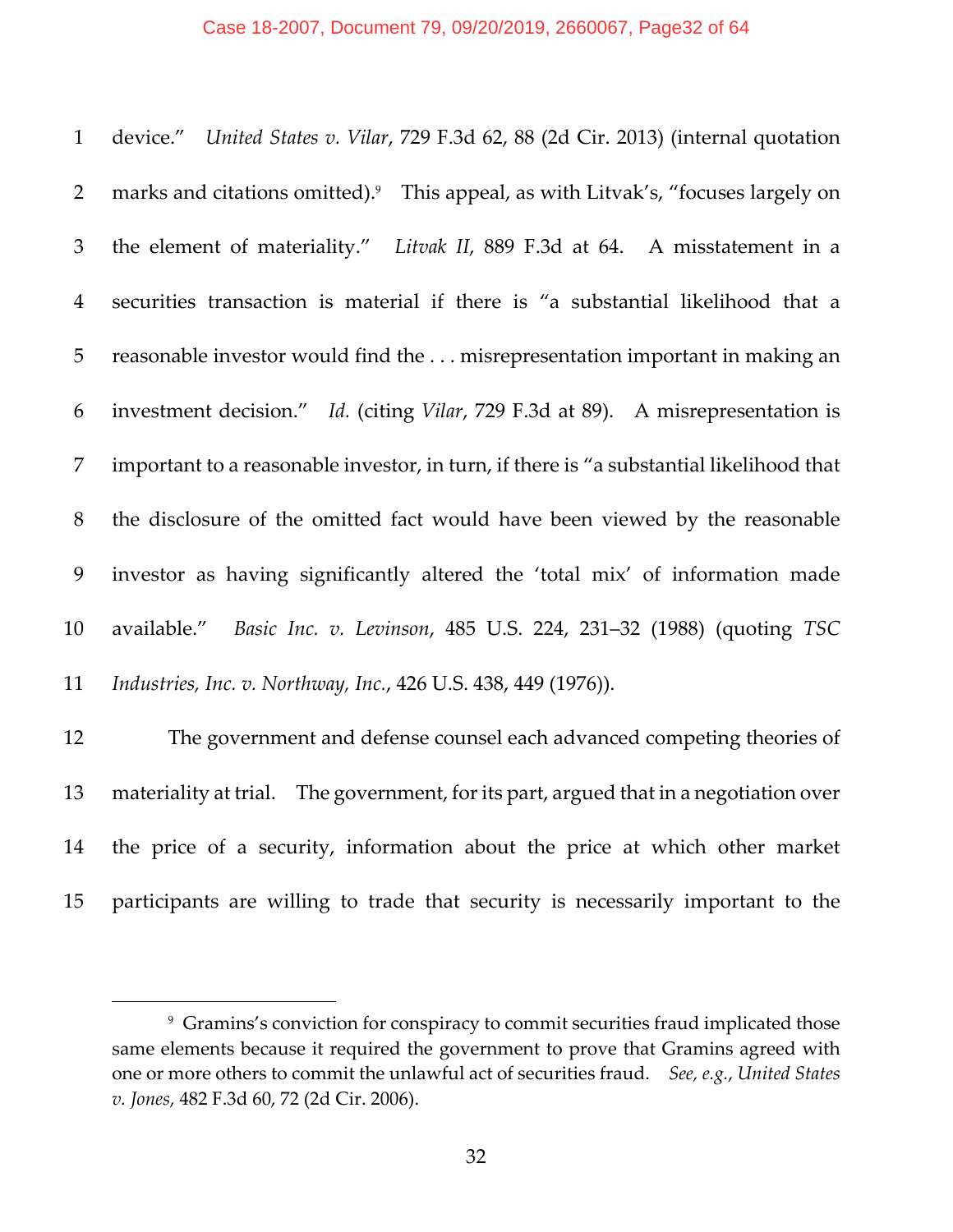device." *United States v. Vilar*, 729 F.3d 62, 88 (2d Cir. 2013) (internal quotation marks and citations omitted).[9] This appeal, as with Litvak's, "focuses largely on the element of materiality." *Litvak II*, 889 F.3d at 64. A misstatement in a securities transaction is material if there is "a substantial likelihood that a reasonable investor would find the . . . misrepresentation important in making an investment decision." *Id.* (citing *Vilar*, 729 F.3d at 89). A misrepresentation is important to a reasonable investor, in turn, if there is "a substantial likelihood that the disclosure of the omitted fact would have been viewed by the reasonable investor as having significantly altered the 'total mix' of information made available." *Basic Inc. v. Levinson*, 485 U.S. 224, 231–32 (1988) (quoting *TSC Industries, Inc. v. Northway, Inc.*, 426 U.S. 438, 449 (1976)).

The government and defense counsel each advanced competing theories of materiality at trial. The government, for its part, argued that in a negotiation over the price of a security, information about the price at which other market participants are willing to trade that security is necessarily important to the

[9] Gramins's conviction for conspiracy to commit securities fraud implicated those same elements because it required the government to prove that Gramins agreed with one or more others to commit the unlawful act of securities fraud. *See, e.g.*, *United States v. Jones*, 482 F.3d 60, 72 (2d Cir. 2006).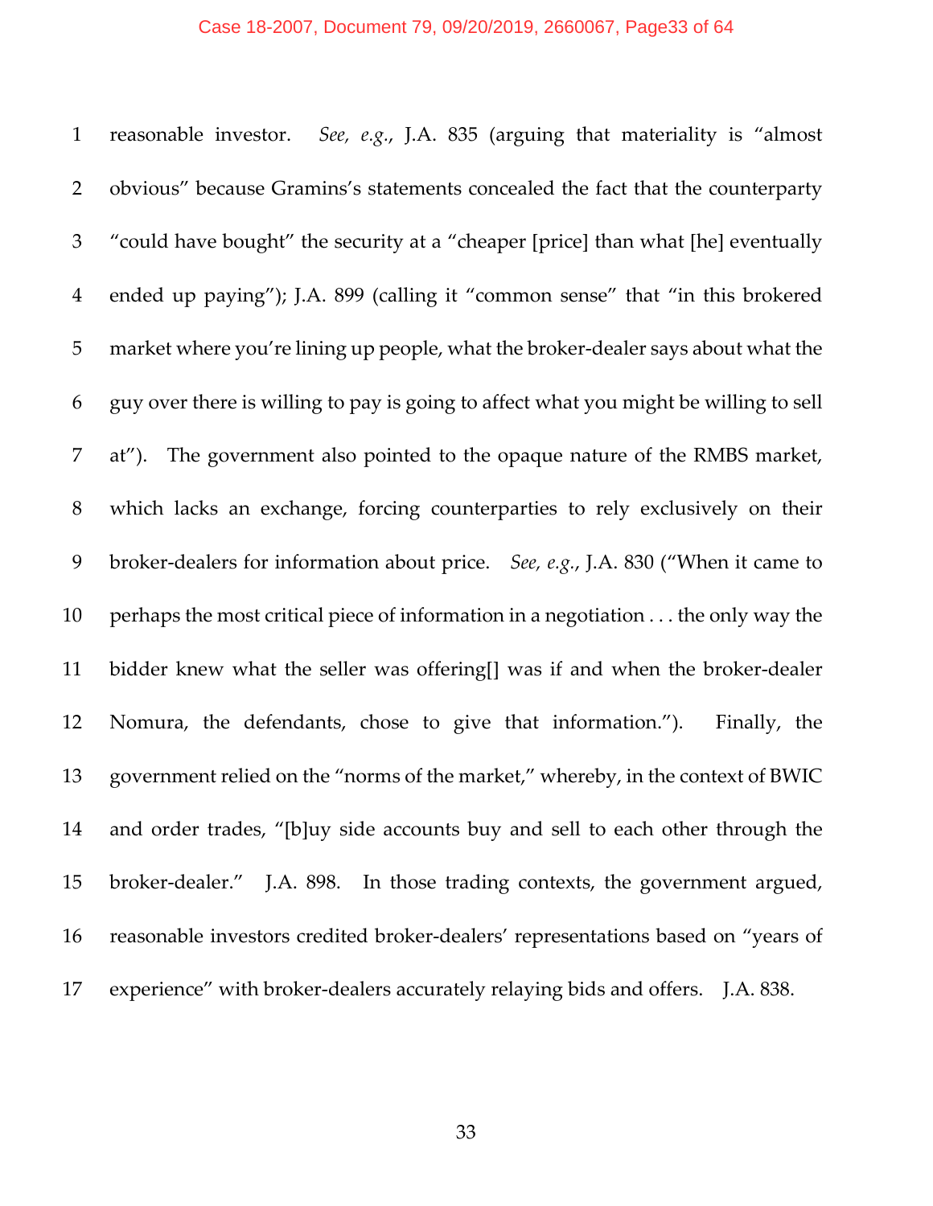reasonable investor. *See, e.g.*, J.A. 835 (arguing that materiality is "almost obvious" because Gramins's statements concealed the fact that the counterparty "could have bought" the security at a "cheaper [price] than what [he] eventually ended up paying"); J.A. 899 (calling it "common sense" that "in this brokered market where you're lining up people, what the broker-dealer says about what the guy over there is willing to pay is going to affect what you might be willing to sell at"). The government also pointed to the opaque nature of the RMBS market, which lacks an exchange, forcing counterparties to rely exclusively on their broker-dealers for information about price. *See, e.g.*, J.A. 830 ("When it came to perhaps the most critical piece of information in a negotiation . . . the only way the bidder knew what the seller was offering[] was if and when the broker-dealer Nomura, the defendants, chose to give that information."). Finally, the government relied on the "norms of the market," whereby, in the context of BWIC and order trades, "[b]uy side accounts buy and sell to each other through the broker-dealer." J.A. 898. In those trading contexts, the government argued, reasonable investors credited broker-dealers' representations based on "years of experience" with broker-dealers accurately relaying bids and offers. J.A. 838.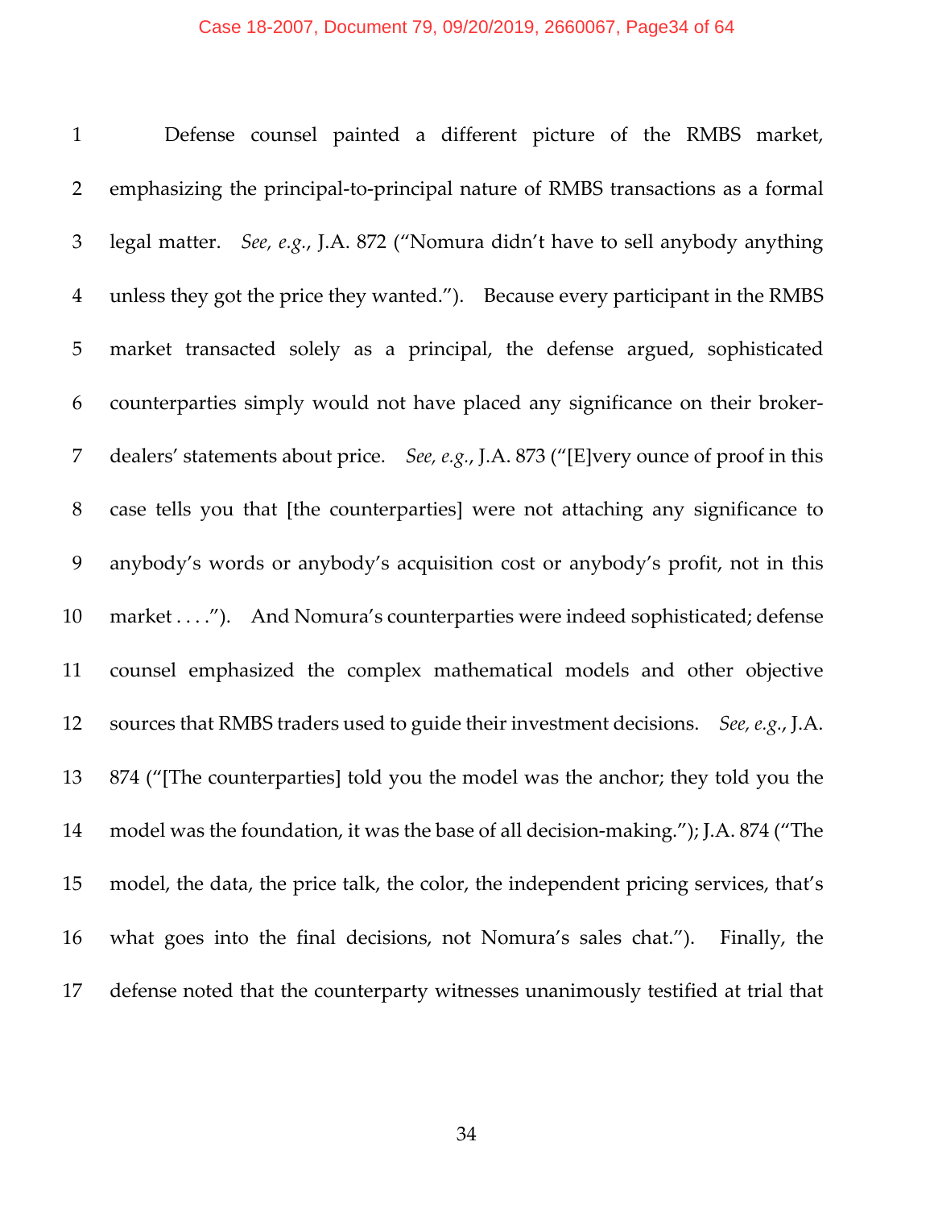Defense counsel painted a different picture of the RMBS market, emphasizing the principal-to-principal nature of RMBS transactions as a formal legal matter. *See, e.g.*, J.A. 872 ("Nomura didn't have to sell anybody anything unless they got the price they wanted."). Because every participant in the RMBS market transacted solely as a principal, the defense argued, sophisticated counterparties simply would not have placed any significance on their broker-dealers' statements about price. *See, e.g.*, J.A. 873 ("[E]very ounce of proof in this case tells you that [the counterparties] were not attaching any significance to anybody's words or anybody's acquisition cost or anybody's profit, not in this market . . . ."). And Nomura's counterparties were indeed sophisticated; defense counsel emphasized the complex mathematical models and other objective sources that RMBS traders used to guide their investment decisions. *See, e.g.*, J.A. 874 ("[The counterparties] told you the model was the anchor; they told you the model was the foundation, it was the base of all decision-making."); J.A. 874 ("The model, the data, the price talk, the color, the independent pricing services, that's what goes into the final decisions, not Nomura's sales chat."). Finally, the defense noted that the counterparty witnesses unanimously testified at trial that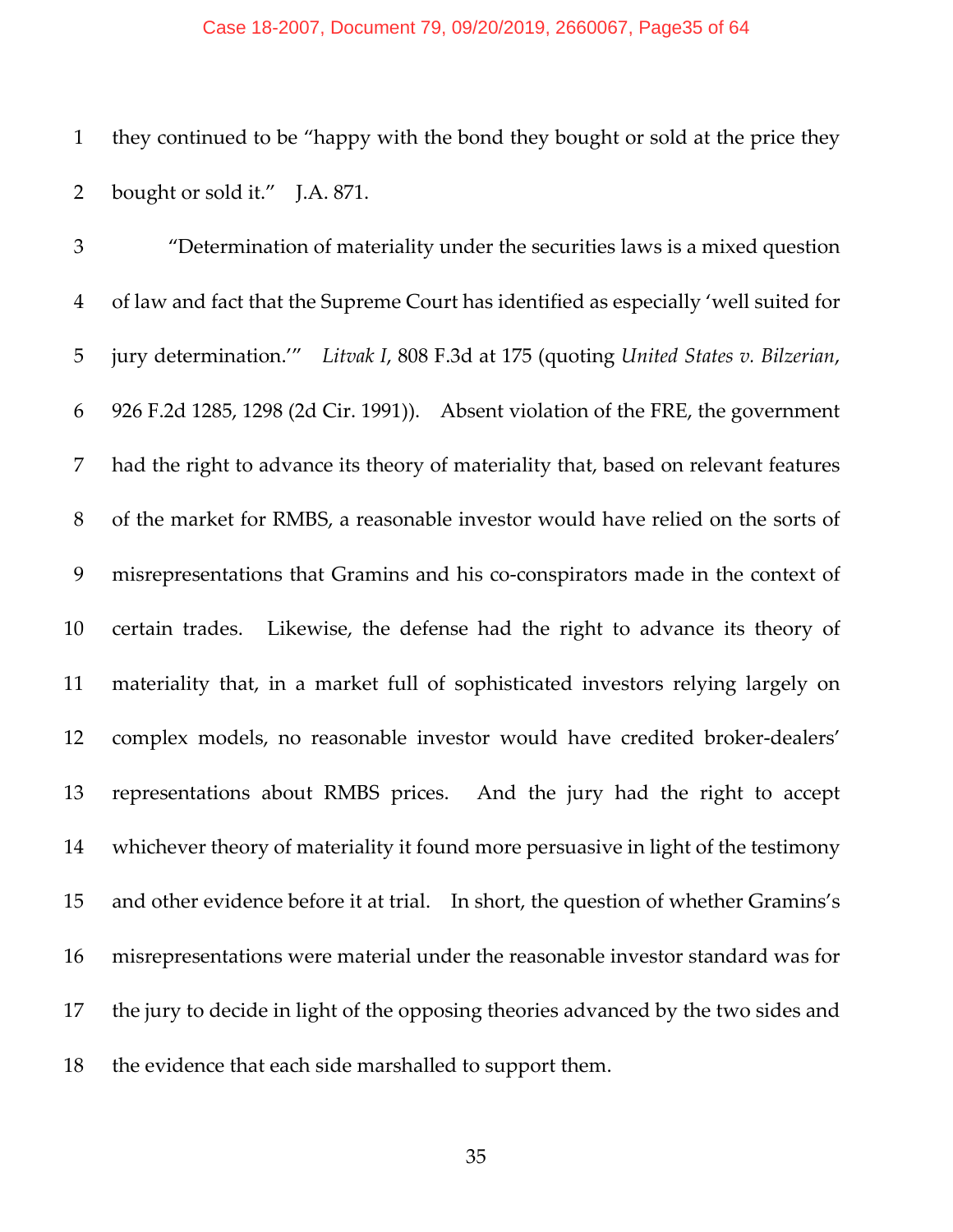they continued to be "happy with the bond they bought or sold at the price they bought or sold it." J.A. 871.

"Determination of materiality under the securities laws is a mixed question of law and fact that the Supreme Court has identified as especially 'well suited for jury determination.'" *Litvak I*, 808 F.3d at 175 (quoting *United States v. Bilzerian*, 926 F.2d 1285, 1298 (2d Cir. 1991)). Absent violation of the FRE, the government had the right to advance its theory of materiality that, based on relevant features of the market for RMBS, a reasonable investor would have relied on the sorts of misrepresentations that Gramins and his co-conspirators made in the context of certain trades. Likewise, the defense had the right to advance its theory of materiality that, in a market full of sophisticated investors relying largely on complex models, no reasonable investor would have credited broker-dealers' representations about RMBS prices. And the jury had the right to accept whichever theory of materiality it found more persuasive in light of the testimony and other evidence before it at trial. In short, the question of whether Gramins's misrepresentations were material under the reasonable investor standard was for the jury to decide in light of the opposing theories advanced by the two sides and the evidence that each side marshalled to support them.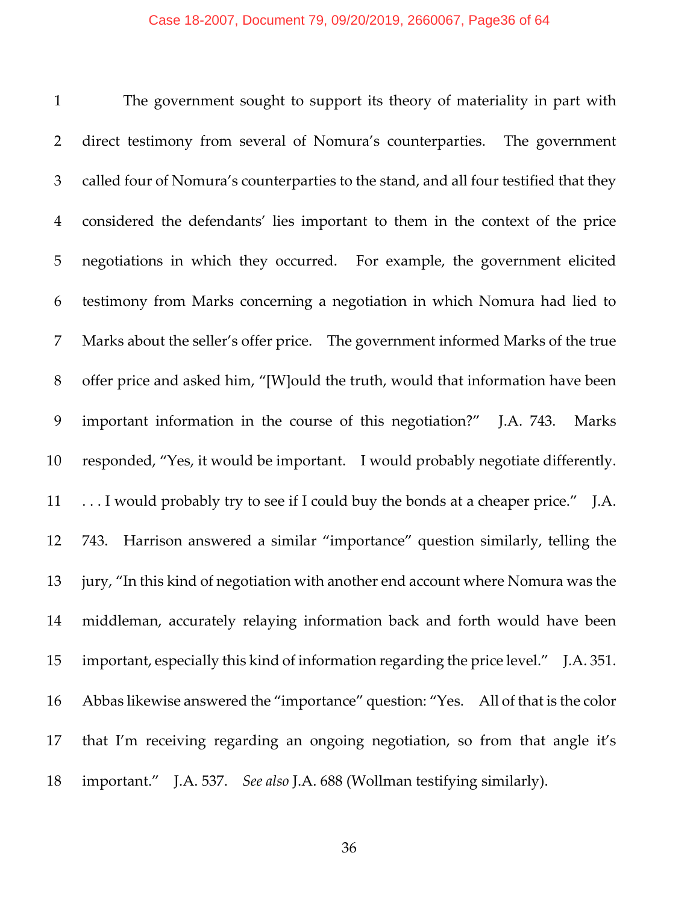The government sought to support its theory of materiality in part with direct testimony from several of Nomura's counterparties. The government called four of Nomura's counterparties to the stand, and all four testified that they considered the defendants' lies important to them in the context of the price negotiations in which they occurred. For example, the government elicited testimony from Marks concerning a negotiation in which Nomura had lied to Marks about the seller's offer price. The government informed Marks of the true offer price and asked him, "[W]ould the truth, would that information have been important information in the course of this negotiation?" J.A. 743. Marks responded, "Yes, it would be important. I would probably negotiate differently. . . . I would probably try to see if I could buy the bonds at a cheaper price." J.A. 743. Harrison answered a similar "importance" question similarly, telling the jury, "In this kind of negotiation with another end account where Nomura was the middleman, accurately relaying information back and forth would have been important, especially this kind of information regarding the price level." J.A. 351. Abbas likewise answered the "importance" question: "Yes. All of that is the color that I'm receiving regarding an ongoing negotiation, so from that angle it's important." J.A. 537. *See also* J.A. 688 (Wollman testifying similarly).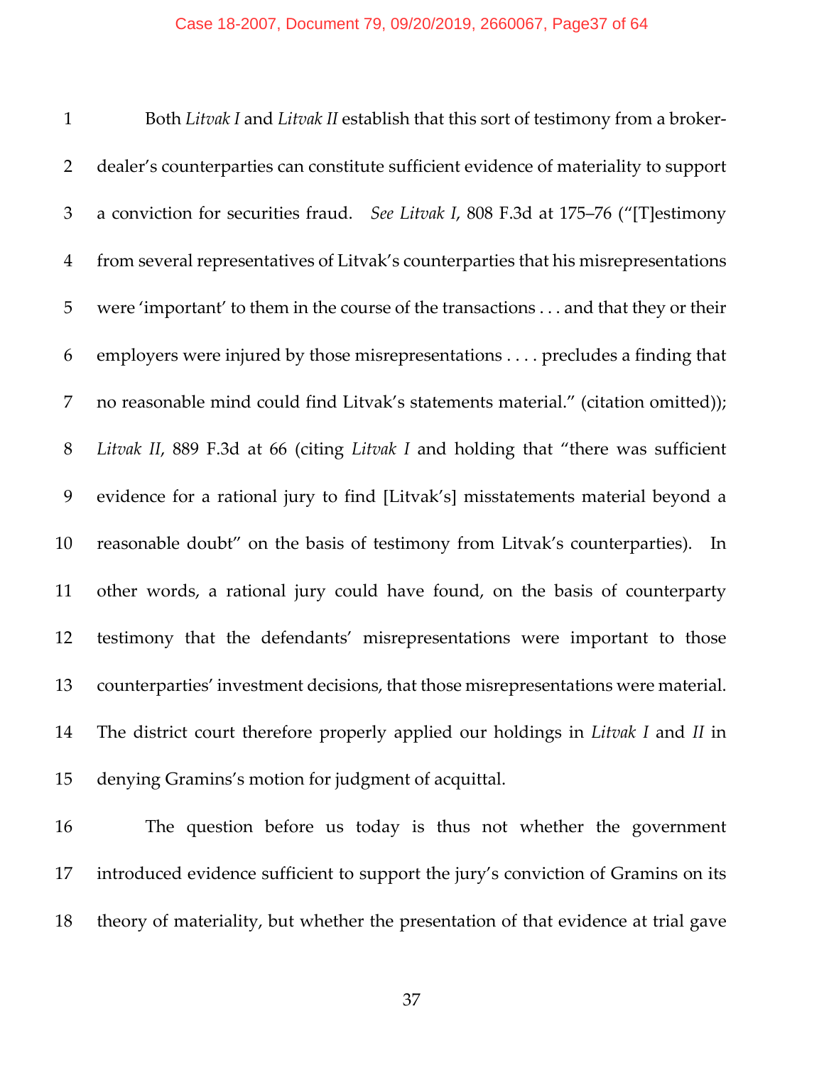Both *Litvak I* and *Litvak II* establish that this sort of testimony from a broker-dealer's counterparties can constitute sufficient evidence of materiality to support a conviction for securities fraud. *See Litvak I*, 808 F.3d at 175–76 ("[T]estimony from several representatives of Litvak's counterparties that his misrepresentations were 'important' to them in the course of the transactions . . . and that they or their employers were injured by those misrepresentations . . . . precludes a finding that no reasonable mind could find Litvak's statements material." (citation omitted)); *Litvak II*, 889 F.3d at 66 (citing *Litvak I* and holding that "there was sufficient evidence for a rational jury to find [Litvak's] misstatements material beyond a reasonable doubt" on the basis of testimony from Litvak's counterparties). In other words, a rational jury could have found, on the basis of counterparty testimony that the defendants' misrepresentations were important to those counterparties' investment decisions, that those misrepresentations were material. The district court therefore properly applied our holdings in *Litvak I* and *II* in denying Gramins's motion for judgment of acquittal.

The question before us today is thus not whether the government introduced evidence sufficient to support the jury's conviction of Gramins on its theory of materiality, but whether the presentation of that evidence at trial gave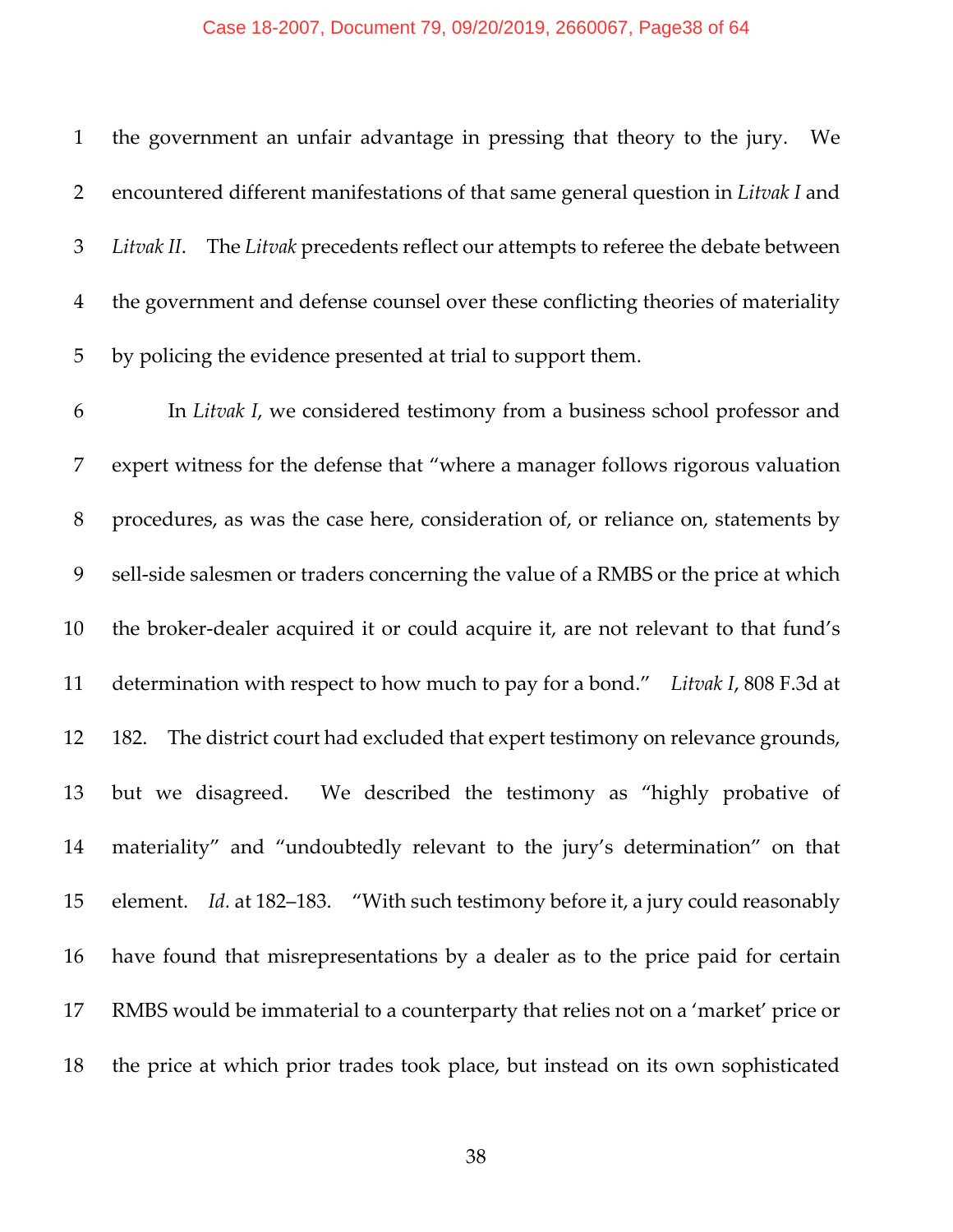the government an unfair advantage in pressing that theory to the jury. We encountered different manifestations of that same general question in *Litvak I* and *Litvak II*. The *Litvak* precedents reflect our attempts to referee the debate between the government and defense counsel over these conflicting theories of materiality by policing the evidence presented at trial to support them.

In *Litvak I*, we considered testimony from a business school professor and expert witness for the defense that "where a manager follows rigorous valuation procedures, as was the case here, consideration of, or reliance on, statements by sell-side salesmen or traders concerning the value of a RMBS or the price at which the broker-dealer acquired it or could acquire it, are not relevant to that fund's determination with respect to how much to pay for a bond." *Litvak I*, 808 F.3d at 182. The district court had excluded that expert testimony on relevance grounds, but we disagreed. We described the testimony as "highly probative of materiality" and "undoubtedly relevant to the jury's determination" on that element. *Id.* at 182–183. "With such testimony before it, a jury could reasonably have found that misrepresentations by a dealer as to the price paid for certain RMBS would be immaterial to a counterparty that relies not on a 'market' price or the price at which prior trades took place, but instead on its own sophisticated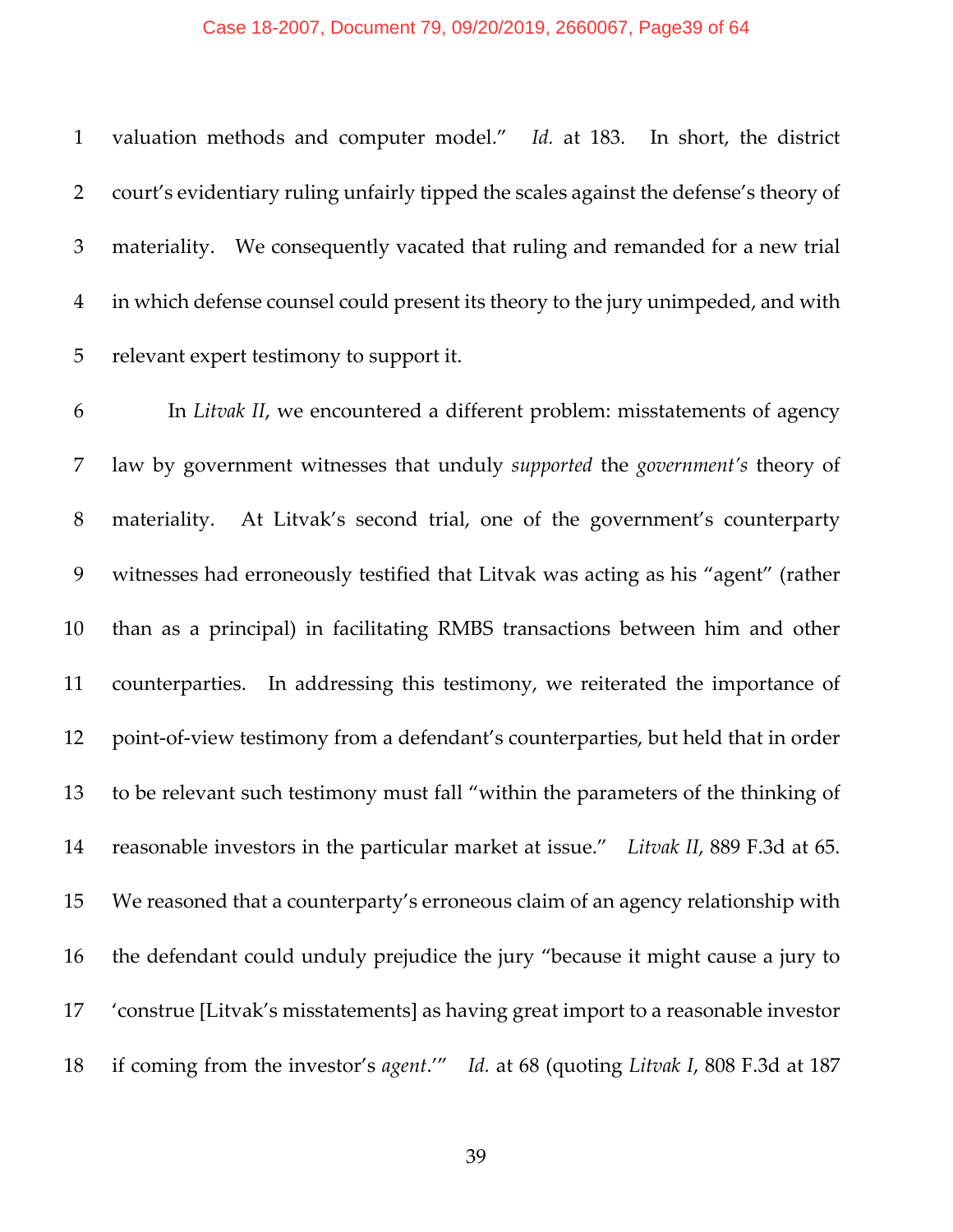valuation methods and computer model." *Id.* at 183. In short, the district court's evidentiary ruling unfairly tipped the scales against the defense's theory of materiality. We consequently vacated that ruling and remanded for a new trial in which defense counsel could present its theory to the jury unimpeded, and with relevant expert testimony to support it.

In *Litvak II*, we encountered a different problem: misstatements of agency law by government witnesses that unduly *supported* the *government's* theory of materiality. At Litvak's second trial, one of the government's counterparty witnesses had erroneously testified that Litvak was acting as his "agent" (rather than as a principal) in facilitating RMBS transactions between him and other counterparties. In addressing this testimony, we reiterated the importance of point-of-view testimony from a defendant's counterparties, but held that in order to be relevant such testimony must fall "within the parameters of the thinking of reasonable investors in the particular market at issue." *Litvak II*, 889 F.3d at 65. We reasoned that a counterparty's erroneous claim of an agency relationship with the defendant could unduly prejudice the jury "because it might cause a jury to 'construe [Litvak's misstatements] as having great import to a reasonable investor if coming from the investor's *agent*.'" *Id.* at 68 (quoting *Litvak I*, 808 F.3d at 187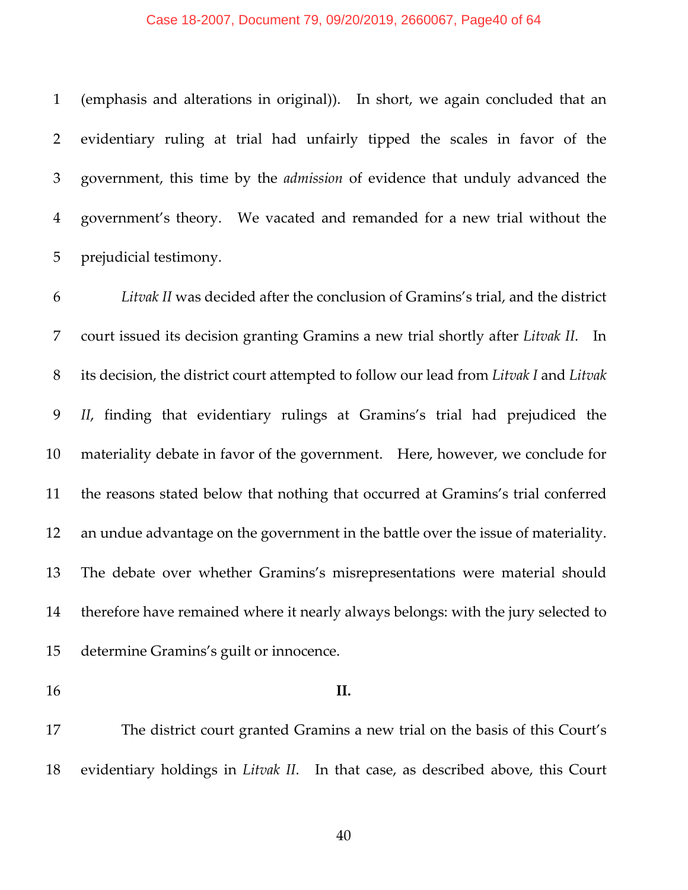(emphasis and alterations in original)). In short, we again concluded that an evidentiary ruling at trial had unfairly tipped the scales in favor of the government, this time by the *admission* of evidence that unduly advanced the government's theory. We vacated and remanded for a new trial without the prejudicial testimony.

*Litvak II* was decided after the conclusion of Gramins's trial, and the district court issued its decision granting Gramins a new trial shortly after *Litvak II*. In its decision, the district court attempted to follow our lead from *Litvak I* and *Litvak II*, finding that evidentiary rulings at Gramins's trial had prejudiced the materiality debate in favor of the government. Here, however, we conclude for the reasons stated below that nothing that occurred at Gramins's trial conferred an undue advantage on the government in the battle over the issue of materiality. The debate over whether Gramins's misrepresentations were material should therefore have remained where it nearly always belongs: with the jury selected to determine Gramins's guilt or innocence.

## II.

The district court granted Gramins a new trial on the basis of this Court's evidentiary holdings in *Litvak II*. In that case, as described above, this Court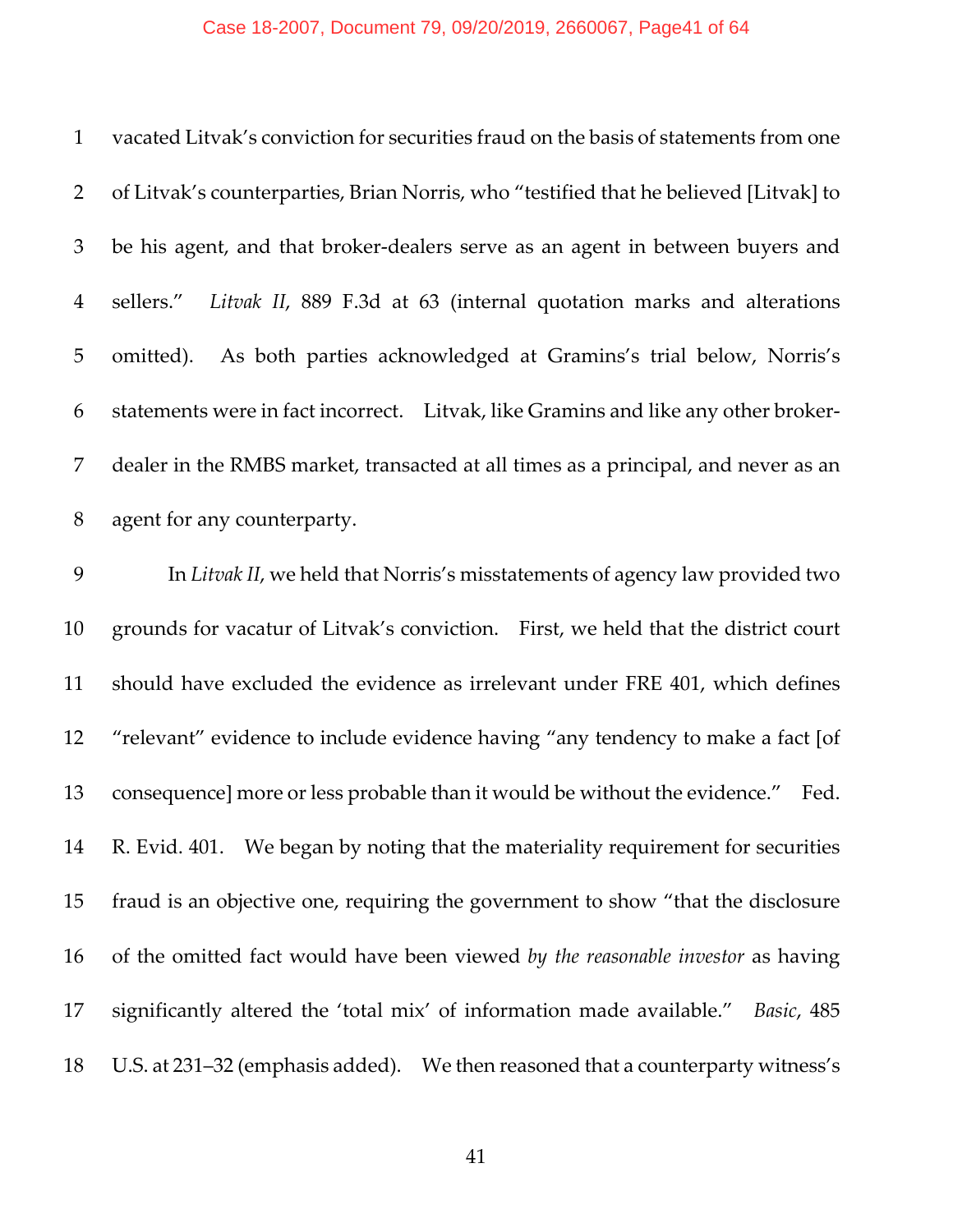vacated Litvak's conviction for securities fraud on the basis of statements from one of Litvak's counterparties, Brian Norris, who "testified that he believed [Litvak] to be his agent, and that broker-dealers serve as an agent in between buyers and sellers." *Litvak II*, 889 F.3d at 63 (internal quotation marks and alterations omitted). As both parties acknowledged at Gramins's trial below, Norris's statements were in fact incorrect. Litvak, like Gramins and like any other broker-dealer in the RMBS market, transacted at all times as a principal, and never as an agent for any counterparty.

In *Litvak II*, we held that Norris's misstatements of agency law provided two grounds for vacatur of Litvak's conviction. First, we held that the district court should have excluded the evidence as irrelevant under FRE 401, which defines "relevant" evidence to include evidence having "any tendency to make a fact [of consequence] more or less probable than it would be without the evidence." Fed. R. Evid. 401. We began by noting that the materiality requirement for securities fraud is an objective one, requiring the government to show "that the disclosure of the omitted fact would have been viewed *by the reasonable investor* as having significantly altered the 'total mix' of information made available." *Basic*, 485 U.S. at 231–32 (emphasis added). We then reasoned that a counterparty witness's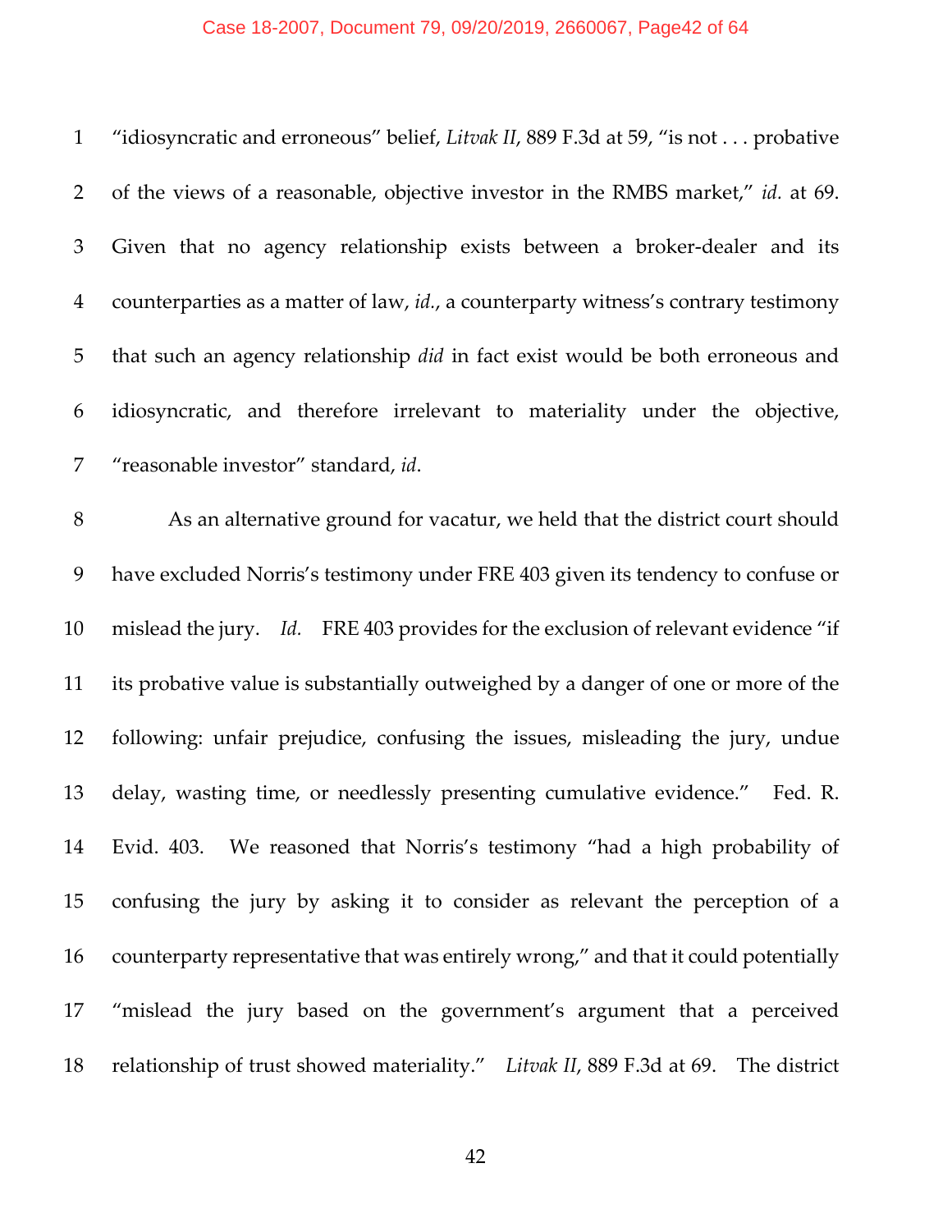"idiosyncratic and erroneous" belief, *Litvak II*, 889 F.3d at 59, "is not . . . probative of the views of a reasonable, objective investor in the RMBS market," *id.* at 69. Given that no agency relationship exists between a broker-dealer and its counterparties as a matter of law, *id.*, a counterparty witness's contrary testimony that such an agency relationship *did* in fact exist would be both erroneous and idiosyncratic, and therefore irrelevant to materiality under the objective, "reasonable investor" standard, *id.*

As an alternative ground for vacatur, we held that the district court should have excluded Norris's testimony under FRE 403 given its tendency to confuse or mislead the jury. *Id.* FRE 403 provides for the exclusion of relevant evidence "if its probative value is substantially outweighed by a danger of one or more of the following: unfair prejudice, confusing the issues, misleading the jury, undue delay, wasting time, or needlessly presenting cumulative evidence." Fed. R. Evid. 403. We reasoned that Norris's testimony "had a high probability of confusing the jury by asking it to consider as relevant the perception of a counterparty representative that was entirely wrong," and that it could potentially "mislead the jury based on the government's argument that a perceived relationship of trust showed materiality." *Litvak II*, 889 F.3d at 69. The district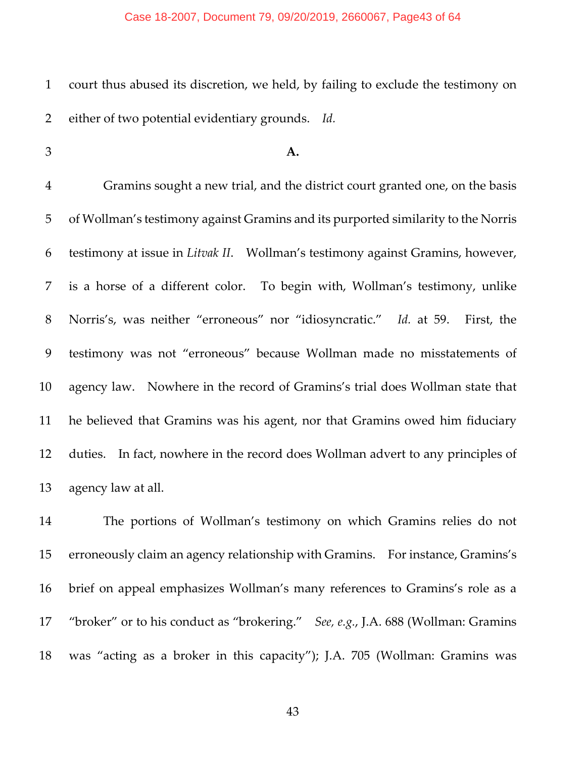court thus abused its discretion, we held, by failing to exclude the testimony on either of two potential evidentiary grounds. *Id.*

**A.**

Gramins sought a new trial, and the district court granted one, on the basis of Wollman's testimony against Gramins and its purported similarity to the Norris testimony at issue in *Litvak II*. Wollman's testimony against Gramins, however, is a horse of a different color. To begin with, Wollman's testimony, unlike Norris's, was neither "erroneous" nor "idiosyncratic." *Id.* at 59. First, the testimony was not "erroneous" because Wollman made no misstatements of agency law. Nowhere in the record of Gramins's trial does Wollman state that he believed that Gramins was his agent, nor that Gramins owed him fiduciary duties. In fact, nowhere in the record does Wollman advert to any principles of agency law at all.

The portions of Wollman's testimony on which Gramins relies do not erroneously claim an agency relationship with Gramins. For instance, Gramins's brief on appeal emphasizes Wollman's many references to Gramins's role as a "broker" or to his conduct as "brokering." *See, e.g.*, J.A. 688 (Wollman: Gramins was "acting as a broker in this capacity"); J.A. 705 (Wollman: Gramins was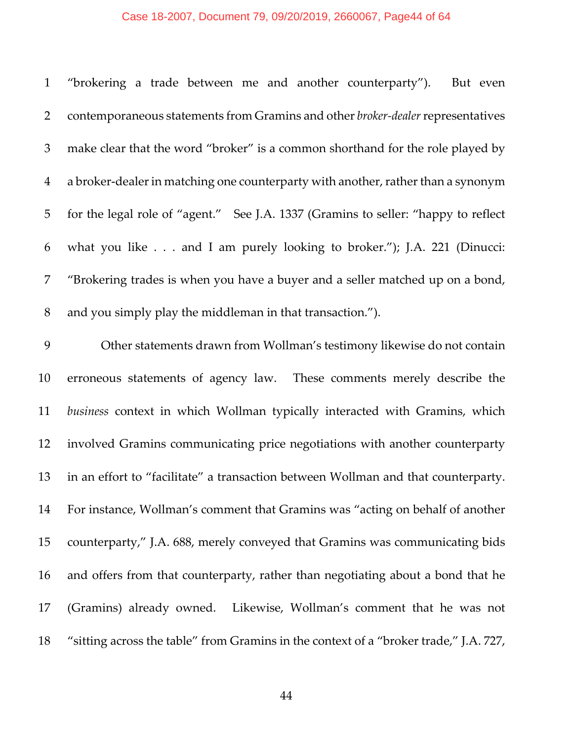"brokering a trade between me and another counterparty"). But even contemporaneous statements from Gramins and other *broker-dealer* representatives make clear that the word "broker" is a common shorthand for the role played by a broker-dealer in matching one counterparty with another, rather than a synonym for the legal role of "agent." See J.A. 1337 (Gramins to seller: "happy to reflect what you like . . . and I am purely looking to broker."); J.A. 221 (Dinucci: "Brokering trades is when you have a buyer and a seller matched up on a bond, and you simply play the middleman in that transaction.").

Other statements drawn from Wollman's testimony likewise do not contain erroneous statements of agency law. These comments merely describe the *business* context in which Wollman typically interacted with Gramins, which involved Gramins communicating price negotiations with another counterparty in an effort to "facilitate" a transaction between Wollman and that counterparty. For instance, Wollman's comment that Gramins was "acting on behalf of another counterparty," J.A. 688, merely conveyed that Gramins was communicating bids and offers from that counterparty, rather than negotiating about a bond that he (Gramins) already owned. Likewise, Wollman's comment that he was not "sitting across the table" from Gramins in the context of a "broker trade," J.A. 727,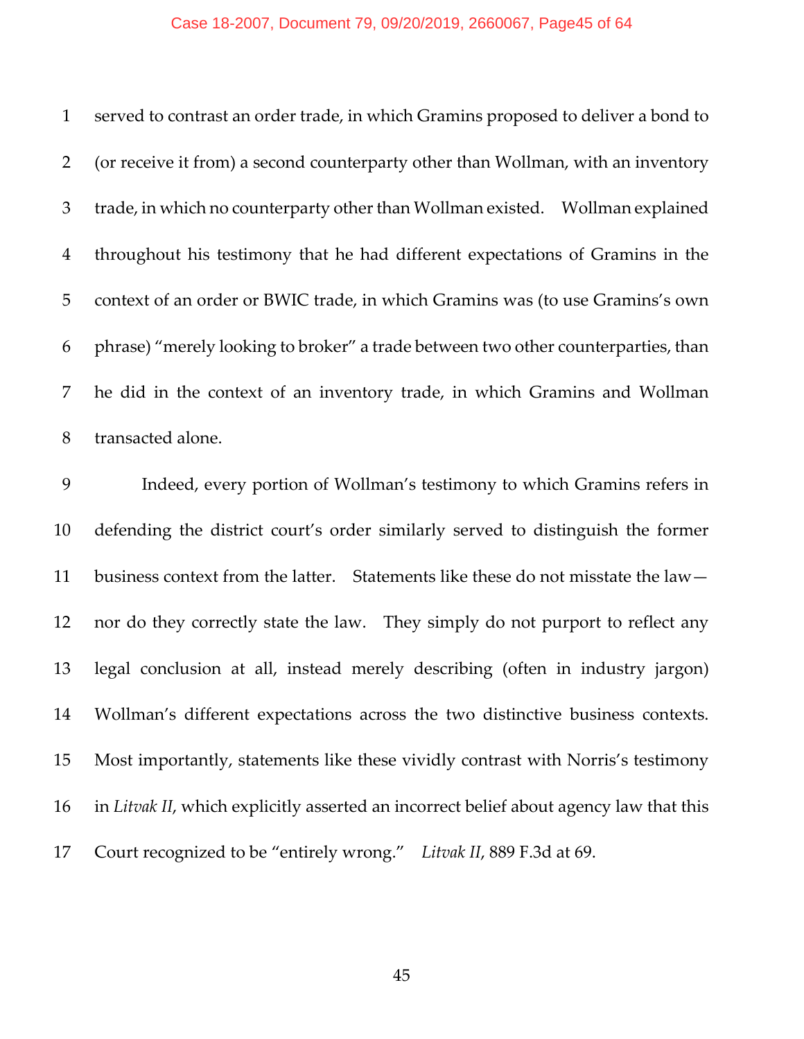served to contrast an order trade, in which Gramins proposed to deliver a bond to (or receive it from) a second counterparty other than Wollman, with an inventory trade, in which no counterparty other than Wollman existed. Wollman explained throughout his testimony that he had different expectations of Gramins in the context of an order or BWIC trade, in which Gramins was (to use Gramins's own phrase) "merely looking to broker" a trade between two other counterparties, than he did in the context of an inventory trade, in which Gramins and Wollman transacted alone.

Indeed, every portion of Wollman's testimony to which Gramins refers in defending the district court's order similarly served to distinguish the former business context from the latter. Statements like these do not misstate the law—nor do they correctly state the law. They simply do not purport to reflect any legal conclusion at all, instead merely describing (often in industry jargon) Wollman's different expectations across the two distinctive business contexts. Most importantly, statements like these vividly contrast with Norris's testimony in *Litvak II*, which explicitly asserted an incorrect belief about agency law that this Court recognized to be "entirely wrong." *Litvak II*, 889 F.3d at 69.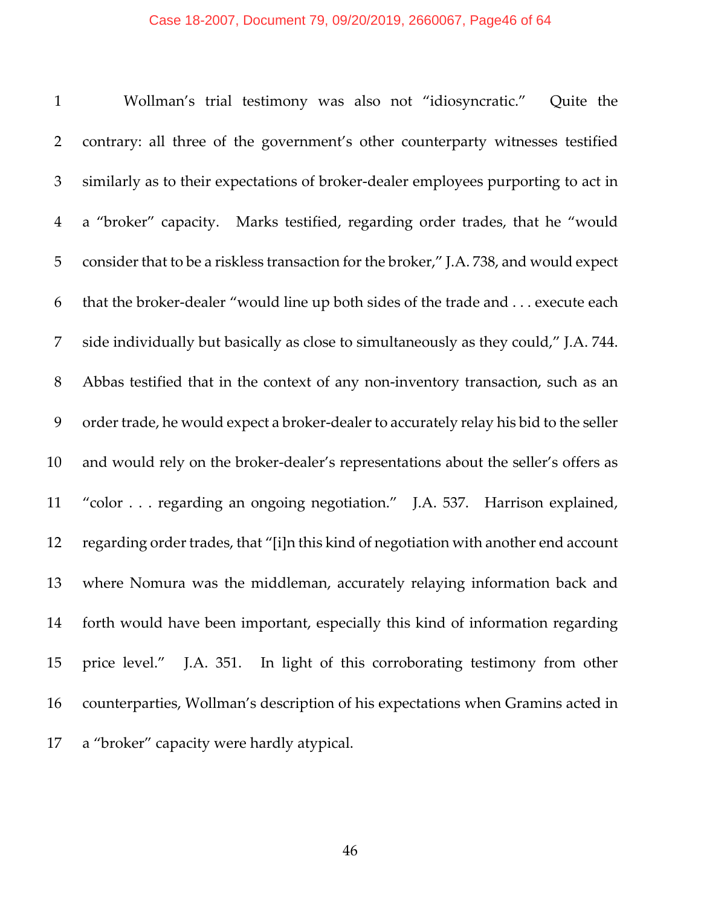Wollman's trial testimony was also not "idiosyncratic." Quite the contrary: all three of the government's other counterparty witnesses testified similarly as to their expectations of broker-dealer employees purporting to act in a "broker" capacity. Marks testified, regarding order trades, that he "would consider that to be a riskless transaction for the broker," J.A. 738, and would expect that the broker-dealer "would line up both sides of the trade and . . . execute each side individually but basically as close to simultaneously as they could," J.A. 744. Abbas testified that in the context of any non-inventory transaction, such as an order trade, he would expect a broker-dealer to accurately relay his bid to the seller and would rely on the broker-dealer's representations about the seller's offers as "color . . . regarding an ongoing negotiation." J.A. 537. Harrison explained, regarding order trades, that "[i]n this kind of negotiation with another end account where Nomura was the middleman, accurately relaying information back and forth would have been important, especially this kind of information regarding price level." J.A. 351. In light of this corroborating testimony from other counterparties, Wollman's description of his expectations when Gramins acted in a "broker" capacity were hardly atypical.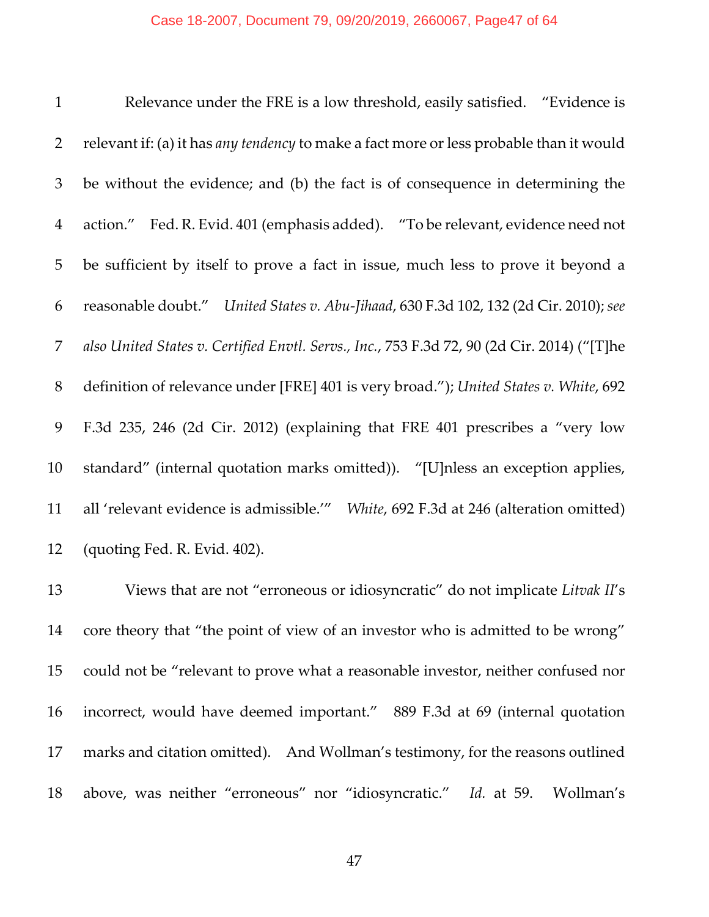Relevance under the FRE is a low threshold, easily satisfied. "Evidence is relevant if: (a) it has *any tendency* to make a fact more or less probable than it would be without the evidence; and (b) the fact is of consequence in determining the action." Fed. R. Evid. 401 (emphasis added). "To be relevant, evidence need not be sufficient by itself to prove a fact in issue, much less to prove it beyond a reasonable doubt." *United States v. Abu-Jihaad*, 630 F.3d 102, 132 (2d Cir. 2010); *see also United States v. Certified Envtl. Servs., Inc.*, 753 F.3d 72, 90 (2d Cir. 2014) ("[T]he definition of relevance under [FRE] 401 is very broad."); *United States v. White*, 692 F.3d 235, 246 (2d Cir. 2012) (explaining that FRE 401 prescribes a "very low standard" (internal quotation marks omitted)). "[U]nless an exception applies, all 'relevant evidence is admissible.'" *White*, 692 F.3d at 246 (alteration omitted) (quoting Fed. R. Evid. 402).

Views that are not "erroneous or idiosyncratic" do not implicate *Litvak II*'s core theory that "the point of view of an investor who is admitted to be wrong" could not be "relevant to prove what a reasonable investor, neither confused nor incorrect, would have deemed important." 889 F.3d at 69 (internal quotation marks and citation omitted). And Wollman's testimony, for the reasons outlined above, was neither "erroneous" nor "idiosyncratic." *Id.* at 59. Wollman's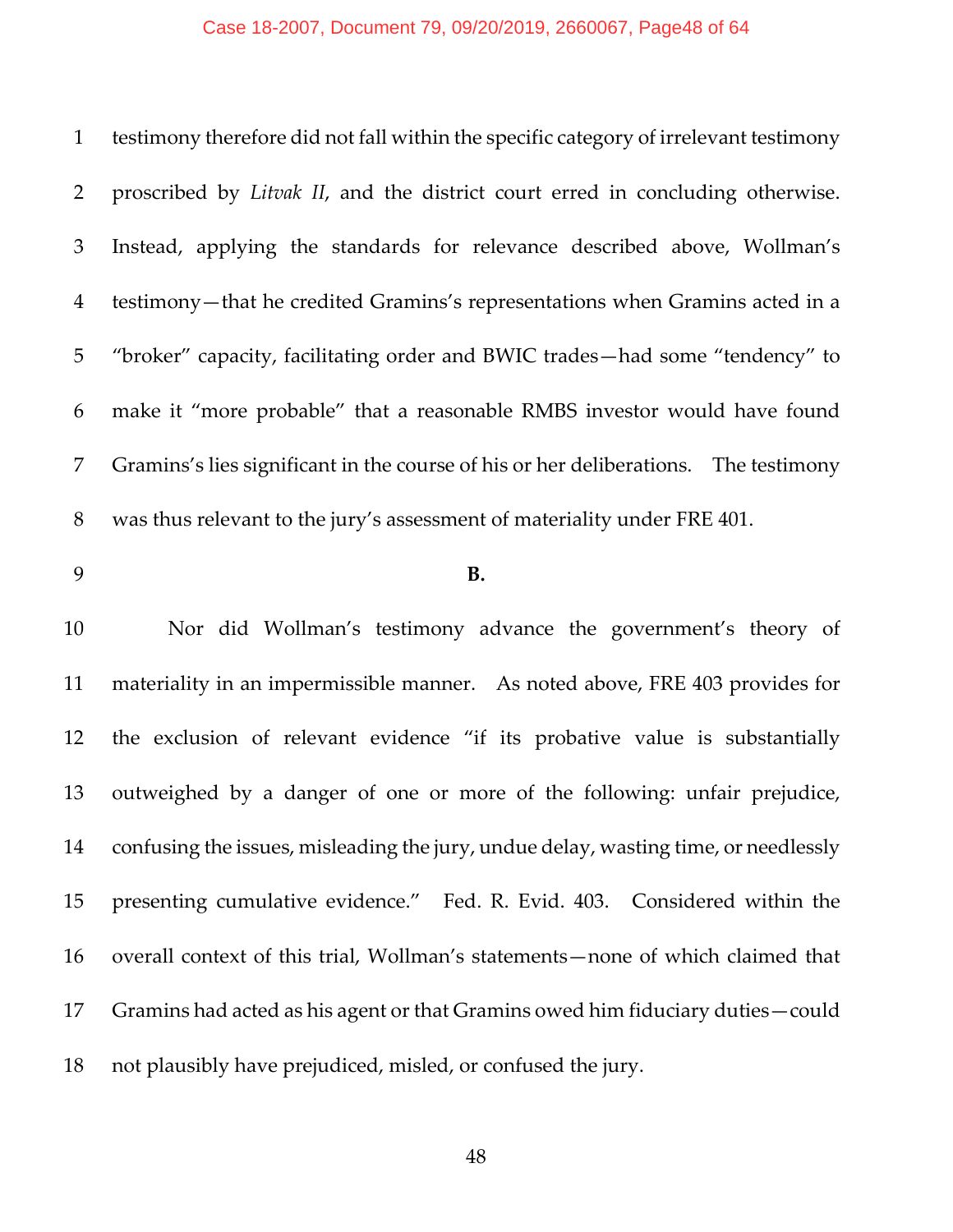testimony therefore did not fall within the specific category of irrelevant testimony proscribed by *Litvak II*, and the district court erred in concluding otherwise. Instead, applying the standards for relevance described above, Wollman's testimony—that he credited Gramins's representations when Gramins acted in a "broker" capacity, facilitating order and BWIC trades—had some "tendency" to make it "more probable" that a reasonable RMBS investor would have found Gramins's lies significant in the course of his or her deliberations. The testimony was thus relevant to the jury's assessment of materiality under FRE 401.

**B.**

Nor did Wollman's testimony advance the government's theory of materiality in an impermissible manner. As noted above, FRE 403 provides for the exclusion of relevant evidence "if its probative value is substantially outweighed by a danger of one or more of the following: unfair prejudice, confusing the issues, misleading the jury, undue delay, wasting time, or needlessly presenting cumulative evidence." Fed. R. Evid. 403. Considered within the overall context of this trial, Wollman's statements—none of which claimed that Gramins had acted as his agent or that Gramins owed him fiduciary duties—could not plausibly have prejudiced, misled, or confused the jury.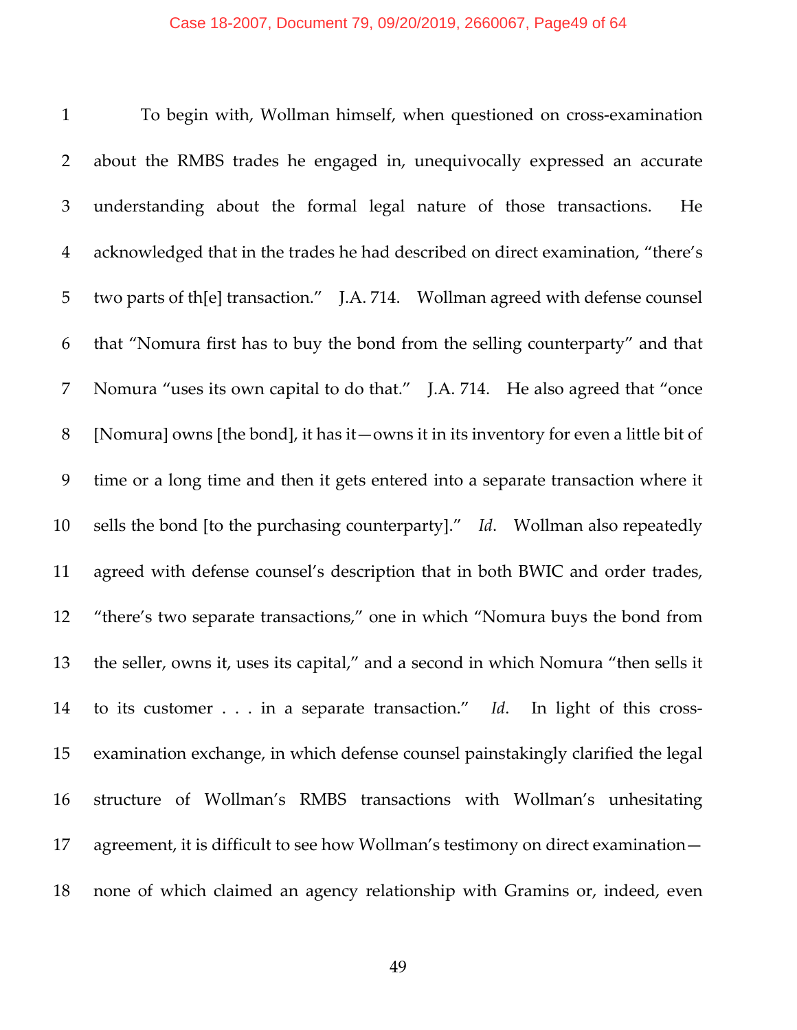To begin with, Wollman himself, when questioned on cross-examination about the RMBS trades he engaged in, unequivocally expressed an accurate understanding about the formal legal nature of those transactions. He acknowledged that in the trades he had described on direct examination, "there's two parts of th[e] transaction." J.A. 714. Wollman agreed with defense counsel that "Nomura first has to buy the bond from the selling counterparty" and that Nomura "uses its own capital to do that." J.A. 714. He also agreed that "once [Nomura] owns [the bond], it has it—owns it in its inventory for even a little bit of time or a long time and then it gets entered into a separate transaction where it sells the bond [to the purchasing counterparty]." *Id*. Wollman also repeatedly agreed with defense counsel's description that in both BWIC and order trades, "there's two separate transactions," one in which "Nomura buys the bond from the seller, owns it, uses its capital," and a second in which Nomura "then sells it to its customer . . . in a separate transaction." *Id*. In light of this cross-examination exchange, in which defense counsel painstakingly clarified the legal structure of Wollman's RMBS transactions with Wollman's unhesitating agreement, it is difficult to see how Wollman's testimony on direct examination—none of which claimed an agency relationship with Gramins or, indeed, even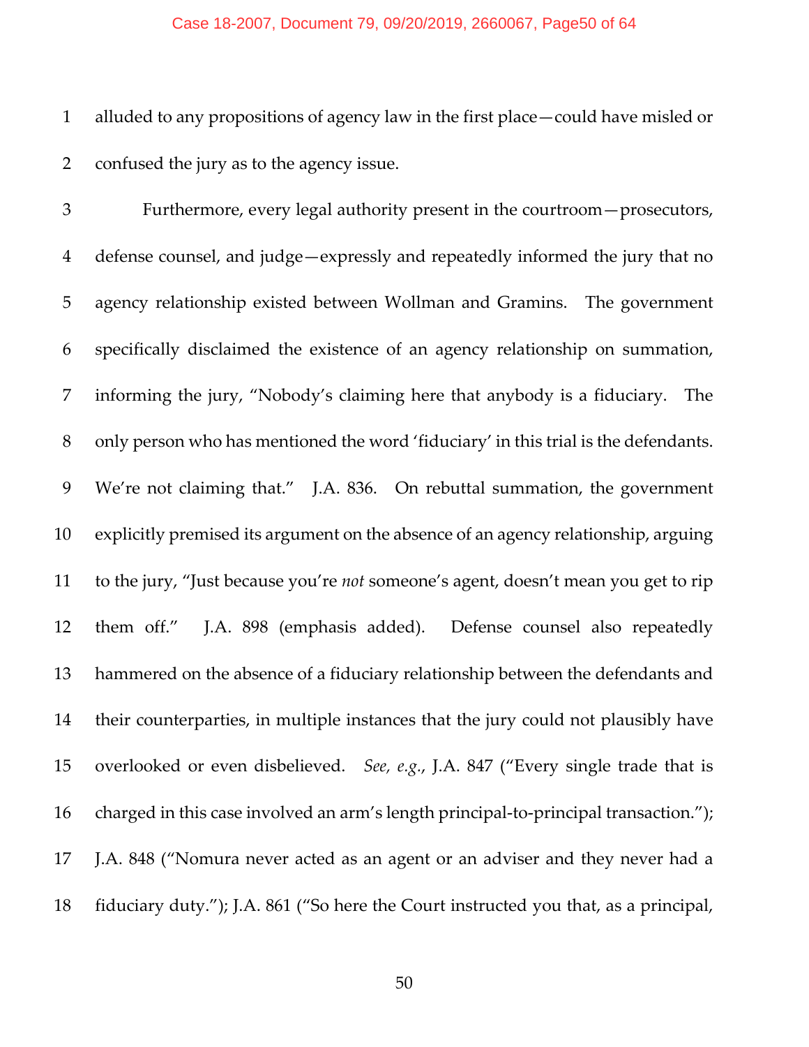alluded to any propositions of agency law in the first place—could have misled or confused the jury as to the agency issue.

Furthermore, every legal authority present in the courtroom—prosecutors, defense counsel, and judge—expressly and repeatedly informed the jury that no agency relationship existed between Wollman and Gramins. The government specifically disclaimed the existence of an agency relationship on summation, informing the jury, "Nobody's claiming here that anybody is a fiduciary. The only person who has mentioned the word 'fiduciary' in this trial is the defendants. We're not claiming that." J.A. 836. On rebuttal summation, the government explicitly premised its argument on the absence of an agency relationship, arguing to the jury, "Just because you're *not* someone's agent, doesn't mean you get to rip them off." J.A. 898 (emphasis added). Defense counsel also repeatedly hammered on the absence of a fiduciary relationship between the defendants and their counterparties, in multiple instances that the jury could not plausibly have overlooked or even disbelieved. *See, e.g.*, J.A. 847 ("Every single trade that is charged in this case involved an arm's length principal-to-principal transaction."); J.A. 848 ("Nomura never acted as an agent or an adviser and they never had a fiduciary duty."); J.A. 861 ("So here the Court instructed you that, as a principal,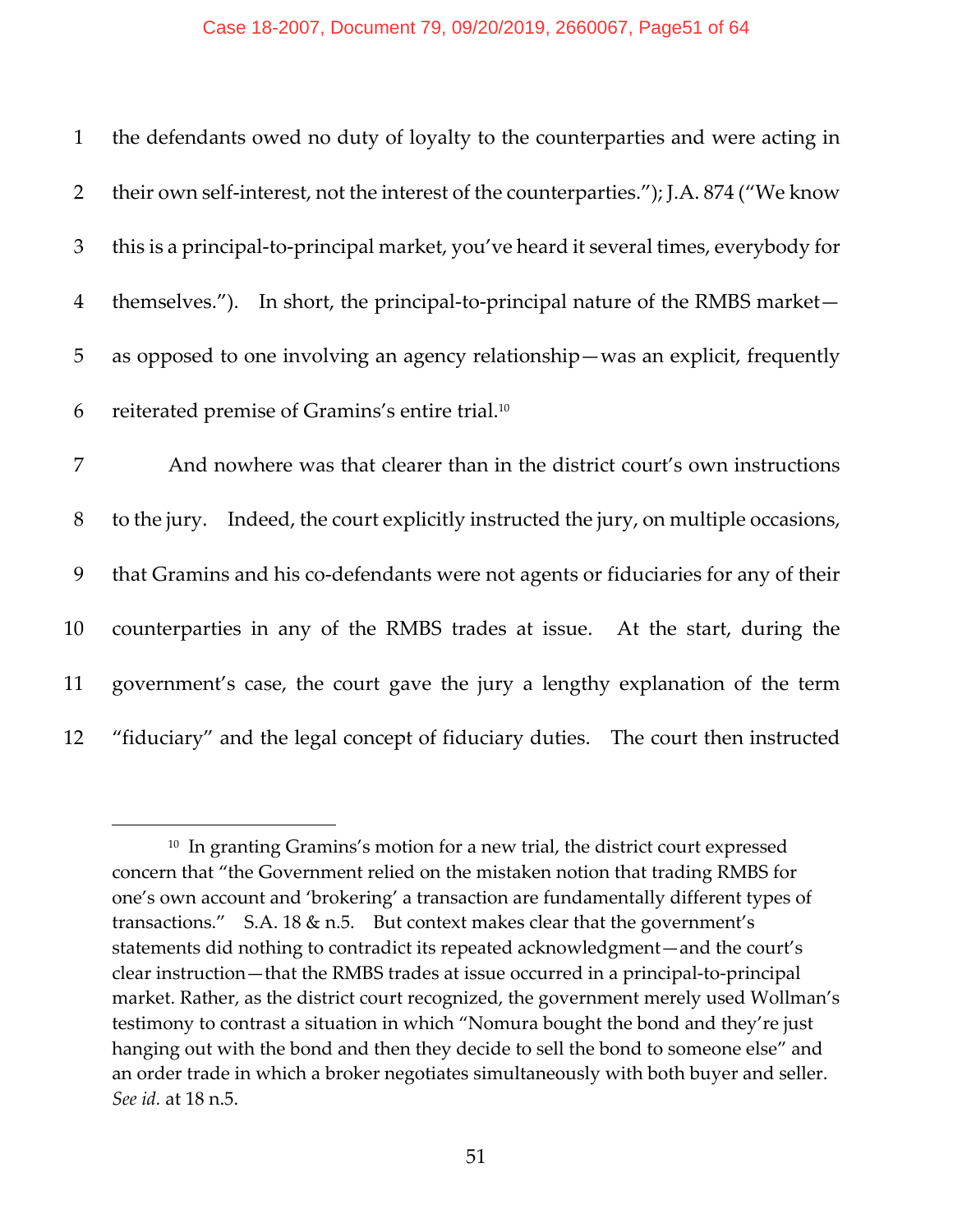the defendants owed no duty of loyalty to the counterparties and were acting in their own self-interest, not the interest of the counterparties."); J.A. 874 ("We know this is a principal-to-principal market, you've heard it several times, everybody for themselves."). In short, the principal-to-principal nature of the RMBS market—as opposed to one involving an agency relationship—was an explicit, frequently reiterated premise of Gramins's entire trial.[10]

And nowhere was that clearer than in the district court's own instructions to the jury. Indeed, the court explicitly instructed the jury, on multiple occasions, that Gramins and his co-defendants were not agents or fiduciaries for any of their counterparties in any of the RMBS trades at issue. At the start, during the government's case, the court gave the jury a lengthy explanation of the term "fiduciary" and the legal concept of fiduciary duties. The court then instructed

---

[10] In granting Gramins's motion for a new trial, the district court expressed concern that "the Government relied on the mistaken notion that trading RMBS for one's own account and 'brokering' a transaction are fundamentally different types of transactions." S.A. 18 & n.5. But context makes clear that the government's statements did nothing to contradict its repeated acknowledgment—and the court's clear instruction—that the RMBS trades at issue occurred in a principal-to-principal market. Rather, as the district court recognized, the government merely used Wollman's testimony to contrast a situation in which "Nomura bought the bond and they're just hanging out with the bond and then they decide to sell the bond to someone else" and an order trade in which a broker negotiates simultaneously with both buyer and seller. *See id.* at 18 n.5.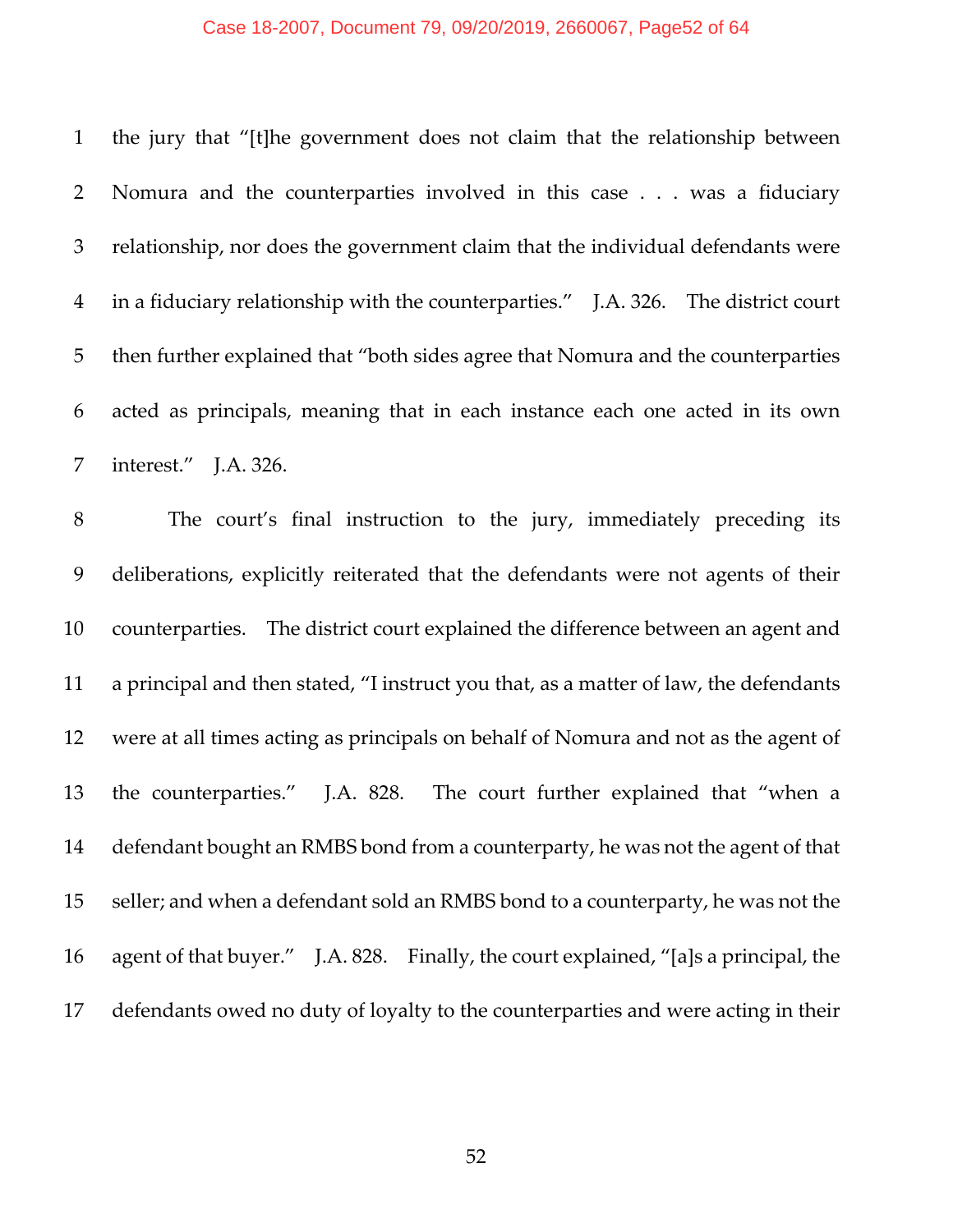the jury that "[t]he government does not claim that the relationship between Nomura and the counterparties involved in this case . . . was a fiduciary relationship, nor does the government claim that the individual defendants were in a fiduciary relationship with the counterparties." J.A. 326. The district court then further explained that "both sides agree that Nomura and the counterparties acted as principals, meaning that in each instance each one acted in its own interest." J.A. 326.

The court's final instruction to the jury, immediately preceding its deliberations, explicitly reiterated that the defendants were not agents of their counterparties. The district court explained the difference between an agent and a principal and then stated, "I instruct you that, as a matter of law, the defendants were at all times acting as principals on behalf of Nomura and not as the agent of the counterparties." J.A. 828. The court further explained that "when a defendant bought an RMBS bond from a counterparty, he was not the agent of that seller; and when a defendant sold an RMBS bond to a counterparty, he was not the agent of that buyer." J.A. 828. Finally, the court explained, "[a]s a principal, the defendants owed no duty of loyalty to the counterparties and were acting in their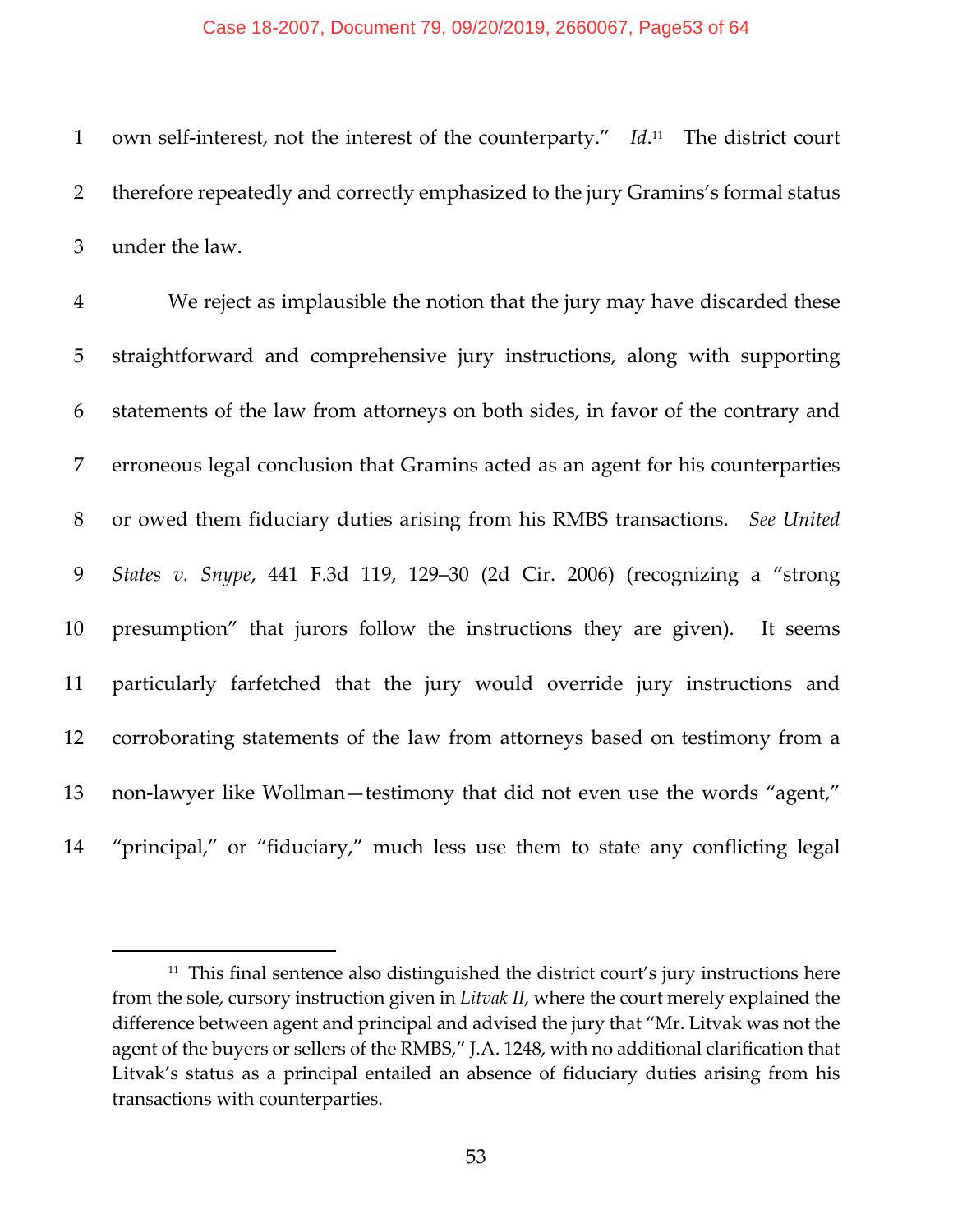own self-interest, not the interest of the counterparty." *Id*.[11] The district court therefore repeatedly and correctly emphasized to the jury Gramins's formal status under the law.

We reject as implausible the notion that the jury may have discarded these straightforward and comprehensive jury instructions, along with supporting statements of the law from attorneys on both sides, in favor of the contrary and erroneous legal conclusion that Gramins acted as an agent for his counterparties or owed them fiduciary duties arising from his RMBS transactions. *See United States v. Snype*, 441 F.3d 119, 129–30 (2d Cir. 2006) (recognizing a "strong presumption" that jurors follow the instructions they are given). It seems particularly farfetched that the jury would override jury instructions and corroborating statements of the law from attorneys based on testimony from a non-lawyer like Wollman—testimony that did not even use the words "agent," "principal," or "fiduciary," much less use them to state any conflicting legal

---

[11] This final sentence also distinguished the district court's jury instructions here from the sole, cursory instruction given in *Litvak II*, where the court merely explained the difference between agent and principal and advised the jury that "Mr. Litvak was not the agent of the buyers or sellers of the RMBS," J.A. 1248, with no additional clarification that Litvak's status as a principal entailed an absence of fiduciary duties arising from his transactions with counterparties.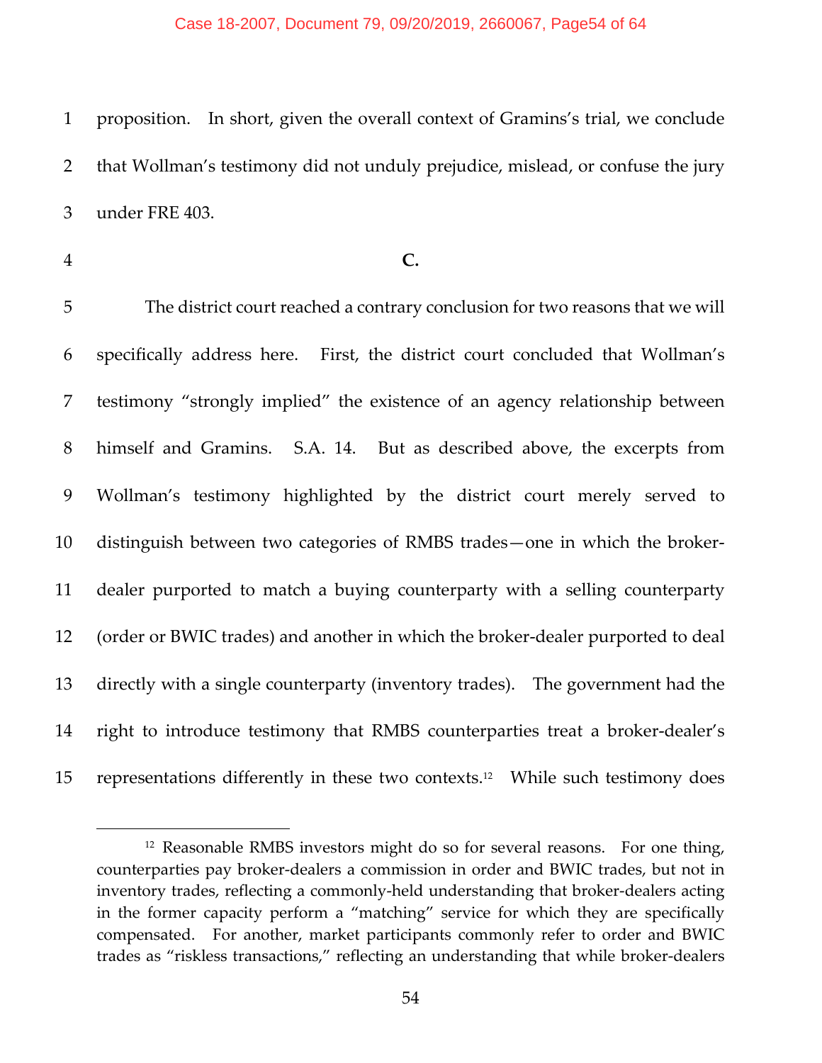proposition. In short, given the overall context of Gramins's trial, we conclude that Wollman's testimony did not unduly prejudice, mislead, or confuse the jury under FRE 403.

**C.**

The district court reached a contrary conclusion for two reasons that we will specifically address here. First, the district court concluded that Wollman's testimony "strongly implied" the existence of an agency relationship between himself and Gramins. S.A. 14. But as described above, the excerpts from Wollman's testimony highlighted by the district court merely served to distinguish between two categories of RMBS trades—one in which the broker-dealer purported to match a buying counterparty with a selling counterparty (order or BWIC trades) and another in which the broker-dealer purported to deal directly with a single counterparty (inventory trades). The government had the right to introduce testimony that RMBS counterparties treat a broker-dealer's representations differently in these two contexts.[12] While such testimony does

---

[12] Reasonable RMBS investors might do so for several reasons. For one thing, counterparties pay broker-dealers a commission in order and BWIC trades, but not in inventory trades, reflecting a commonly-held understanding that broker-dealers acting in the former capacity perform a "matching" service for which they are specifically compensated. For another, market participants commonly refer to order and BWIC trades as "riskless transactions," reflecting an understanding that while broker-dealers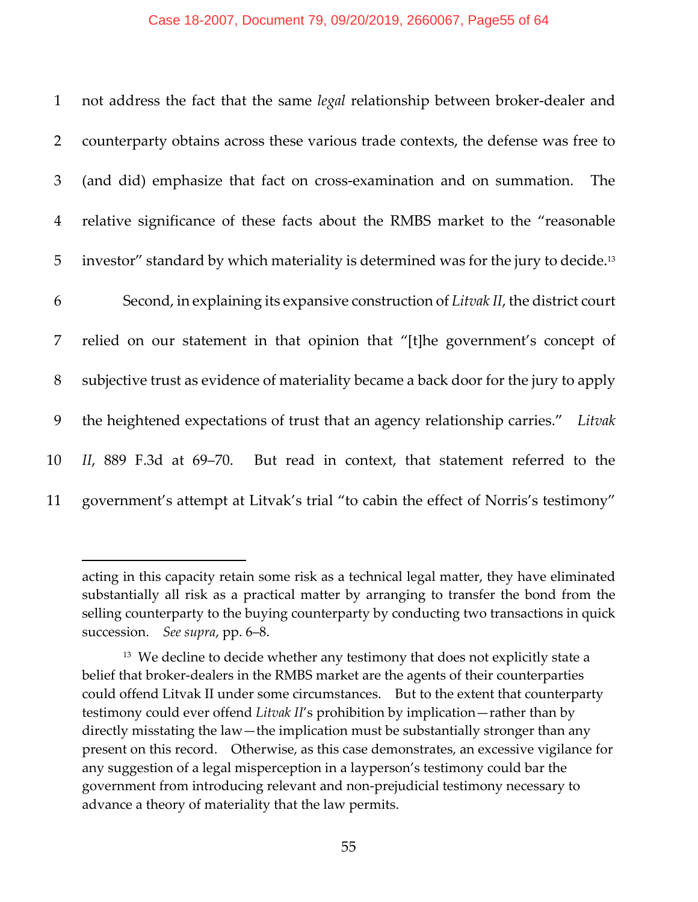not address the fact that the same *legal* relationship between broker-dealer and counterparty obtains across these various trade contexts, the defense was free to (and did) emphasize that fact on cross-examination and on summation. The relative significance of these facts about the RMBS market to the "reasonable investor" standard by which materiality is determined was for the jury to decide.[13]

Second, in explaining its expansive construction of *Litvak II*, the district court relied on our statement in that opinion that "[t]he government's concept of subjective trust as evidence of materiality became a back door for the jury to apply the heightened expectations of trust that an agency relationship carries." *Litvak II*, 889 F.3d at 69–70. But read in context, that statement referred to the government's attempt at Litvak's trial "to cabin the effect of Norris's testimony"

---

acting in this capacity retain some risk as a technical legal matter, they have eliminated substantially all risk as a practical matter by arranging to transfer the bond from the selling counterparty to the buying counterparty by conducting two transactions in quick succession. *See supra*, pp. 6–8.

[13] We decline to decide whether any testimony that does not explicitly state a belief that broker-dealers in the RMBS market are the agents of their counterparties could offend Litvak II under some circumstances. But to the extent that counterparty testimony could ever offend *Litvak II*'s prohibition by implication—rather than by directly misstating the law—the implication must be substantially stronger than any present on this record. Otherwise, as this case demonstrates, an excessive vigilance for any suggestion of a legal misperception in a layperson's testimony could bar the government from introducing relevant and non-prejudicial testimony necessary to advance a theory of materiality that the law permits.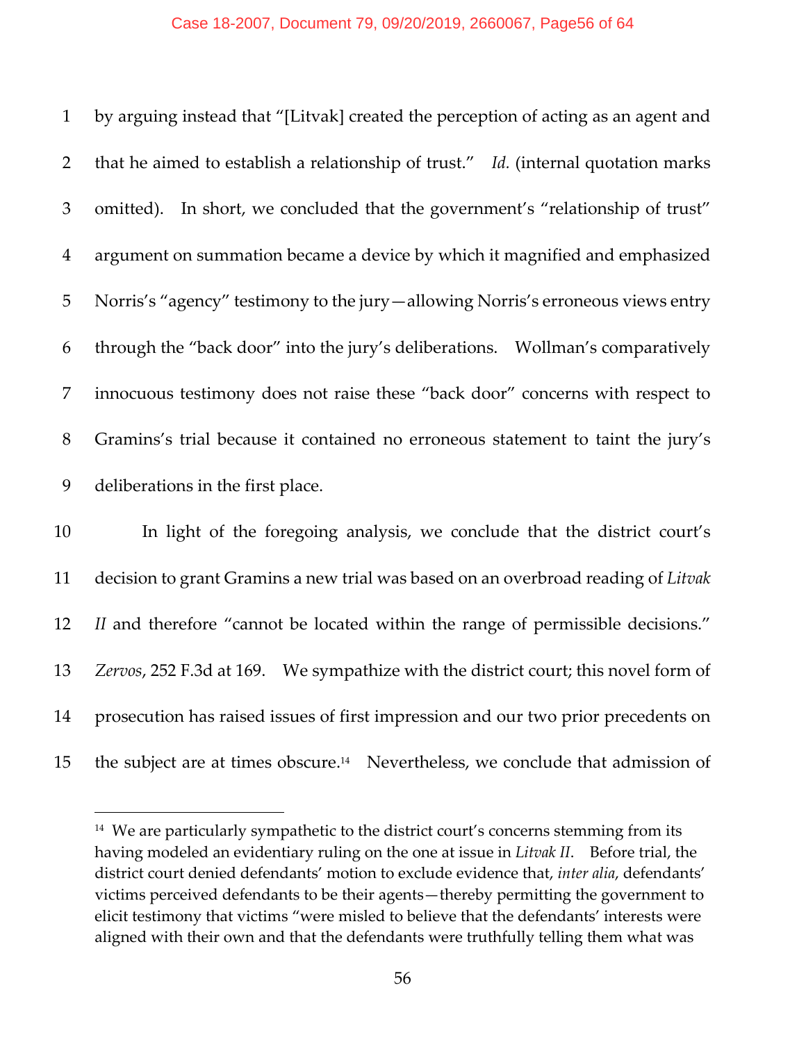by arguing instead that "[Litvak] created the perception of acting as an agent and that he aimed to establish a relationship of trust." *Id.* (internal quotation marks omitted). In short, we concluded that the government's "relationship of trust" argument on summation became a device by which it magnified and emphasized Norris's "agency" testimony to the jury—allowing Norris's erroneous views entry through the "back door" into the jury's deliberations. Wollman's comparatively innocuous testimony does not raise these "back door" concerns with respect to Gramins's trial because it contained no erroneous statement to taint the jury's deliberations in the first place.

In light of the foregoing analysis, we conclude that the district court's decision to grant Gramins a new trial was based on an overbroad reading of *Litvak II* and therefore "cannot be located within the range of permissible decisions." *Zervos*, 252 F.3d at 169. We sympathize with the district court; this novel form of prosecution has raised issues of first impression and our two prior precedents on the subject are at times obscure.[14] Nevertheless, we conclude that admission of

---

[14] We are particularly sympathetic to the district court's concerns stemming from its having modeled an evidentiary ruling on the one at issue in *Litvak II*. Before trial, the district court denied defendants' motion to exclude evidence that, *inter alia*, defendants' victims perceived defendants to be their agents—thereby permitting the government to elicit testimony that victims "were misled to believe that the defendants' interests were aligned with their own and that the defendants were truthfully telling them what was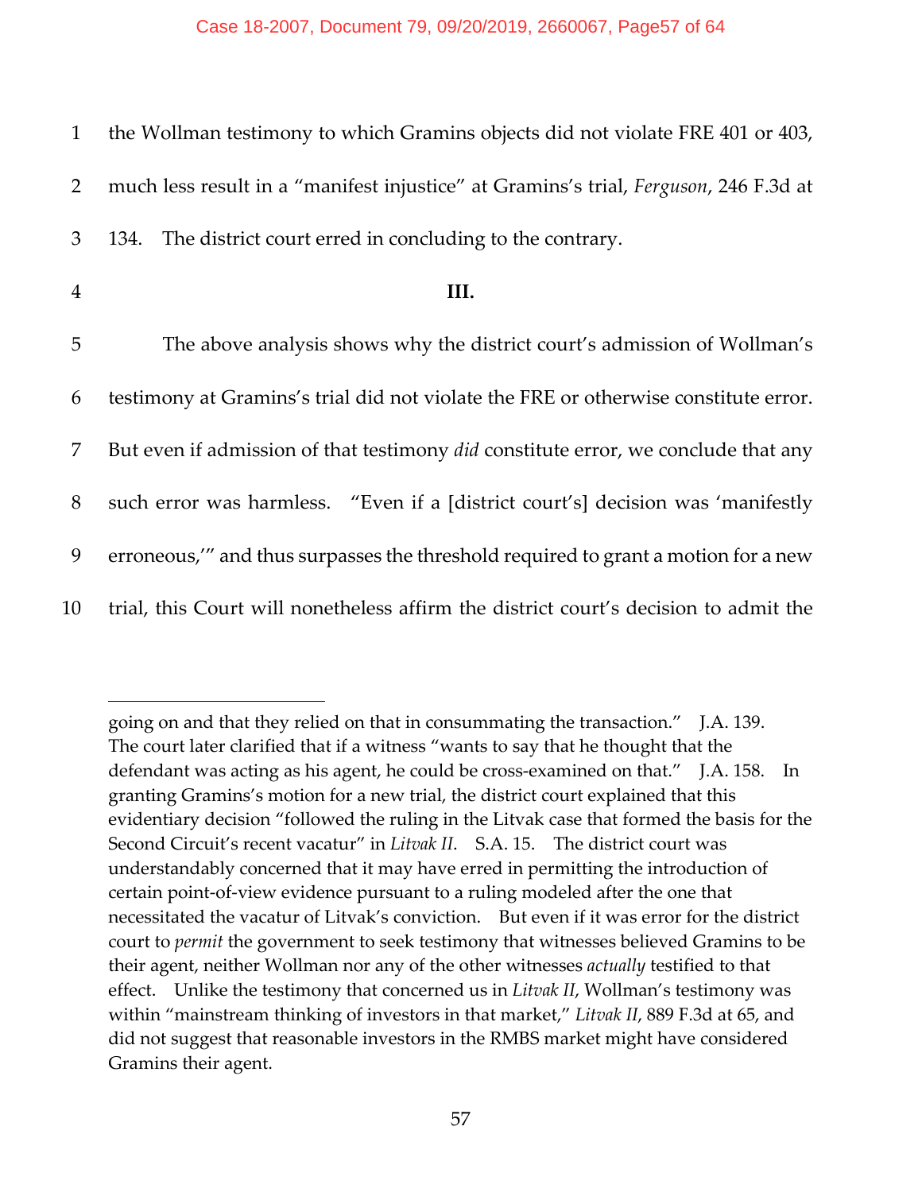the Wollman testimony to which Gramins objects did not violate FRE 401 or 403, much less result in a "manifest injustice" at Gramins's trial, *Ferguson*, 246 F.3d at 134. The district court erred in concluding to the contrary.

**III.**

The above analysis shows why the district court's admission of Wollman's testimony at Gramins's trial did not violate the FRE or otherwise constitute error. But even if admission of that testimony *did* constitute error, we conclude that any such error was harmless. "Even if a [district court's] decision was 'manifestly erroneous,'" and thus surpasses the threshold required to grant a motion for a new trial, this Court will nonetheless affirm the district court's decision to admit the

---

going on and that they relied on that in consummating the transaction." J.A. 139. The court later clarified that if a witness "wants to say that he thought that the defendant was acting as his agent, he could be cross-examined on that." J.A. 158. In granting Gramins's motion for a new trial, the district court explained that this evidentiary decision "followed the ruling in the Litvak case that formed the basis for the Second Circuit's recent vacatur" in *Litvak II*. S.A. 15. The district court was understandably concerned that it may have erred in permitting the introduction of certain point-of-view evidence pursuant to a ruling modeled after the one that necessitated the vacatur of Litvak's conviction. But even if it was error for the district court to *permit* the government to seek testimony that witnesses believed Gramins to be their agent, neither Wollman nor any of the other witnesses *actually* testified to that effect. Unlike the testimony that concerned us in *Litvak II*, Wollman's testimony was within "mainstream thinking of investors in that market," *Litvak II*, 889 F.3d at 65, and did not suggest that reasonable investors in the RMBS market might have considered Gramins their agent.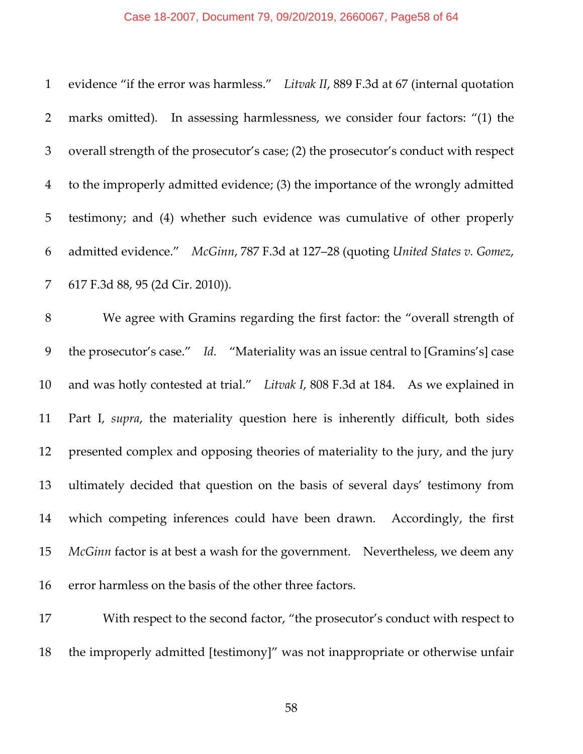evidence "if the error was harmless." *Litvak II*, 889 F.3d at 67 (internal quotation marks omitted). In assessing harmlessness, we consider four factors: "(1) the overall strength of the prosecutor's case; (2) the prosecutor's conduct with respect to the improperly admitted evidence; (3) the importance of the wrongly admitted testimony; and (4) whether such evidence was cumulative of other properly admitted evidence." *McGinn*, 787 F.3d at 127–28 (quoting *United States v. Gomez*, 617 F.3d 88, 95 (2d Cir. 2010)).

We agree with Gramins regarding the first factor: the "overall strength of the prosecutor's case." *Id.* "Materiality was an issue central to [Gramins's] case and was hotly contested at trial." *Litvak I*, 808 F.3d at 184. As we explained in Part I, *supra*, the materiality question here is inherently difficult, both sides presented complex and opposing theories of materiality to the jury, and the jury ultimately decided that question on the basis of several days' testimony from which competing inferences could have been drawn. Accordingly, the first *McGinn* factor is at best a wash for the government. Nevertheless, we deem any error harmless on the basis of the other three factors.

With respect to the second factor, "the prosecutor's conduct with respect to the improperly admitted [testimony]" was not inappropriate or otherwise unfair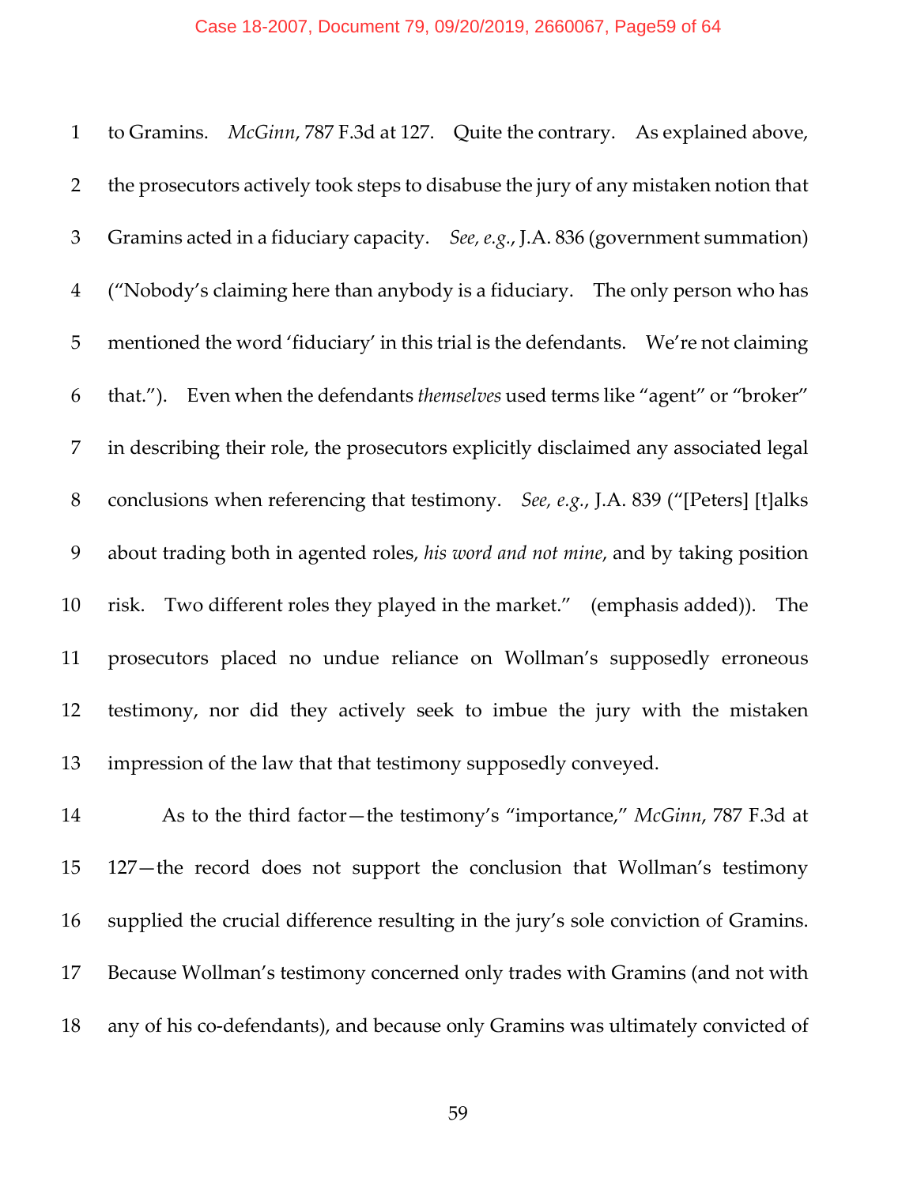to Gramins. *McGinn*, 787 F.3d at 127. Quite the contrary. As explained above, the prosecutors actively took steps to disabuse the jury of any mistaken notion that Gramins acted in a fiduciary capacity. *See, e.g.*, J.A. 836 (government summation) ("Nobody's claiming here than anybody is a fiduciary. The only person who has mentioned the word 'fiduciary' in this trial is the defendants. We're not claiming that."). Even when the defendants *themselves* used terms like "agent" or "broker" in describing their role, the prosecutors explicitly disclaimed any associated legal conclusions when referencing that testimony. *See, e.g.*, J.A. 839 ("[Peters] [t]alks about trading both in agented roles, *his word and not mine*, and by taking position risk. Two different roles they played in the market." (emphasis added)). The prosecutors placed no undue reliance on Wollman's supposedly erroneous testimony, nor did they actively seek to imbue the jury with the mistaken impression of the law that that testimony supposedly conveyed.

As to the third factor—the testimony's "importance," *McGinn*, 787 F.3d at 127—the record does not support the conclusion that Wollman's testimony supplied the crucial difference resulting in the jury's sole conviction of Gramins. Because Wollman's testimony concerned only trades with Gramins (and not with any of his co-defendants), and because only Gramins was ultimately convicted of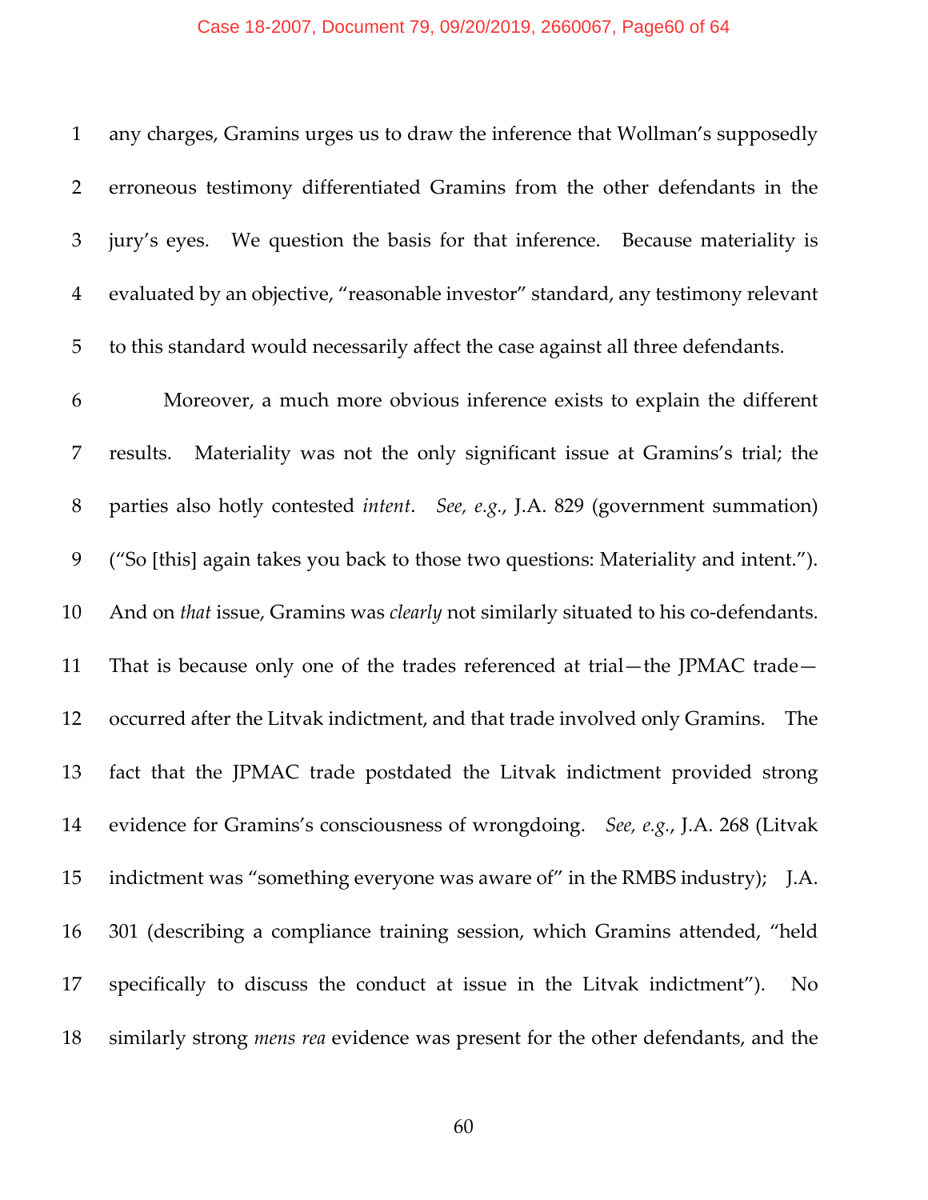any charges, Gramins urges us to draw the inference that Wollman's supposedly erroneous testimony differentiated Gramins from the other defendants in the jury's eyes. We question the basis for that inference. Because materiality is evaluated by an objective, "reasonable investor" standard, any testimony relevant to this standard would necessarily affect the case against all three defendants.

Moreover, a much more obvious inference exists to explain the different results. Materiality was not the only significant issue at Gramins's trial; the parties also hotly contested *intent*. *See, e.g.*, J.A. 829 (government summation) ("So [this] again takes you back to those two questions: Materiality and intent."). And on *that* issue, Gramins was *clearly* not similarly situated to his co-defendants. That is because only one of the trades referenced at trial—the JPMAC trade—occurred after the Litvak indictment, and that trade involved only Gramins. The fact that the JPMAC trade postdated the Litvak indictment provided strong evidence for Gramins's consciousness of wrongdoing. *See, e.g.*, J.A. 268 (Litvak indictment was "something everyone was aware of" in the RMBS industry); J.A. 301 (describing a compliance training session, which Gramins attended, "held specifically to discuss the conduct at issue in the Litvak indictment"). No similarly strong *mens rea* evidence was present for the other defendants, and the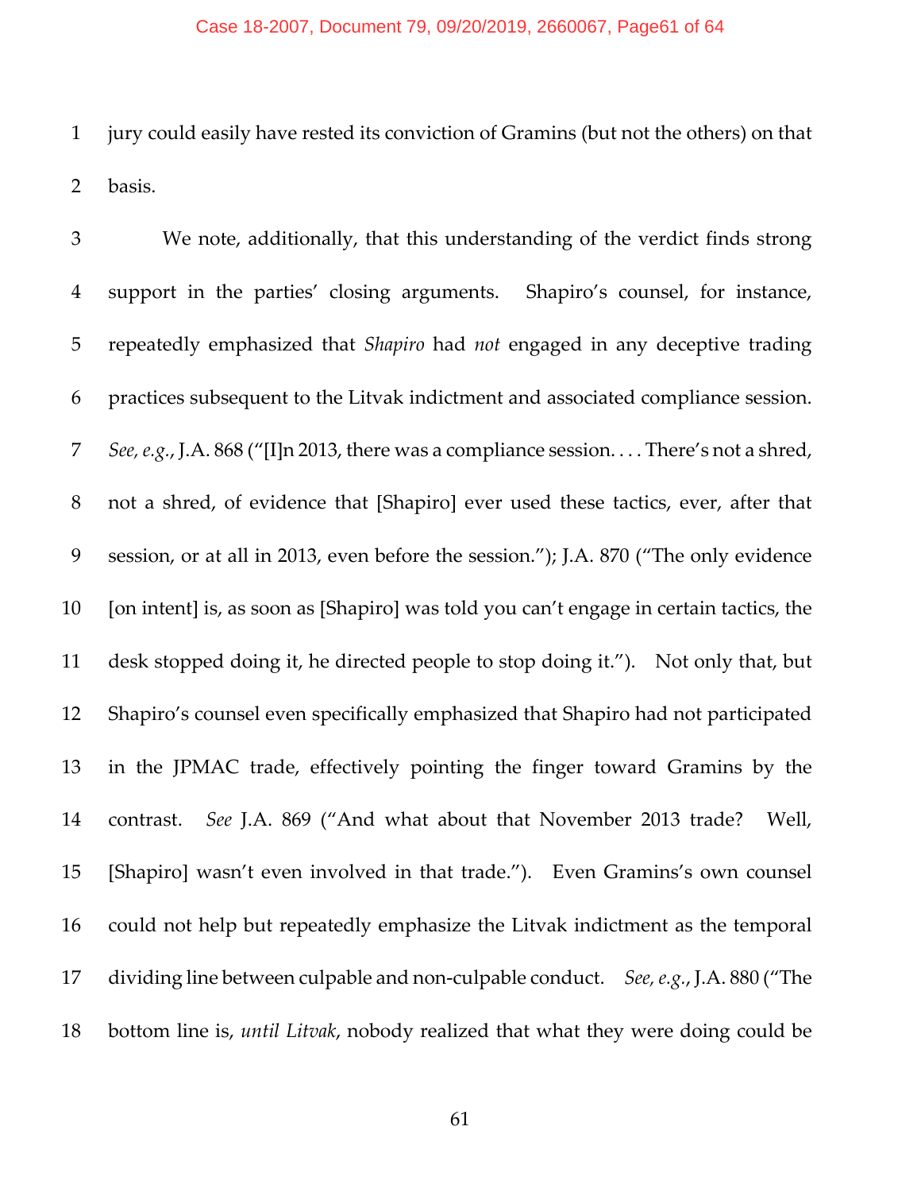jury could easily have rested its conviction of Gramins (but not the others) on that basis.

We note, additionally, that this understanding of the verdict finds strong support in the parties' closing arguments. Shapiro's counsel, for instance, repeatedly emphasized that *Shapiro* had *not* engaged in any deceptive trading practices subsequent to the Litvak indictment and associated compliance session. *See, e.g.*, J.A. 868 ("[I]n 2013, there was a compliance session. . . . There's not a shred, not a shred, of evidence that [Shapiro] ever used these tactics, ever, after that session, or at all in 2013, even before the session."); J.A. 870 ("The only evidence [on intent] is, as soon as [Shapiro] was told you can't engage in certain tactics, the desk stopped doing it, he directed people to stop doing it."). Not only that, but Shapiro's counsel even specifically emphasized that Shapiro had not participated in the JPMAC trade, effectively pointing the finger toward Gramins by the contrast. *See* J.A. 869 ("And what about that November 2013 trade? Well, [Shapiro] wasn't even involved in that trade."). Even Gramins's own counsel could not help but repeatedly emphasize the Litvak indictment as the temporal dividing line between culpable and non-culpable conduct. *See, e.g.*, J.A. 880 ("The bottom line is, *until Litvak*, nobody realized that what they were doing could be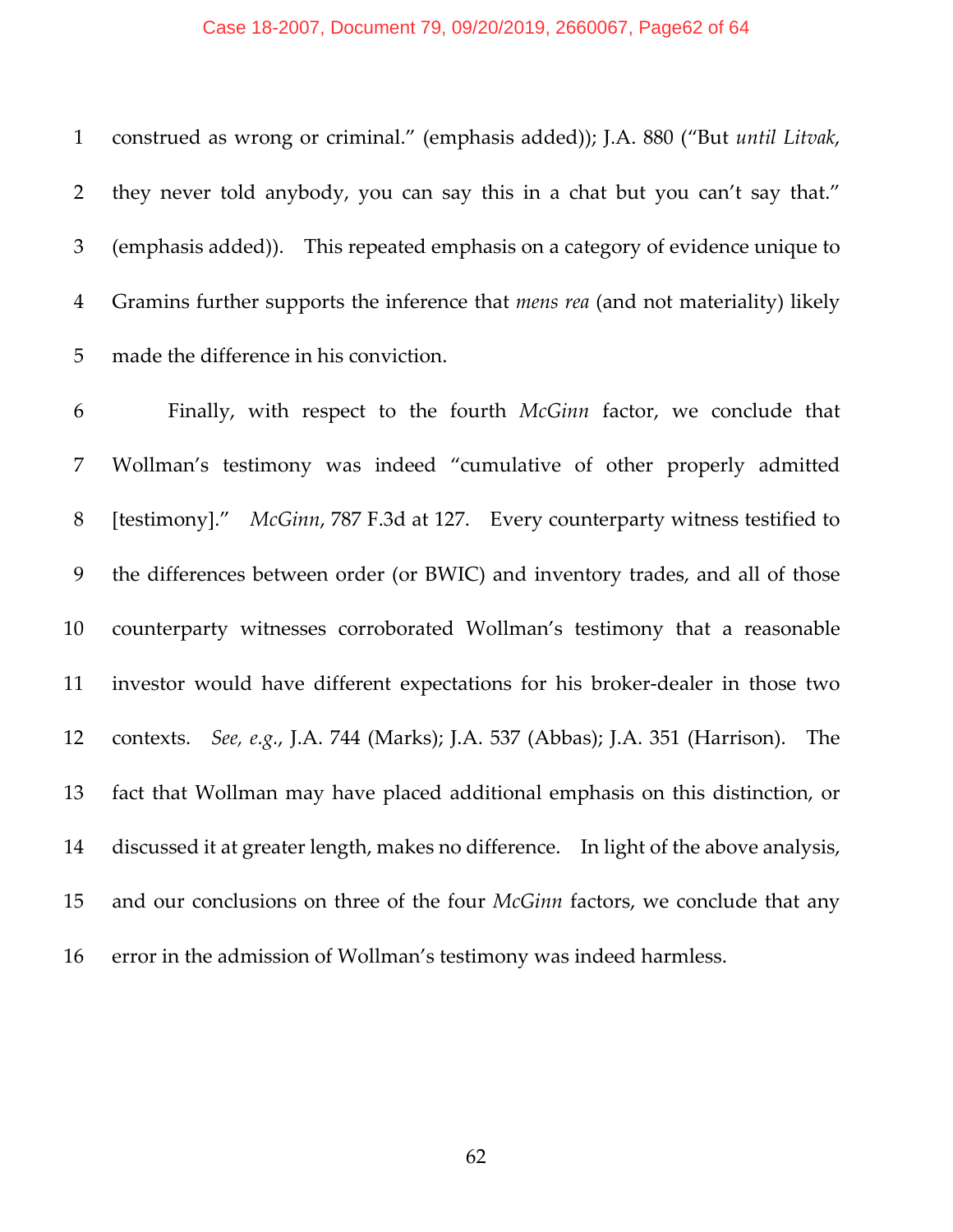construed as wrong or criminal." (emphasis added)); J.A. 880 ("But *until Litvak*, they never told anybody, you can say this in a chat but you can't say that." (emphasis added)). This repeated emphasis on a category of evidence unique to Gramins further supports the inference that *mens rea* (and not materiality) likely made the difference in his conviction.

Finally, with respect to the fourth *McGinn* factor, we conclude that Wollman's testimony was indeed "cumulative of other properly admitted [testimony]." *McGinn*, 787 F.3d at 127. Every counterparty witness testified to the differences between order (or BWIC) and inventory trades, and all of those counterparty witnesses corroborated Wollman's testimony that a reasonable investor would have different expectations for his broker-dealer in those two contexts. *See, e.g.*, J.A. 744 (Marks); J.A. 537 (Abbas); J.A. 351 (Harrison). The fact that Wollman may have placed additional emphasis on this distinction, or discussed it at greater length, makes no difference. In light of the above analysis, and our conclusions on three of the four *McGinn* factors, we conclude that any error in the admission of Wollman's testimony was indeed harmless.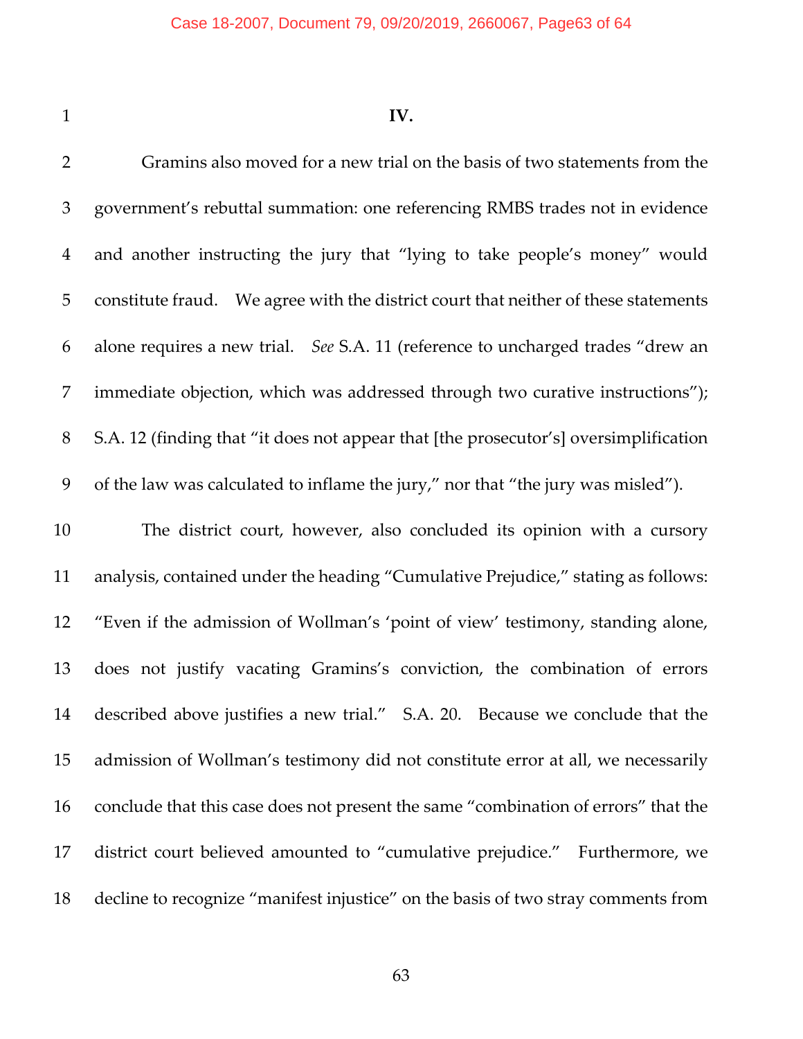**IV.**

Gramins also moved for a new trial on the basis of two statements from the government's rebuttal summation: one referencing RMBS trades not in evidence and another instructing the jury that "lying to take people's money" would constitute fraud. We agree with the district court that neither of these statements alone requires a new trial. *See* S.A. 11 (reference to uncharged trades "drew an immediate objection, which was addressed through two curative instructions"); S.A. 12 (finding that "it does not appear that [the prosecutor's] oversimplification of the law was calculated to inflame the jury," nor that "the jury was misled").

The district court, however, also concluded its opinion with a cursory analysis, contained under the heading "Cumulative Prejudice," stating as follows: "Even if the admission of Wollman's 'point of view' testimony, standing alone, does not justify vacating Gramins's conviction, the combination of errors described above justifies a new trial." S.A. 20. Because we conclude that the admission of Wollman's testimony did not constitute error at all, we necessarily conclude that this case does not present the same "combination of errors" that the district court believed amounted to "cumulative prejudice." Furthermore, we decline to recognize "manifest injustice" on the basis of two stray comments from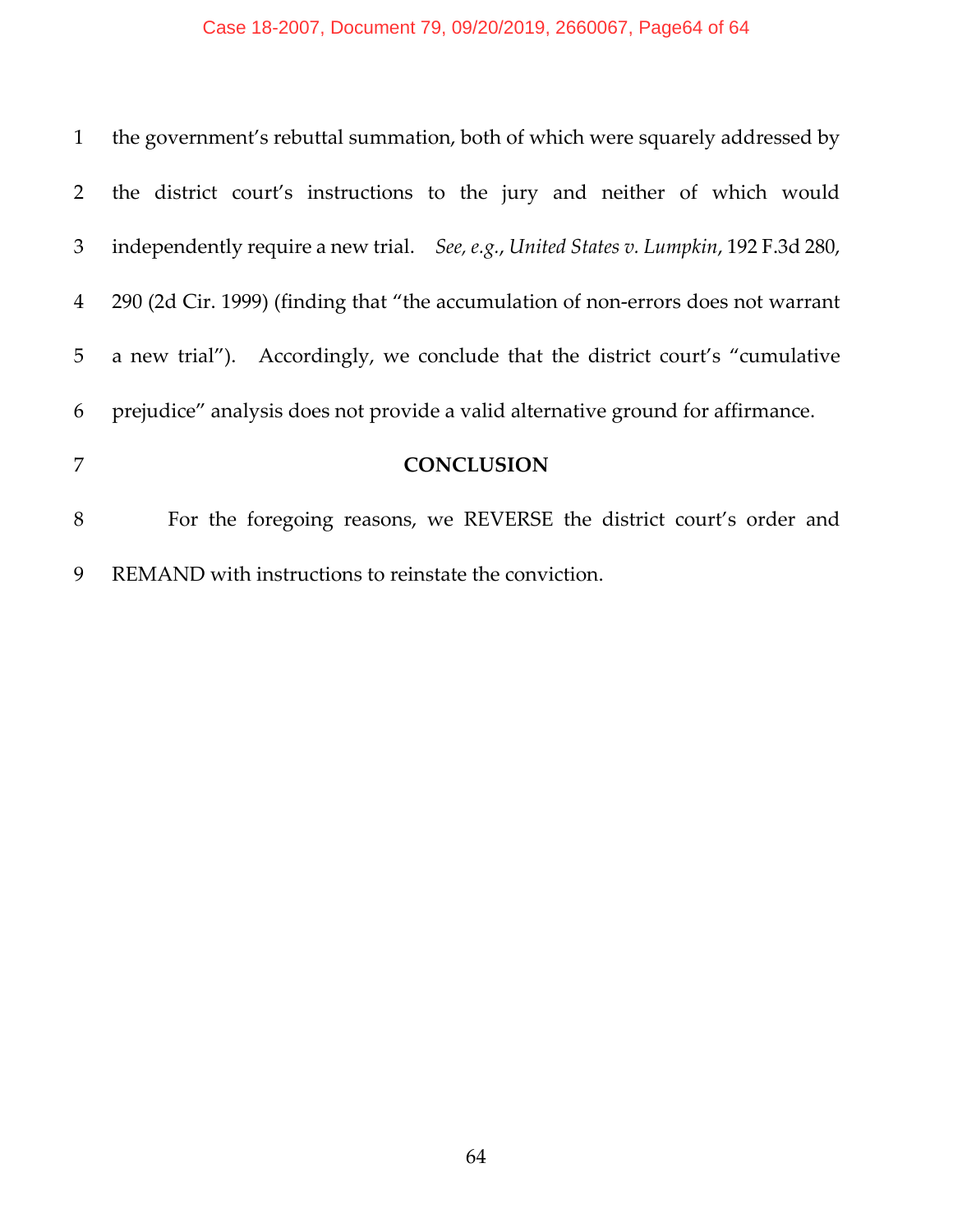the government's rebuttal summation, both of which were squarely addressed by the district court's instructions to the jury and neither of which would independently require a new trial. *See, e.g.*, *United States v. Lumpkin*, 192 F.3d 280, 290 (2d Cir. 1999) (finding that "the accumulation of non-errors does not warrant a new trial"). Accordingly, we conclude that the district court's "cumulative prejudice" analysis does not provide a valid alternative ground for affirmance.

## CONCLUSION

For the foregoing reasons, we REVERSE the district court's order and REMAND with instructions to reinstate the conviction.